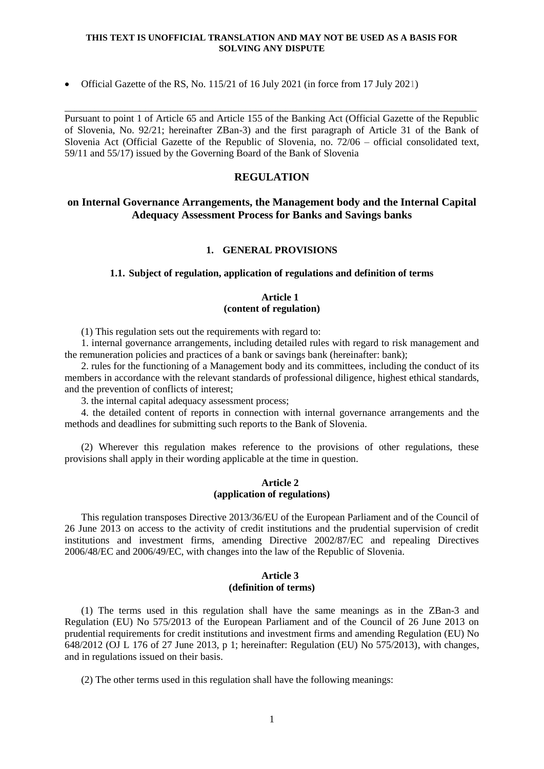**THIS TEXT IS UNOFFICIAL TRANSLATION AND MAY NOT BE USED AS A BASIS FOR SOLVING ANY DISPUTE**

- Official Gazette of the RS, No. 115/21 of 16 July 2021 (in force from 17 July 2021)

---

Pursuant to point 1 of Article 65 and Article 155 of the Banking Act (Official Gazette of the Republic of Slovenia, No. 92/21; hereinafter ZBan-3) and the first paragraph of Article 31 of the Bank of Slovenia Act (Official Gazette of the Republic of Slovenia, no. 72/06 – official consolidated text, 59/11 and 55/17) issued by the Governing Board of the Bank of Slovenia

# REGULATION

## on Internal Governance Arrangements, the Management body and the Internal Capital Adequacy Assessment Process for Banks and Savings banks

### 1. GENERAL PROVISIONS

#### 1.1. Subject of regulation, application of regulations and definition of terms

**Article 1**
**(content of regulation)**

(1) This regulation sets out the requirements with regard to:

1. internal governance arrangements, including detailed rules with regard to risk management and the remuneration policies and practices of a bank or savings bank (hereinafter: bank);

2. rules for the functioning of a Management body and its committees, including the conduct of its members in accordance with the relevant standards of professional diligence, highest ethical standards, and the prevention of conflicts of interest;

3. the internal capital adequacy assessment process;

4. the detailed content of reports in connection with internal governance arrangements and the methods and deadlines for submitting such reports to the Bank of Slovenia.

(2) Wherever this regulation makes reference to the provisions of other regulations, these provisions shall apply in their wording applicable at the time in question.

**Article 2**
**(application of regulations)**

This regulation transposes Directive 2013/36/EU of the European Parliament and of the Council of 26 June 2013 on access to the activity of credit institutions and the prudential supervision of credit institutions and investment firms, amending Directive 2002/87/EC and repealing Directives 2006/48/EC and 2006/49/EC, with changes into the law of the Republic of Slovenia.

**Article 3**
**(definition of terms)**

(1) The terms used in this regulation shall have the same meanings as in the ZBan-3 and Regulation (EU) No 575/2013 of the European Parliament and of the Council of 26 June 2013 on prudential requirements for credit institutions and investment firms and amending Regulation (EU) No 648/2012 (OJ L 176 of 27 June 2013, p 1; hereinafter: Regulation (EU) No 575/2013), with changes, and in regulations issued on their basis.

(2) The other terms used in this regulation shall have the following meanings: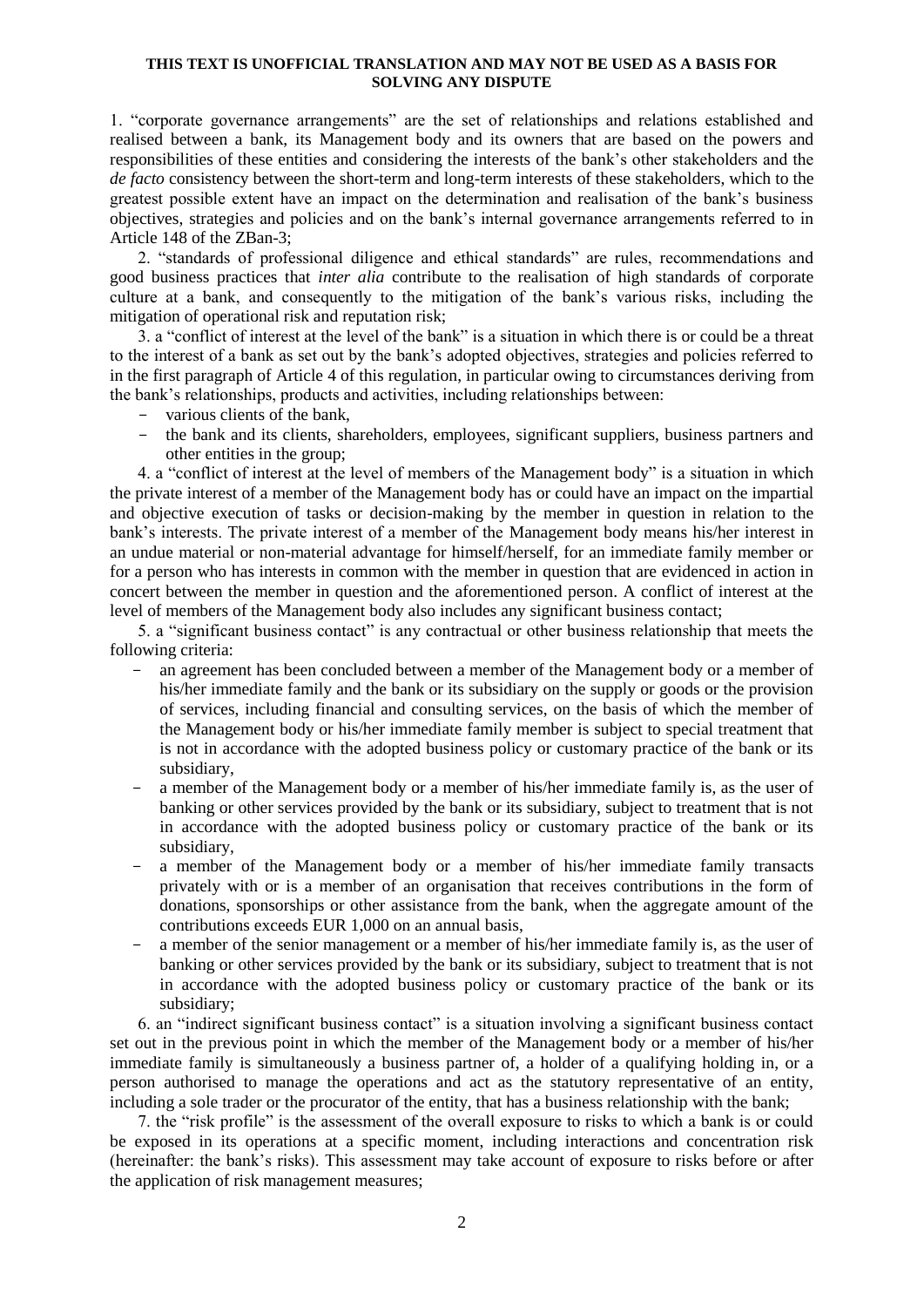**THIS TEXT IS UNOFFICIAL TRANSLATION AND MAY NOT BE USED AS A BASIS FOR SOLVING ANY DISPUTE**

1. "corporate governance arrangements" are the set of relationships and relations established and realised between a bank, its Management body and its owners that are based on the powers and responsibilities of these entities and considering the interests of the bank's other stakeholders and the *de facto* consistency between the short-term and long-term interests of these stakeholders, which to the greatest possible extent have an impact on the determination and realisation of the bank's business objectives, strategies and policies and on the bank's internal governance arrangements referred to in Article 148 of the ZBan-3;

2. "standards of professional diligence and ethical standards" are rules, recommendations and good business practices that *inter alia* contribute to the realisation of high standards of corporate culture at a bank, and consequently to the mitigation of the bank's various risks, including the mitigation of operational risk and reputation risk;

3. a "conflict of interest at the level of the bank" is a situation in which there is or could be a threat to the interest of a bank as set out by the bank's adopted objectives, strategies and policies referred to in the first paragraph of Article 4 of this regulation, in particular owing to circumstances deriving from the bank's relationships, products and activities, including relationships between:

- various clients of the bank,
- the bank and its clients, shareholders, employees, significant suppliers, business partners and other entities in the group;

4. a "conflict of interest at the level of members of the Management body" is a situation in which the private interest of a member of the Management body has or could have an impact on the impartial and objective execution of tasks or decision-making by the member in question in relation to the bank's interests. The private interest of a member of the Management body means his/her interest in an undue material or non-material advantage for himself/herself, for an immediate family member or for a person who has interests in common with the member in question that are evidenced in action in concert between the member in question and the aforementioned person. A conflict of interest at the level of members of the Management body also includes any significant business contact;

5. a "significant business contact" is any contractual or other business relationship that meets the following criteria:

- an agreement has been concluded between a member of the Management body or a member of his/her immediate family and the bank or its subsidiary on the supply or goods or the provision of services, including financial and consulting services, on the basis of which the member of the Management body or his/her immediate family member is subject to special treatment that is not in accordance with the adopted business policy or customary practice of the bank or its subsidiary,
- a member of the Management body or a member of his/her immediate family is, as the user of banking or other services provided by the bank or its subsidiary, subject to treatment that is not in accordance with the adopted business policy or customary practice of the bank or its subsidiary,
- a member of the Management body or a member of his/her immediate family transacts privately with or is a member of an organisation that receives contributions in the form of donations, sponsorships or other assistance from the bank, when the aggregate amount of the contributions exceeds EUR 1,000 on an annual basis,
- a member of the senior management or a member of his/her immediate family is, as the user of banking or other services provided by the bank or its subsidiary, subject to treatment that is not in accordance with the adopted business policy or customary practice of the bank or its subsidiary;

6. an "indirect significant business contact" is a situation involving a significant business contact set out in the previous point in which the member of the Management body or a member of his/her immediate family is simultaneously a business partner of, a holder of a qualifying holding in, or a person authorised to manage the operations and act as the statutory representative of an entity, including a sole trader or the procurator of the entity, that has a business relationship with the bank;

7. the "risk profile" is the assessment of the overall exposure to risks to which a bank is or could be exposed in its operations at a specific moment, including interactions and concentration risk (hereinafter: the bank's risks). This assessment may take account of exposure to risks before or after the application of risk management measures;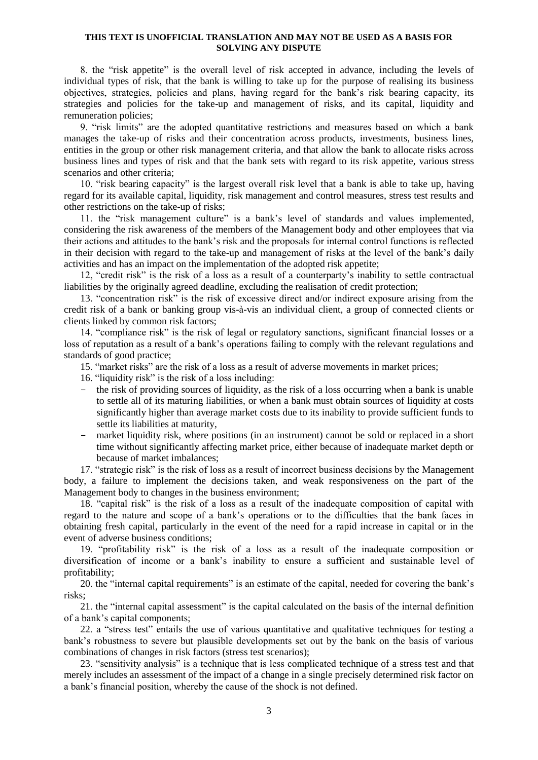**THIS TEXT IS UNOFFICIAL TRANSLATION AND MAY NOT BE USED AS A BASIS FOR SOLVING ANY DISPUTE**

8. the "risk appetite" is the overall level of risk accepted in advance, including the levels of individual types of risk, that the bank is willing to take up for the purpose of realising its business objectives, strategies, policies and plans, having regard for the bank's risk bearing capacity, its strategies and policies for the take-up and management of risks, and its capital, liquidity and remuneration policies;

9. "risk limits" are the adopted quantitative restrictions and measures based on which a bank manages the take-up of risks and their concentration across products, investments, business lines, entities in the group or other risk management criteria, and that allow the bank to allocate risks across business lines and types of risk and that the bank sets with regard to its risk appetite, various stress scenarios and other criteria;

10. "risk bearing capacity" is the largest overall risk level that a bank is able to take up, having regard for its available capital, liquidity, risk management and control measures, stress test results and other restrictions on the take-up of risks;

11. the "risk management culture" is a bank's level of standards and values implemented, considering the risk awareness of the members of the Management body and other employees that via their actions and attitudes to the bank's risk and the proposals for internal control functions is reflected in their decision with regard to the take-up and management of risks at the level of the bank's daily activities and has an impact on the implementation of the adopted risk appetite;

12, "credit risk" is the risk of a loss as a result of a counterparty's inability to settle contractual liabilities by the originally agreed deadline, excluding the realisation of credit protection;

13. "concentration risk" is the risk of excessive direct and/or indirect exposure arising from the credit risk of a bank or banking group vis-à-vis an individual client, a group of connected clients or clients linked by common risk factors;

14. "compliance risk" is the risk of legal or regulatory sanctions, significant financial losses or a loss of reputation as a result of a bank's operations failing to comply with the relevant regulations and standards of good practice;

15. "market risks" are the risk of a loss as a result of adverse movements in market prices;

16. "liquidity risk" is the risk of a loss including:

- the risk of providing sources of liquidity, as the risk of a loss occurring when a bank is unable to settle all of its maturing liabilities, or when a bank must obtain sources of liquidity at costs significantly higher than average market costs due to its inability to provide sufficient funds to settle its liabilities at maturity,
- market liquidity risk, where positions (in an instrument) cannot be sold or replaced in a short time without significantly affecting market price, either because of inadequate market depth or because of market imbalances;

17. "strategic risk" is the risk of loss as a result of incorrect business decisions by the Management body, a failure to implement the decisions taken, and weak responsiveness on the part of the Management body to changes in the business environment;

18. "capital risk" is the risk of a loss as a result of the inadequate composition of capital with regard to the nature and scope of a bank's operations or to the difficulties that the bank faces in obtaining fresh capital, particularly in the event of the need for a rapid increase in capital or in the event of adverse business conditions;

19. "profitability risk" is the risk of a loss as a result of the inadequate composition or diversification of income or a bank's inability to ensure a sufficient and sustainable level of profitability;

20. the "internal capital requirements" is an estimate of the capital, needed for covering the bank's risks;

21. the "internal capital assessment" is the capital calculated on the basis of the internal definition of a bank's capital components;

22. a "stress test" entails the use of various quantitative and qualitative techniques for testing a bank's robustness to severe but plausible developments set out by the bank on the basis of various combinations of changes in risk factors (stress test scenarios);

23. "sensitivity analysis" is a technique that is less complicated technique of a stress test and that merely includes an assessment of the impact of a change in a single precisely determined risk factor on a bank's financial position, whereby the cause of the shock is not defined.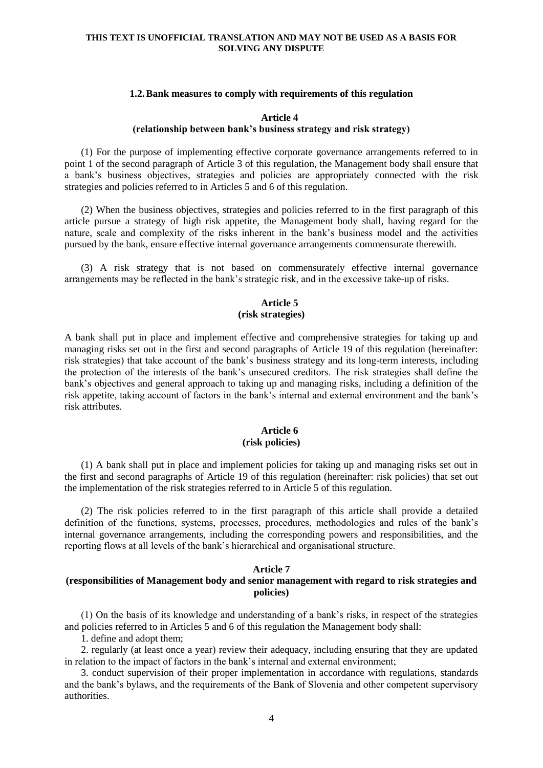### 1.2. Bank measures to comply with requirements of this regulation

**Article 4**
**(relationship between bank's business strategy and risk strategy)**

(1) For the purpose of implementing effective corporate governance arrangements referred to in point 1 of the second paragraph of Article 3 of this regulation, the Management body shall ensure that a bank's business objectives, strategies and policies are appropriately connected with the risk strategies and policies referred to in Articles 5 and 6 of this regulation.

(2) When the business objectives, strategies and policies referred to in the first paragraph of this article pursue a strategy of high risk appetite, the Management body shall, having regard for the nature, scale and complexity of the risks inherent in the bank's business model and the activities pursued by the bank, ensure effective internal governance arrangements commensurate therewith.

(3) A risk strategy that is not based on commensurately effective internal governance arrangements may be reflected in the bank's strategic risk, and in the excessive take-up of risks.

**Article 5**
**(risk strategies)**

A bank shall put in place and implement effective and comprehensive strategies for taking up and managing risks set out in the first and second paragraphs of Article 19 of this regulation (hereinafter: risk strategies) that take account of the bank's business strategy and its long-term interests, including the protection of the interests of the bank's unsecured creditors. The risk strategies shall define the bank's objectives and general approach to taking up and managing risks, including a definition of the risk appetite, taking account of factors in the bank's internal and external environment and the bank's risk attributes.

**Article 6**
**(risk policies)**

(1) A bank shall put in place and implement policies for taking up and managing risks set out in the first and second paragraphs of Article 19 of this regulation (hereinafter: risk policies) that set out the implementation of the risk strategies referred to in Article 5 of this regulation.

(2) The risk policies referred to in the first paragraph of this article shall provide a detailed definition of the functions, systems, processes, procedures, methodologies and rules of the bank's internal governance arrangements, including the corresponding powers and responsibilities, and the reporting flows at all levels of the bank's hierarchical and organisational structure.

**Article 7**
**(responsibilities of Management body and senior management with regard to risk strategies and policies)**

(1) On the basis of its knowledge and understanding of a bank's risks, in respect of the strategies and policies referred to in Articles 5 and 6 of this regulation the Management body shall:

1. define and adopt them;
2. regularly (at least once a year) review their adequacy, including ensuring that they are updated in relation to the impact of factors in the bank's internal and external environment;
3. conduct supervision of their proper implementation in accordance with regulations, standards and the bank's bylaws, and the requirements of the Bank of Slovenia and other competent supervisory authorities.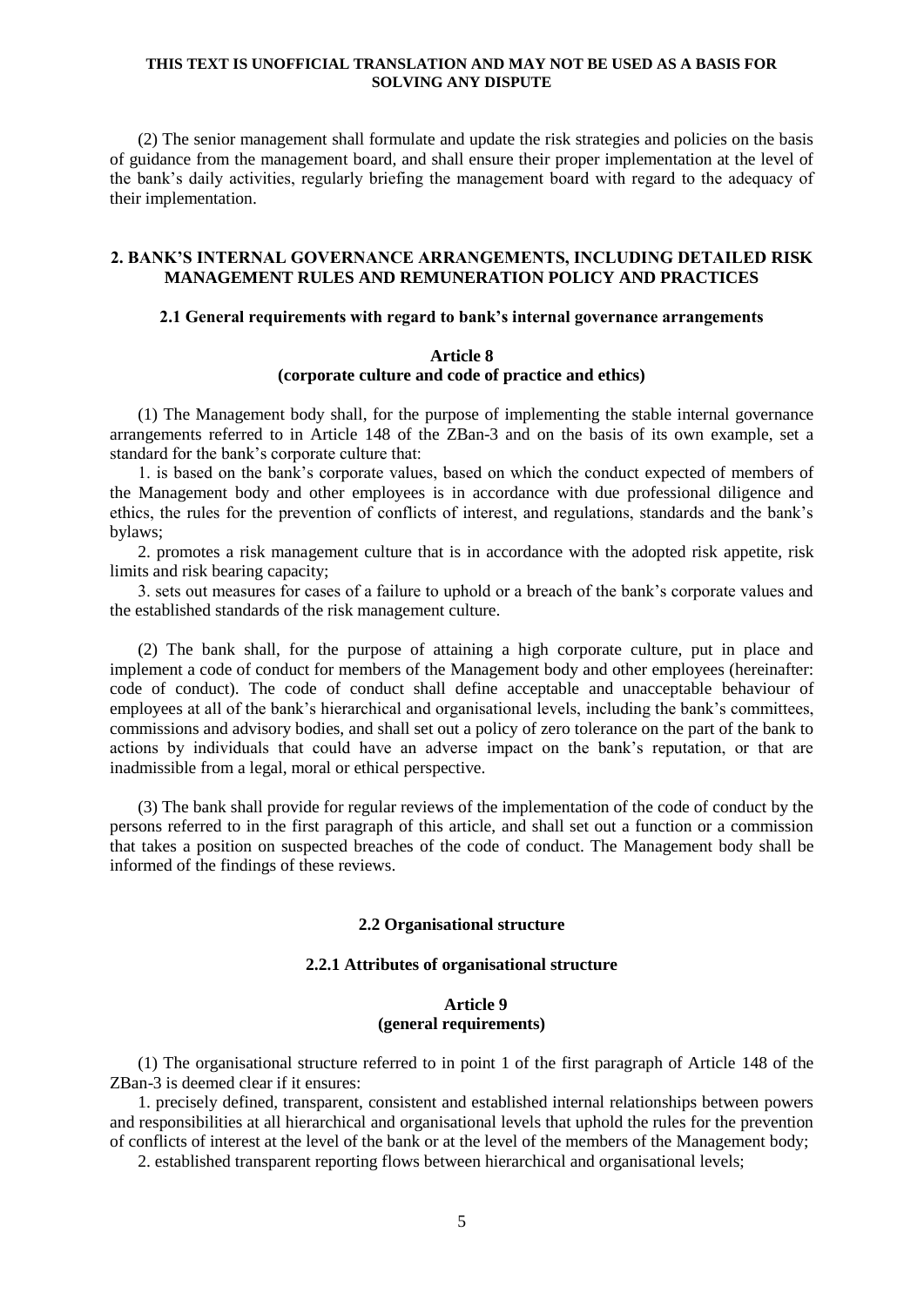(2) The senior management shall formulate and update the risk strategies and policies on the basis of guidance from the management board, and shall ensure their proper implementation at the level of the bank's daily activities, regularly briefing the management board with regard to the adequacy of their implementation.

## 2. BANK'S INTERNAL GOVERNANCE ARRANGEMENTS, INCLUDING DETAILED RISK MANAGEMENT RULES AND REMUNERATION POLICY AND PRACTICES

### 2.1 General requirements with regard to bank's internal governance arrangements

**Article 8**
**(corporate culture and code of practice and ethics)**

(1) The Management body shall, for the purpose of implementing the stable internal governance arrangements referred to in Article 148 of the ZBan-3 and on the basis of its own example, set a standard for the bank's corporate culture that:

1. is based on the bank's corporate values, based on which the conduct expected of members of the Management body and other employees is in accordance with due professional diligence and ethics, the rules for the prevention of conflicts of interest, and regulations, standards and the bank's bylaws;

2. promotes a risk management culture that is in accordance with the adopted risk appetite, risk limits and risk bearing capacity;

3. sets out measures for cases of a failure to uphold or a breach of the bank's corporate values and the established standards of the risk management culture.

(2) The bank shall, for the purpose of attaining a high corporate culture, put in place and implement a code of conduct for members of the Management body and other employees (hereinafter: code of conduct). The code of conduct shall define acceptable and unacceptable behaviour of employees at all of the bank's hierarchical and organisational levels, including the bank's committees, commissions and advisory bodies, and shall set out a policy of zero tolerance on the part of the bank to actions by individuals that could have an adverse impact on the bank's reputation, or that are inadmissible from a legal, moral or ethical perspective.

(3) The bank shall provide for regular reviews of the implementation of the code of conduct by the persons referred to in the first paragraph of this article, and shall set out a function or a commission that takes a position on suspected breaches of the code of conduct. The Management body shall be informed of the findings of these reviews.

### 2.2 Organisational structure

#### 2.2.1 Attributes of organisational structure

**Article 9**
**(general requirements)**

(1) The organisational structure referred to in point 1 of the first paragraph of Article 148 of the ZBan-3 is deemed clear if it ensures:

1. precisely defined, transparent, consistent and established internal relationships between powers and responsibilities at all hierarchical and organisational levels that uphold the rules for the prevention of conflicts of interest at the level of the bank or at the level of the members of the Management body;

2. established transparent reporting flows between hierarchical and organisational levels;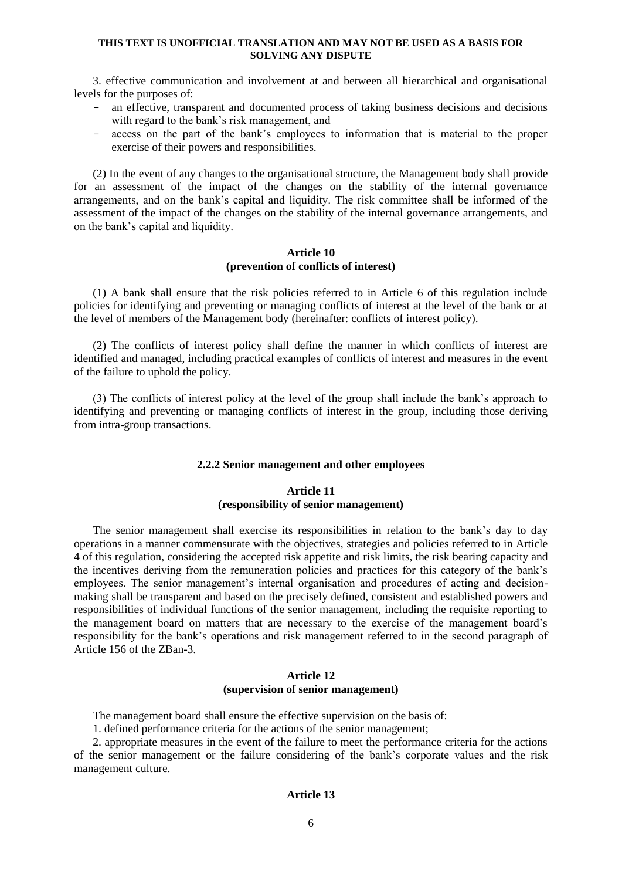3. effective communication and involvement at and between all hierarchical and organisational levels for the purposes of:

- an effective, transparent and documented process of taking business decisions and decisions with regard to the bank's risk management, and
- access on the part of the bank's employees to information that is material to the proper exercise of their powers and responsibilities.

(2) In the event of any changes to the organisational structure, the Management body shall provide for an assessment of the impact of the changes on the stability of the internal governance arrangements, and on the bank's capital and liquidity. The risk committee shall be informed of the assessment of the impact of the changes on the stability of the internal governance arrangements, and on the bank's capital and liquidity.

**Article 10**
**(prevention of conflicts of interest)**

(1) A bank shall ensure that the risk policies referred to in Article 6 of this regulation include policies for identifying and preventing or managing conflicts of interest at the level of the bank or at the level of members of the Management body (hereinafter: conflicts of interest policy).

(2) The conflicts of interest policy shall define the manner in which conflicts of interest are identified and managed, including practical examples of conflicts of interest and measures in the event of the failure to uphold the policy.

(3) The conflicts of interest policy at the level of the group shall include the bank's approach to identifying and preventing or managing conflicts of interest in the group, including those deriving from intra-group transactions.

### 2.2.2 Senior management and other employees

**Article 11**
**(responsibility of senior management)**

The senior management shall exercise its responsibilities in relation to the bank's day to day operations in a manner commensurate with the objectives, strategies and policies referred to in Article 4 of this regulation, considering the accepted risk appetite and risk limits, the risk bearing capacity and the incentives deriving from the remuneration policies and practices for this category of the bank's employees. The senior management's internal organisation and procedures of acting and decision-making shall be transparent and based on the precisely defined, consistent and established powers and responsibilities of individual functions of the senior management, including the requisite reporting to the management board on matters that are necessary to the exercise of the management board's responsibility for the bank's operations and risk management referred to in the second paragraph of Article 156 of the ZBan-3.

**Article 12**
**(supervision of senior management)**

The management board shall ensure the effective supervision on the basis of:

1. defined performance criteria for the actions of the senior management;

2. appropriate measures in the event of the failure to meet the performance criteria for the actions of the senior management or the failure considering of the bank's corporate values and the risk management culture.

**Article 13**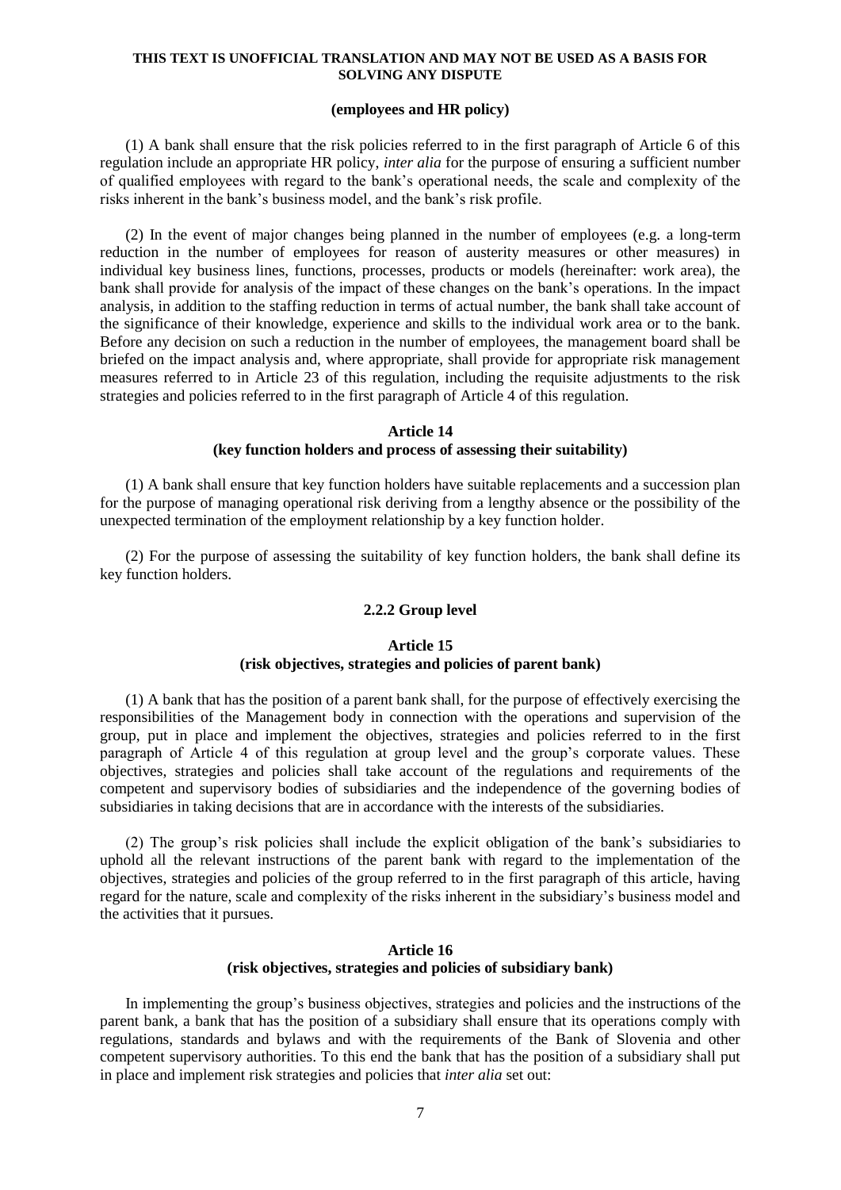**(employees and HR policy)**

(1) A bank shall ensure that the risk policies referred to in the first paragraph of Article 6 of this regulation include an appropriate HR policy, *inter alia* for the purpose of ensuring a sufficient number of qualified employees with regard to the bank's operational needs, the scale and complexity of the risks inherent in the bank's business model, and the bank's risk profile.

(2) In the event of major changes being planned in the number of employees (e.g. a long-term reduction in the number of employees for reason of austerity measures or other measures) in individual key business lines, functions, processes, products or models (hereinafter: work area), the bank shall provide for analysis of the impact of these changes on the bank's operations. In the impact analysis, in addition to the staffing reduction in terms of actual number, the bank shall take account of the significance of their knowledge, experience and skills to the individual work area or to the bank. Before any decision on such a reduction in the number of employees, the management board shall be briefed on the impact analysis and, where appropriate, shall provide for appropriate risk management measures referred to in Article 23 of this regulation, including the requisite adjustments to the risk strategies and policies referred to in the first paragraph of Article 4 of this regulation.

**Article 14**
**(key function holders and process of assessing their suitability)**

(1) A bank shall ensure that key function holders have suitable replacements and a succession plan for the purpose of managing operational risk deriving from a lengthy absence or the possibility of the unexpected termination of the employment relationship by a key function holder.

(2) For the purpose of assessing the suitability of key function holders, the bank shall define its key function holders.

### 2.2.2 Group level

**Article 15**
**(risk objectives, strategies and policies of parent bank)**

(1) A bank that has the position of a parent bank shall, for the purpose of effectively exercising the responsibilities of the Management body in connection with the operations and supervision of the group, put in place and implement the objectives, strategies and policies referred to in the first paragraph of Article 4 of this regulation at group level and the group's corporate values. These objectives, strategies and policies shall take account of the regulations and requirements of the competent and supervisory bodies of subsidiaries and the independence of the governing bodies of subsidiaries in taking decisions that are in accordance with the interests of the subsidiaries.

(2) The group's risk policies shall include the explicit obligation of the bank's subsidiaries to uphold all the relevant instructions of the parent bank with regard to the implementation of the objectives, strategies and policies of the group referred to in the first paragraph of this article, having regard for the nature, scale and complexity of the risks inherent in the subsidiary's business model and the activities that it pursues.

**Article 16**
**(risk objectives, strategies and policies of subsidiary bank)**

In implementing the group's business objectives, strategies and policies and the instructions of the parent bank, a bank that has the position of a subsidiary shall ensure that its operations comply with regulations, standards and bylaws and with the requirements of the Bank of Slovenia and other competent supervisory authorities. To this end the bank that has the position of a subsidiary shall put in place and implement risk strategies and policies that *inter alia* set out: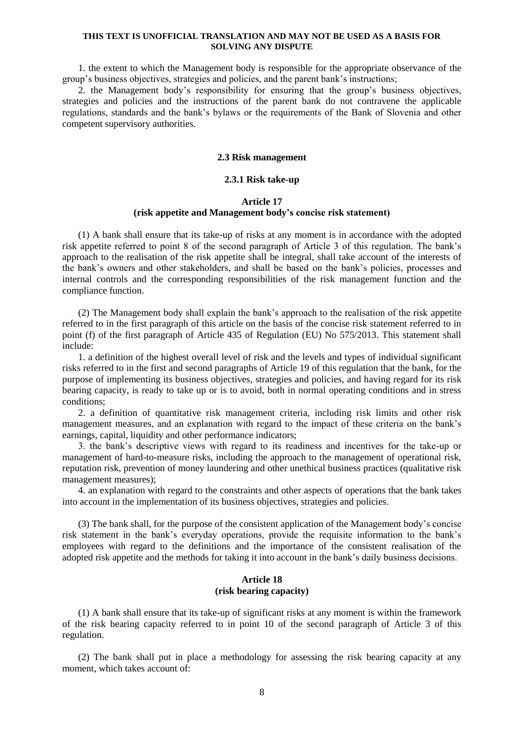1. the extent to which the Management body is responsible for the appropriate observance of the group's business objectives, strategies and policies, and the parent bank's instructions;

2. the Management body's responsibility for ensuring that the group's business objectives, strategies and policies and the instructions of the parent bank do not contravene the applicable regulations, standards and the bank's bylaws or the requirements of the Bank of Slovenia and other competent supervisory authorities.

### 2.3 Risk management

#### 2.3.1 Risk take-up

**Article 17**
**(risk appetite and Management body's concise risk statement)**

(1) A bank shall ensure that its take-up of risks at any moment is in accordance with the adopted risk appetite referred to point 8 of the second paragraph of Article 3 of this regulation. The bank's approach to the realisation of the risk appetite shall be integral, shall take account of the interests of the bank's owners and other stakeholders, and shall be based on the bank's policies, processes and internal controls and the corresponding responsibilities of the risk management function and the compliance function.

(2) The Management body shall explain the bank's approach to the realisation of the risk appetite referred to in the first paragraph of this article on the basis of the concise risk statement referred to in point (f) of the first paragraph of Article 435 of Regulation (EU) No 575/2013. This statement shall include:

1. a definition of the highest overall level of risk and the levels and types of individual significant risks referred to in the first and second paragraphs of Article 19 of this regulation that the bank, for the purpose of implementing its business objectives, strategies and policies, and having regard for its risk bearing capacity, is ready to take up or is to avoid, both in normal operating conditions and in stress conditions;

2. a definition of quantitative risk management criteria, including risk limits and other risk management measures, and an explanation with regard to the impact of these criteria on the bank's earnings, capital, liquidity and other performance indicators;

3. the bank's descriptive views with regard to its readiness and incentives for the take-up or management of hard-to-measure risks, including the approach to the management of operational risk, reputation risk, prevention of money laundering and other unethical business practices (qualitative risk management measures);

4. an explanation with regard to the constraints and other aspects of operations that the bank takes into account in the implementation of its business objectives, strategies and policies.

(3) The bank shall, for the purpose of the consistent application of the Management body's concise risk statement in the bank's everyday operations, provide the requisite information to the bank's employees with regard to the definitions and the importance of the consistent realisation of the adopted risk appetite and the methods for taking it into account in the bank's daily business decisions.

**Article 18**
**(risk bearing capacity)**

(1) A bank shall ensure that its take-up of significant risks at any moment is within the framework of the risk bearing capacity referred to in point 10 of the second paragraph of Article 3 of this regulation.

(2) The bank shall put in place a methodology for assessing the risk bearing capacity at any moment, which takes account of: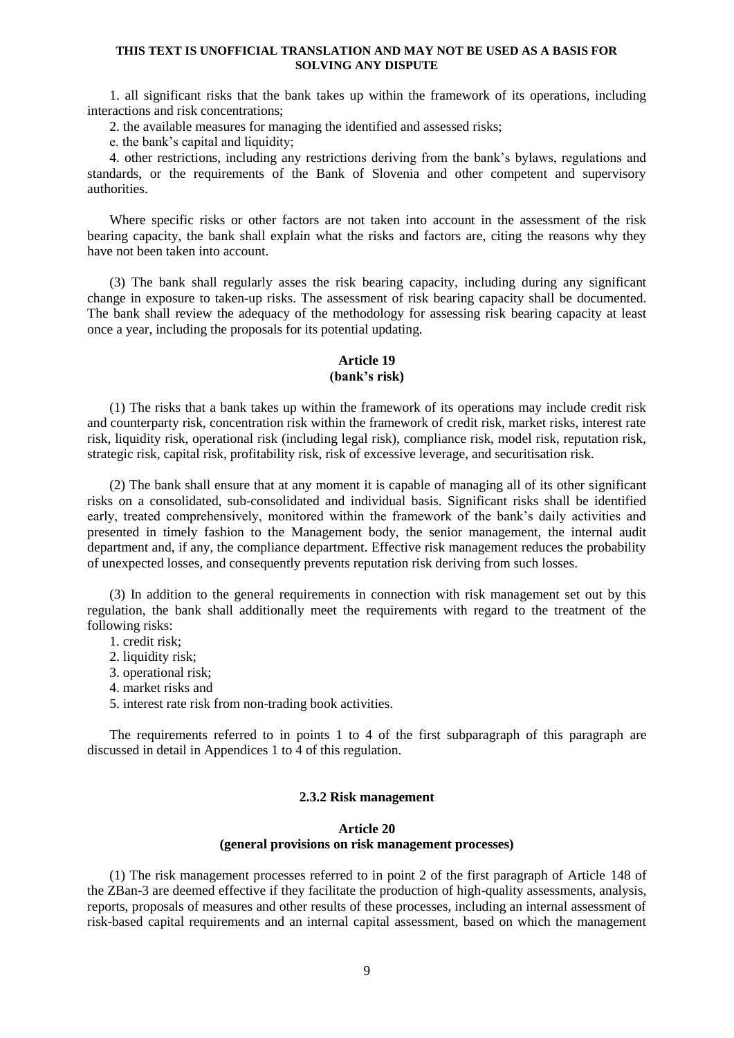**THIS TEXT IS UNOFFICIAL TRANSLATION AND MAY NOT BE USED AS A BASIS FOR SOLVING ANY DISPUTE**

1. all significant risks that the bank takes up within the framework of its operations, including interactions and risk concentrations;

2. the available measures for managing the identified and assessed risks;

e. the bank's capital and liquidity;

4. other restrictions, including any restrictions deriving from the bank's bylaws, regulations and standards, or the requirements of the Bank of Slovenia and other competent and supervisory authorities.

Where specific risks or other factors are not taken into account in the assessment of the risk bearing capacity, the bank shall explain what the risks and factors are, citing the reasons why they have not been taken into account.

(3) The bank shall regularly asses the risk bearing capacity, including during any significant change in exposure to taken-up risks. The assessment of risk bearing capacity shall be documented. The bank shall review the adequacy of the methodology for assessing risk bearing capacity at least once a year, including the proposals for its potential updating.

**Article 19**
**(bank's risk)**

(1) The risks that a bank takes up within the framework of its operations may include credit risk and counterparty risk, concentration risk within the framework of credit risk, market risks, interest rate risk, liquidity risk, operational risk (including legal risk), compliance risk, model risk, reputation risk, strategic risk, capital risk, profitability risk, risk of excessive leverage, and securitisation risk.

(2) The bank shall ensure that at any moment it is capable of managing all of its other significant risks on a consolidated, sub-consolidated and individual basis. Significant risks shall be identified early, treated comprehensively, monitored within the framework of the bank's daily activities and presented in timely fashion to the Management body, the senior management, the internal audit department and, if any, the compliance department. Effective risk management reduces the probability of unexpected losses, and consequently prevents reputation risk deriving from such losses.

(3) In addition to the general requirements in connection with risk management set out by this regulation, the bank shall additionally meet the requirements with regard to the treatment of the following risks:

1. credit risk;
2. liquidity risk;
3. operational risk;
4. market risks and
5. interest rate risk from non-trading book activities.

The requirements referred to in points 1 to 4 of the first subparagraph of this paragraph are discussed in detail in Appendices 1 to 4 of this regulation.

### 2.3.2 Risk management

**Article 20**
**(general provisions on risk management processes)**

(1) The risk management processes referred to in point 2 of the first paragraph of Article 148 of the ZBan-3 are deemed effective if they facilitate the production of high-quality assessments, analysis, reports, proposals of measures and other results of these processes, including an internal assessment of risk-based capital requirements and an internal capital assessment, based on which the management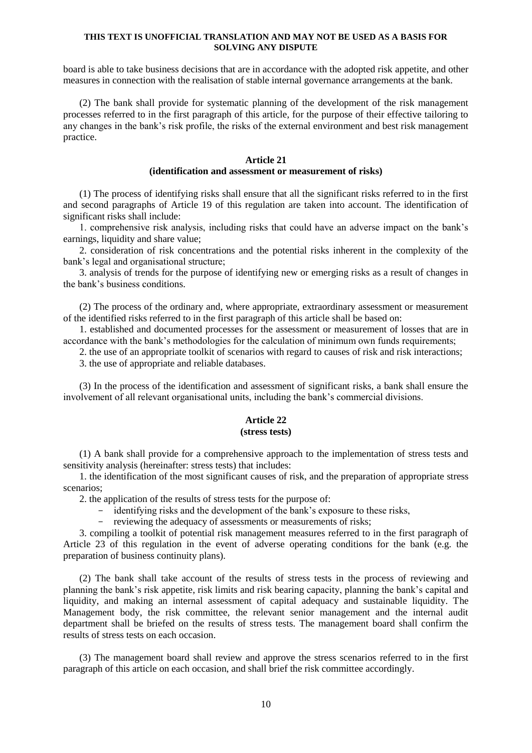board is able to take business decisions that are in accordance with the adopted risk appetite, and other measures in connection with the realisation of stable internal governance arrangements at the bank.

(2) The bank shall provide for systematic planning of the development of the risk management processes referred to in the first paragraph of this article, for the purpose of their effective tailoring to any changes in the bank's risk profile, the risks of the external environment and best risk management practice.

### Article 21
### (identification and assessment or measurement of risks)

(1) The process of identifying risks shall ensure that all the significant risks referred to in the first and second paragraphs of Article 19 of this regulation are taken into account. The identification of significant risks shall include:

1. comprehensive risk analysis, including risks that could have an adverse impact on the bank's earnings, liquidity and share value;

2. consideration of risk concentrations and the potential risks inherent in the complexity of the bank's legal and organisational structure;

3. analysis of trends for the purpose of identifying new or emerging risks as a result of changes in the bank's business conditions.

(2) The process of the ordinary and, where appropriate, extraordinary assessment or measurement of the identified risks referred to in the first paragraph of this article shall be based on:

1. established and documented processes for the assessment or measurement of losses that are in accordance with the bank's methodologies for the calculation of minimum own funds requirements;

2. the use of an appropriate toolkit of scenarios with regard to causes of risk and risk interactions;

3. the use of appropriate and reliable databases.

(3) In the process of the identification and assessment of significant risks, a bank shall ensure the involvement of all relevant organisational units, including the bank's commercial divisions.

### Article 22
### (stress tests)

(1) A bank shall provide for a comprehensive approach to the implementation of stress tests and sensitivity analysis (hereinafter: stress tests) that includes:

1. the identification of the most significant causes of risk, and the preparation of appropriate stress scenarios;

2. the application of the results of stress tests for the purpose of:

- identifying risks and the development of the bank's exposure to these risks,
- reviewing the adequacy of assessments or measurements of risks;

3. compiling a toolkit of potential risk management measures referred to in the first paragraph of Article 23 of this regulation in the event of adverse operating conditions for the bank (e.g. the preparation of business continuity plans).

(2) The bank shall take account of the results of stress tests in the process of reviewing and planning the bank's risk appetite, risk limits and risk bearing capacity, planning the bank's capital and liquidity, and making an internal assessment of capital adequacy and sustainable liquidity. The Management body, the risk committee, the relevant senior management and the internal audit department shall be briefed on the results of stress tests. The management board shall confirm the results of stress tests on each occasion.

(3) The management board shall review and approve the stress scenarios referred to in the first paragraph of this article on each occasion, and shall brief the risk committee accordingly.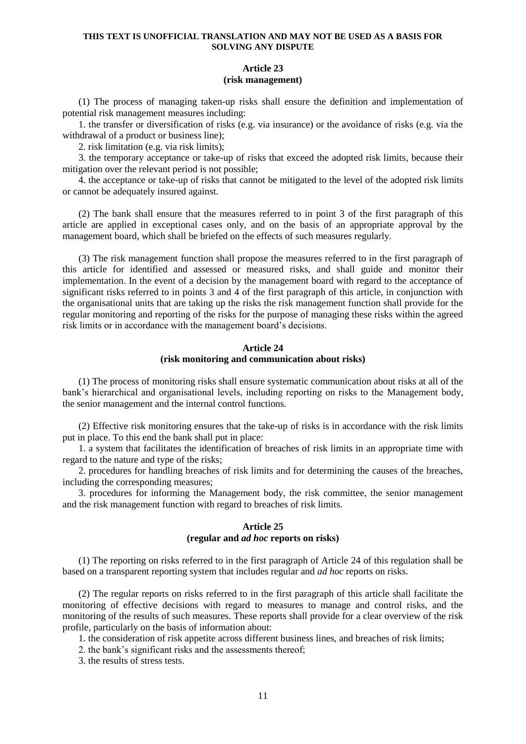**THIS TEXT IS UNOFFICIAL TRANSLATION AND MAY NOT BE USED AS A BASIS FOR SOLVING ANY DISPUTE**

**Article 23**
**(risk management)**

(1) The process of managing taken-up risks shall ensure the definition and implementation of potential risk management measures including:

1. the transfer or diversification of risks (e.g. via insurance) or the avoidance of risks (e.g. via the withdrawal of a product or business line);
2. risk limitation (e.g. via risk limits);
3. the temporary acceptance or take-up of risks that exceed the adopted risk limits, because their mitigation over the relevant period is not possible;
4. the acceptance or take-up of risks that cannot be mitigated to the level of the adopted risk limits or cannot be adequately insured against.

(2) The bank shall ensure that the measures referred to in point 3 of the first paragraph of this article are applied in exceptional cases only, and on the basis of an appropriate approval by the management board, which shall be briefed on the effects of such measures regularly.

(3) The risk management function shall propose the measures referred to in the first paragraph of this article for identified and assessed or measured risks, and shall guide and monitor their implementation. In the event of a decision by the management board with regard to the acceptance of significant risks referred to in points 3 and 4 of the first paragraph of this article, in conjunction with the organisational units that are taking up the risks the risk management function shall provide for the regular monitoring and reporting of the risks for the purpose of managing these risks within the agreed risk limits or in accordance with the management board's decisions.

**Article 24**
**(risk monitoring and communication about risks)**

(1) The process of monitoring risks shall ensure systematic communication about risks at all of the bank's hierarchical and organisational levels, including reporting on risks to the Management body, the senior management and the internal control functions.

(2) Effective risk monitoring ensures that the take-up of risks is in accordance with the risk limits put in place. To this end the bank shall put in place:

1. a system that facilitates the identification of breaches of risk limits in an appropriate time with regard to the nature and type of the risks;
2. procedures for handling breaches of risk limits and for determining the causes of the breaches, including the corresponding measures;
3. procedures for informing the Management body, the risk committee, the senior management and the risk management function with regard to breaches of risk limits.

**Article 25**
**(regular and *ad hoc* reports on risks)**

(1) The reporting on risks referred to in the first paragraph of Article 24 of this regulation shall be based on a transparent reporting system that includes regular and *ad hoc* reports on risks.

(2) The regular reports on risks referred to in the first paragraph of this article shall facilitate the monitoring of effective decisions with regard to measures to manage and control risks, and the monitoring of the results of such measures. These reports shall provide for a clear overview of the risk profile, particularly on the basis of information about:

1. the consideration of risk appetite across different business lines, and breaches of risk limits;
2. the bank's significant risks and the assessments thereof;
3. the results of stress tests.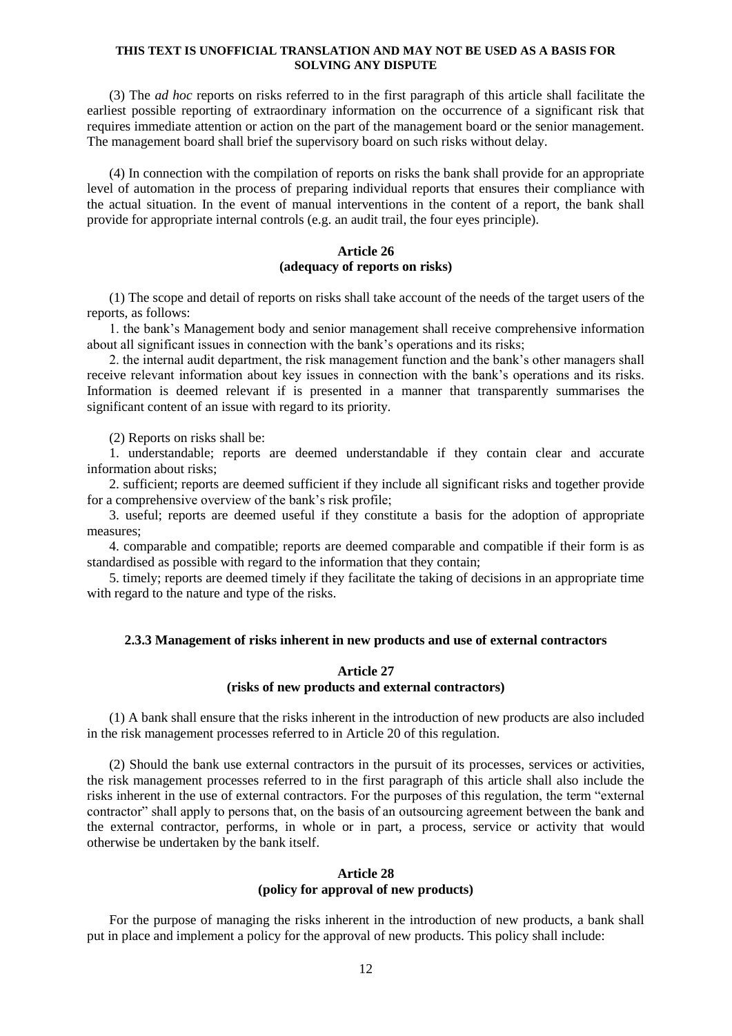**THIS TEXT IS UNOFFICIAL TRANSLATION AND MAY NOT BE USED AS A BASIS FOR SOLVING ANY DISPUTE**

(3) The *ad hoc* reports on risks referred to in the first paragraph of this article shall facilitate the earliest possible reporting of extraordinary information on the occurrence of a significant risk that requires immediate attention or action on the part of the management board or the senior management. The management board shall brief the supervisory board on such risks without delay.

(4) In connection with the compilation of reports on risks the bank shall provide for an appropriate level of automation in the process of preparing individual reports that ensures their compliance with the actual situation. In the event of manual interventions in the content of a report, the bank shall provide for appropriate internal controls (e.g. an audit trail, the four eyes principle).

**Article 26**
**(adequacy of reports on risks)**

(1) The scope and detail of reports on risks shall take account of the needs of the target users of the reports, as follows:

1. the bank's Management body and senior management shall receive comprehensive information about all significant issues in connection with the bank's operations and its risks;

2. the internal audit department, the risk management function and the bank's other managers shall receive relevant information about key issues in connection with the bank's operations and its risks. Information is deemed relevant if is presented in a manner that transparently summarises the significant content of an issue with regard to its priority.

(2) Reports on risks shall be:

1. understandable; reports are deemed understandable if they contain clear and accurate information about risks;

2. sufficient; reports are deemed sufficient if they include all significant risks and together provide for a comprehensive overview of the bank's risk profile;

3. useful; reports are deemed useful if they constitute a basis for the adoption of appropriate measures;

4. comparable and compatible; reports are deemed comparable and compatible if their form is as standardised as possible with regard to the information that they contain;

5. timely; reports are deemed timely if they facilitate the taking of decisions in an appropriate time with regard to the nature and type of the risks.

### 2.3.3 Management of risks inherent in new products and use of external contractors

**Article 27**
**(risks of new products and external contractors)**

(1) A bank shall ensure that the risks inherent in the introduction of new products are also included in the risk management processes referred to in Article 20 of this regulation.

(2) Should the bank use external contractors in the pursuit of its processes, services or activities, the risk management processes referred to in the first paragraph of this article shall also include the risks inherent in the use of external contractors. For the purposes of this regulation, the term "external contractor" shall apply to persons that, on the basis of an outsourcing agreement between the bank and the external contractor, performs, in whole or in part, a process, service or activity that would otherwise be undertaken by the bank itself.

**Article 28**
**(policy for approval of new products)**

For the purpose of managing the risks inherent in the introduction of new products, a bank shall put in place and implement a policy for the approval of new products. This policy shall include: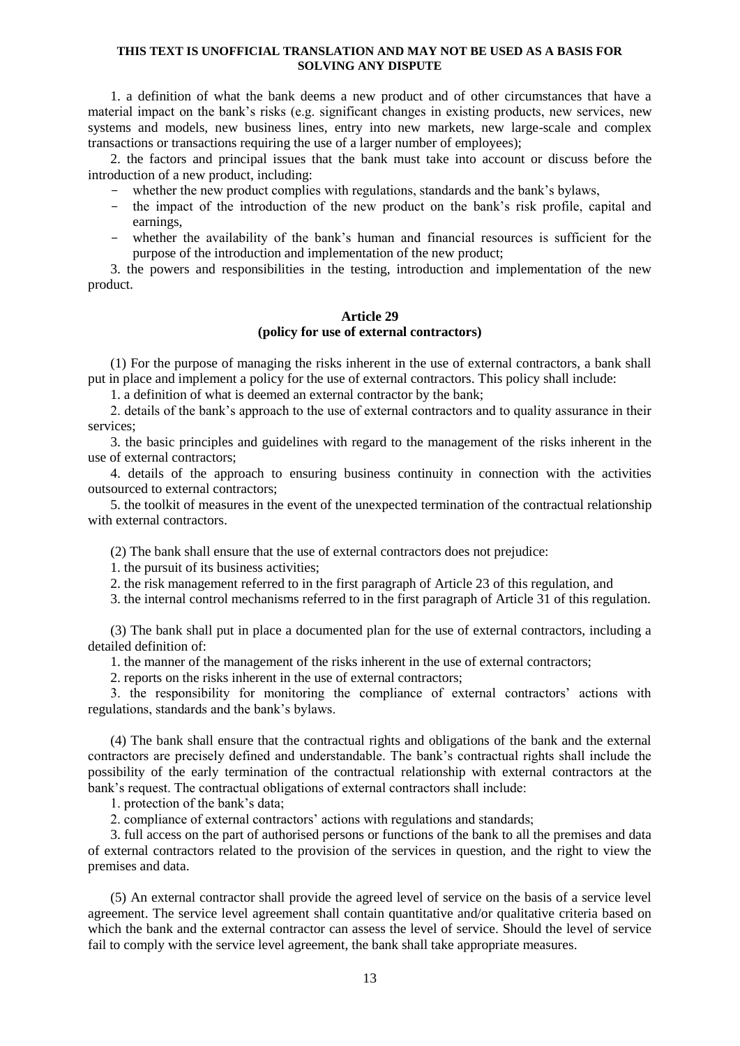**THIS TEXT IS UNOFFICIAL TRANSLATION AND MAY NOT BE USED AS A BASIS FOR SOLVING ANY DISPUTE**

1. a definition of what the bank deems a new product and of other circumstances that have a material impact on the bank's risks (e.g. significant changes in existing products, new services, new systems and models, new business lines, entry into new markets, new large-scale and complex transactions or transactions requiring the use of a larger number of employees);

2. the factors and principal issues that the bank must take into account or discuss before the introduction of a new product, including:

- whether the new product complies with regulations, standards and the bank's bylaws,
- the impact of the introduction of the new product on the bank's risk profile, capital and earnings,
- whether the availability of the bank's human and financial resources is sufficient for the purpose of the introduction and implementation of the new product;

3. the powers and responsibilities in the testing, introduction and implementation of the new product.

### Article 29
### (policy for use of external contractors)

(1) For the purpose of managing the risks inherent in the use of external contractors, a bank shall put in place and implement a policy for the use of external contractors. This policy shall include:

1. a definition of what is deemed an external contractor by the bank;

2. details of the bank's approach to the use of external contractors and to quality assurance in their services;

3. the basic principles and guidelines with regard to the management of the risks inherent in the use of external contractors;

4. details of the approach to ensuring business continuity in connection with the activities outsourced to external contractors;

5. the toolkit of measures in the event of the unexpected termination of the contractual relationship with external contractors.

(2) The bank shall ensure that the use of external contractors does not prejudice:

1. the pursuit of its business activities;

2. the risk management referred to in the first paragraph of Article 23 of this regulation, and

3. the internal control mechanisms referred to in the first paragraph of Article 31 of this regulation.

(3) The bank shall put in place a documented plan for the use of external contractors, including a detailed definition of:

1. the manner of the management of the risks inherent in the use of external contractors;

2. reports on the risks inherent in the use of external contractors;

3. the responsibility for monitoring the compliance of external contractors' actions with regulations, standards and the bank's bylaws.

(4) The bank shall ensure that the contractual rights and obligations of the bank and the external contractors are precisely defined and understandable. The bank's contractual rights shall include the possibility of the early termination of the contractual relationship with external contractors at the bank's request. The contractual obligations of external contractors shall include:

1. protection of the bank's data;

2. compliance of external contractors' actions with regulations and standards;

3. full access on the part of authorised persons or functions of the bank to all the premises and data of external contractors related to the provision of the services in question, and the right to view the premises and data.

(5) An external contractor shall provide the agreed level of service on the basis of a service level agreement. The service level agreement shall contain quantitative and/or qualitative criteria based on which the bank and the external contractor can assess the level of service. Should the level of service fail to comply with the service level agreement, the bank shall take appropriate measures.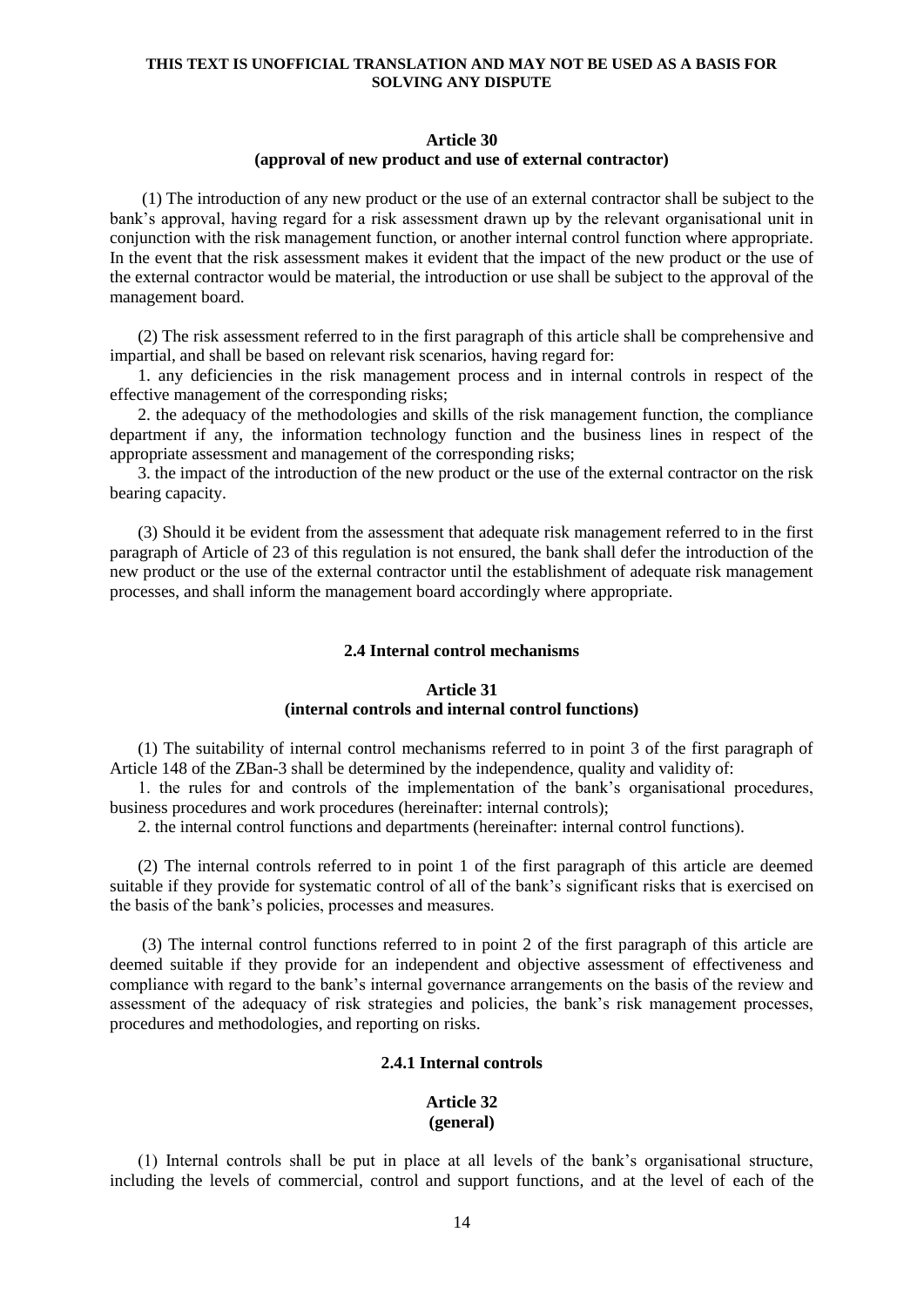**THIS TEXT IS UNOFFICIAL TRANSLATION AND MAY NOT BE USED AS A BASIS FOR SOLVING ANY DISPUTE**

**Article 30**
**(approval of new product and use of external contractor)**

(1) The introduction of any new product or the use of an external contractor shall be subject to the bank's approval, having regard for a risk assessment drawn up by the relevant organisational unit in conjunction with the risk management function, or another internal control function where appropriate. In the event that the risk assessment makes it evident that the impact of the new product or the use of the external contractor would be material, the introduction or use shall be subject to the approval of the management board.

(2) The risk assessment referred to in the first paragraph of this article shall be comprehensive and impartial, and shall be based on relevant risk scenarios, having regard for:

1. any deficiencies in the risk management process and in internal controls in respect of the effective management of the corresponding risks;
2. the adequacy of the methodologies and skills of the risk management function, the compliance department if any, the information technology function and the business lines in respect of the appropriate assessment and management of the corresponding risks;
3. the impact of the introduction of the new product or the use of the external contractor on the risk bearing capacity.

(3) Should it be evident from the assessment that adequate risk management referred to in the first paragraph of Article of 23 of this regulation is not ensured, the bank shall defer the introduction of the new product or the use of the external contractor until the establishment of adequate risk management processes, and shall inform the management board accordingly where appropriate.

### 2.4 Internal control mechanisms

**Article 31**
**(internal controls and internal control functions)**

(1) The suitability of internal control mechanisms referred to in point 3 of the first paragraph of Article 148 of the ZBan-3 shall be determined by the independence, quality and validity of:

1. the rules for and controls of the implementation of the bank's organisational procedures, business procedures and work procedures (hereinafter: internal controls);
2. the internal control functions and departments (hereinafter: internal control functions).

(2) The internal controls referred to in point 1 of the first paragraph of this article are deemed suitable if they provide for systematic control of all of the bank's significant risks that is exercised on the basis of the bank's policies, processes and measures.

(3) The internal control functions referred to in point 2 of the first paragraph of this article are deemed suitable if they provide for an independent and objective assessment of effectiveness and compliance with regard to the bank's internal governance arrangements on the basis of the review and assessment of the adequacy of risk strategies and policies, the bank's risk management processes, procedures and methodologies, and reporting on risks.

#### 2.4.1 Internal controls

**Article 32**
**(general)**

(1) Internal controls shall be put in place at all levels of the bank's organisational structure, including the levels of commercial, control and support functions, and at the level of each of the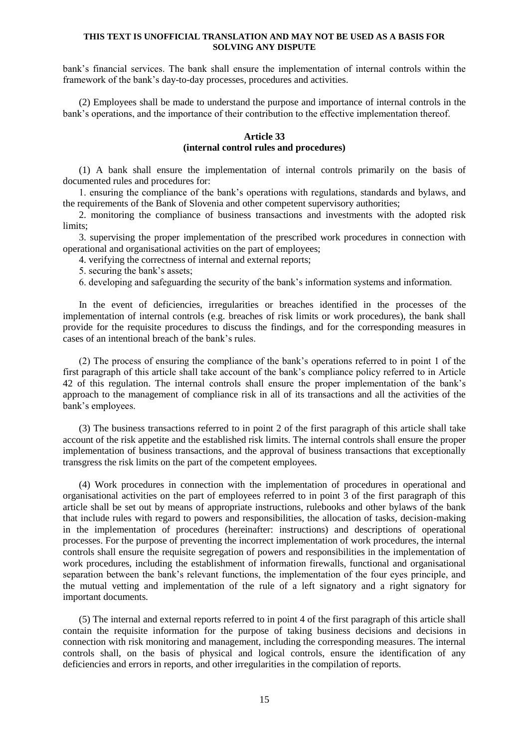bank's financial services. The bank shall ensure the implementation of internal controls within the framework of the bank's day-to-day processes, procedures and activities.

(2) Employees shall be made to understand the purpose and importance of internal controls in the bank's operations, and the importance of their contribution to the effective implementation thereof.

### Article 33
### (internal control rules and procedures)

(1) A bank shall ensure the implementation of internal controls primarily on the basis of documented rules and procedures for:

1. ensuring the compliance of the bank's operations with regulations, standards and bylaws, and the requirements of the Bank of Slovenia and other competent supervisory authorities;
2. monitoring the compliance of business transactions and investments with the adopted risk limits;
3. supervising the proper implementation of the prescribed work procedures in connection with operational and organisational activities on the part of employees;
4. verifying the correctness of internal and external reports;
5. securing the bank's assets;
6. developing and safeguarding the security of the bank's information systems and information.

In the event of deficiencies, irregularities or breaches identified in the processes of the implementation of internal controls (e.g. breaches of risk limits or work procedures), the bank shall provide for the requisite procedures to discuss the findings, and for the corresponding measures in cases of an intentional breach of the bank's rules.

(2) The process of ensuring the compliance of the bank's operations referred to in point 1 of the first paragraph of this article shall take account of the bank's compliance policy referred to in Article 42 of this regulation. The internal controls shall ensure the proper implementation of the bank's approach to the management of compliance risk in all of its transactions and all the activities of the bank's employees.

(3) The business transactions referred to in point 2 of the first paragraph of this article shall take account of the risk appetite and the established risk limits. The internal controls shall ensure the proper implementation of business transactions, and the approval of business transactions that exceptionally transgress the risk limits on the part of the competent employees.

(4) Work procedures in connection with the implementation of procedures in operational and organisational activities on the part of employees referred to in point 3 of the first paragraph of this article shall be set out by means of appropriate instructions, rulebooks and other bylaws of the bank that include rules with regard to powers and responsibilities, the allocation of tasks, decision-making in the implementation of procedures (hereinafter: instructions) and descriptions of operational processes. For the purpose of preventing the incorrect implementation of work procedures, the internal controls shall ensure the requisite segregation of powers and responsibilities in the implementation of work procedures, including the establishment of information firewalls, functional and organisational separation between the bank's relevant functions, the implementation of the four eyes principle, and the mutual vetting and implementation of the rule of a left signatory and a right signatory for important documents.

(5) The internal and external reports referred to in point 4 of the first paragraph of this article shall contain the requisite information for the purpose of taking business decisions and decisions in connection with risk monitoring and management, including the corresponding measures. The internal controls shall, on the basis of physical and logical controls, ensure the identification of any deficiencies and errors in reports, and other irregularities in the compilation of reports.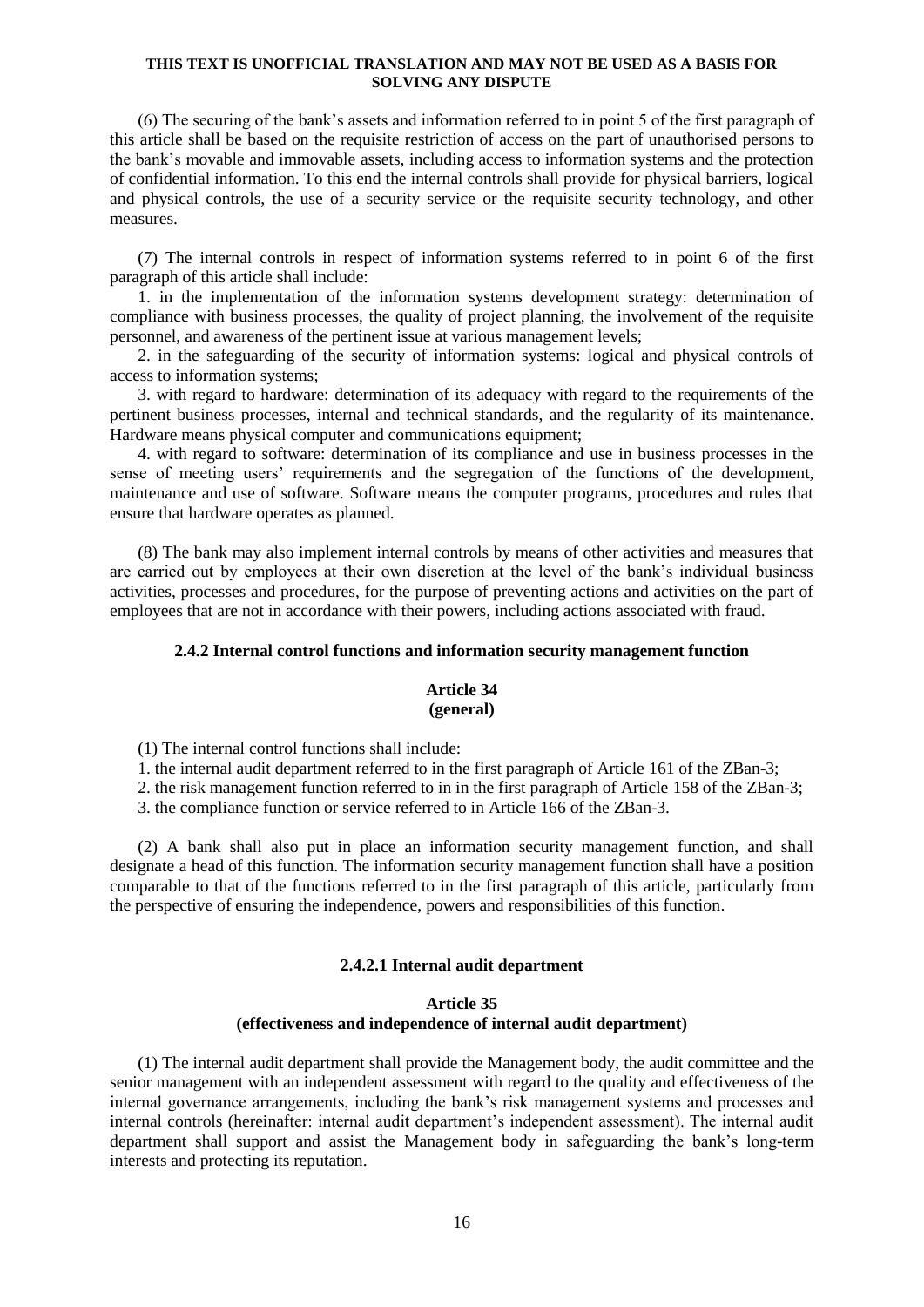**THIS TEXT IS UNOFFICIAL TRANSLATION AND MAY NOT BE USED AS A BASIS FOR SOLVING ANY DISPUTE**

(6) The securing of the bank's assets and information referred to in point 5 of the first paragraph of this article shall be based on the requisite restriction of access on the part of unauthorised persons to the bank's movable and immovable assets, including access to information systems and the protection of confidential information. To this end the internal controls shall provide for physical barriers, logical and physical controls, the use of a security service or the requisite security technology, and other measures.

(7) The internal controls in respect of information systems referred to in point 6 of the first paragraph of this article shall include:

1. in the implementation of the information systems development strategy: determination of compliance with business processes, the quality of project planning, the involvement of the requisite personnel, and awareness of the pertinent issue at various management levels;

2. in the safeguarding of the security of information systems: logical and physical controls of access to information systems;

3. with regard to hardware: determination of its adequacy with regard to the requirements of the pertinent business processes, internal and technical standards, and the regularity of its maintenance. Hardware means physical computer and communications equipment;

4. with regard to software: determination of its compliance and use in business processes in the sense of meeting users' requirements and the segregation of the functions of the development, maintenance and use of software. Software means the computer programs, procedures and rules that ensure that hardware operates as planned.

(8) The bank may also implement internal controls by means of other activities and measures that are carried out by employees at their own discretion at the level of the bank's individual business activities, processes and procedures, for the purpose of preventing actions and activities on the part of employees that are not in accordance with their powers, including actions associated with fraud.

### 2.4.2 Internal control functions and information security management function

**Article 34**
**(general)**

(1) The internal control functions shall include:

1. the internal audit department referred to in the first paragraph of Article 161 of the ZBan-3;

2. the risk management function referred to in in the first paragraph of Article 158 of the ZBan-3;

3. the compliance function or service referred to in Article 166 of the ZBan-3.

(2) A bank shall also put in place an information security management function, and shall designate a head of this function. The information security management function shall have a position comparable to that of the functions referred to in the first paragraph of this article, particularly from the perspective of ensuring the independence, powers and responsibilities of this function.

#### 2.4.2.1 Internal audit department

**Article 35**
**(effectiveness and independence of internal audit department)**

(1) The internal audit department shall provide the Management body, the audit committee and the senior management with an independent assessment with regard to the quality and effectiveness of the internal governance arrangements, including the bank's risk management systems and processes and internal controls (hereinafter: internal audit department's independent assessment). The internal audit department shall support and assist the Management body in safeguarding the bank's long-term interests and protecting its reputation.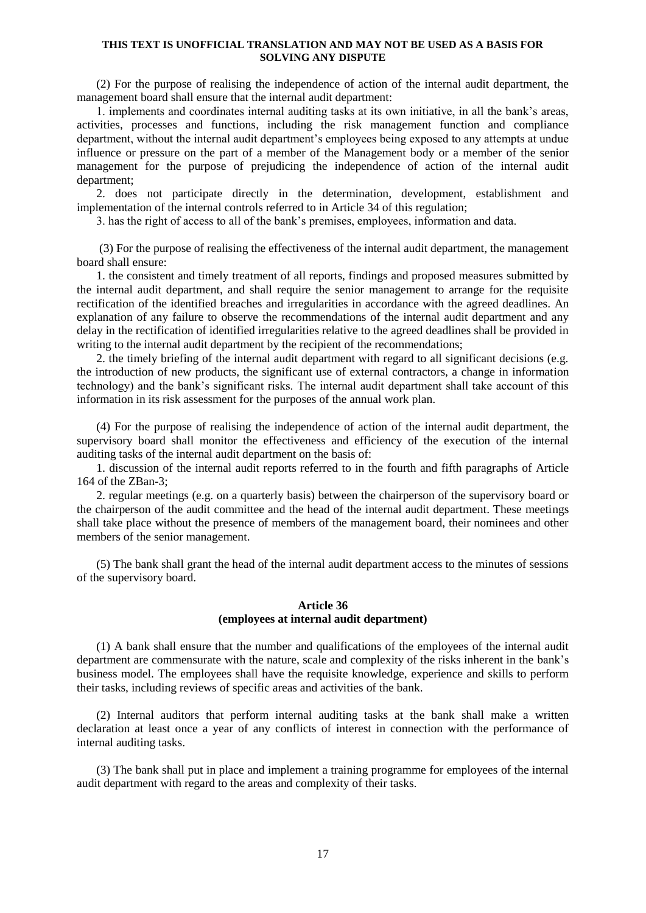**THIS TEXT IS UNOFFICIAL TRANSLATION AND MAY NOT BE USED AS A BASIS FOR SOLVING ANY DISPUTE**

(2) For the purpose of realising the independence of action of the internal audit department, the management board shall ensure that the internal audit department:

1. implements and coordinates internal auditing tasks at its own initiative, in all the bank's areas, activities, processes and functions, including the risk management function and compliance department, without the internal audit department's employees being exposed to any attempts at undue influence or pressure on the part of a member of the Management body or a member of the senior management for the purpose of prejudicing the independence of action of the internal audit department;

2. does not participate directly in the determination, development, establishment and implementation of the internal controls referred to in Article 34 of this regulation;

3. has the right of access to all of the bank's premises, employees, information and data.

(3) For the purpose of realising the effectiveness of the internal audit department, the management board shall ensure:

1. the consistent and timely treatment of all reports, findings and proposed measures submitted by the internal audit department, and shall require the senior management to arrange for the requisite rectification of the identified breaches and irregularities in accordance with the agreed deadlines. An explanation of any failure to observe the recommendations of the internal audit department and any delay in the rectification of identified irregularities relative to the agreed deadlines shall be provided in writing to the internal audit department by the recipient of the recommendations;

2. the timely briefing of the internal audit department with regard to all significant decisions (e.g. the introduction of new products, the significant use of external contractors, a change in information technology) and the bank's significant risks. The internal audit department shall take account of this information in its risk assessment for the purposes of the annual work plan.

(4) For the purpose of realising the independence of action of the internal audit department, the supervisory board shall monitor the effectiveness and efficiency of the execution of the internal auditing tasks of the internal audit department on the basis of:

1. discussion of the internal audit reports referred to in the fourth and fifth paragraphs of Article 164 of the ZBan-3;

2. regular meetings (e.g. on a quarterly basis) between the chairperson of the supervisory board or the chairperson of the audit committee and the head of the internal audit department. These meetings shall take place without the presence of members of the management board, their nominees and other members of the senior management.

(5) The bank shall grant the head of the internal audit department access to the minutes of sessions of the supervisory board.

### Article 36
### (employees at internal audit department)

(1) A bank shall ensure that the number and qualifications of the employees of the internal audit department are commensurate with the nature, scale and complexity of the risks inherent in the bank's business model. The employees shall have the requisite knowledge, experience and skills to perform their tasks, including reviews of specific areas and activities of the bank.

(2) Internal auditors that perform internal auditing tasks at the bank shall make a written declaration at least once a year of any conflicts of interest in connection with the performance of internal auditing tasks.

(3) The bank shall put in place and implement a training programme for employees of the internal audit department with regard to the areas and complexity of their tasks.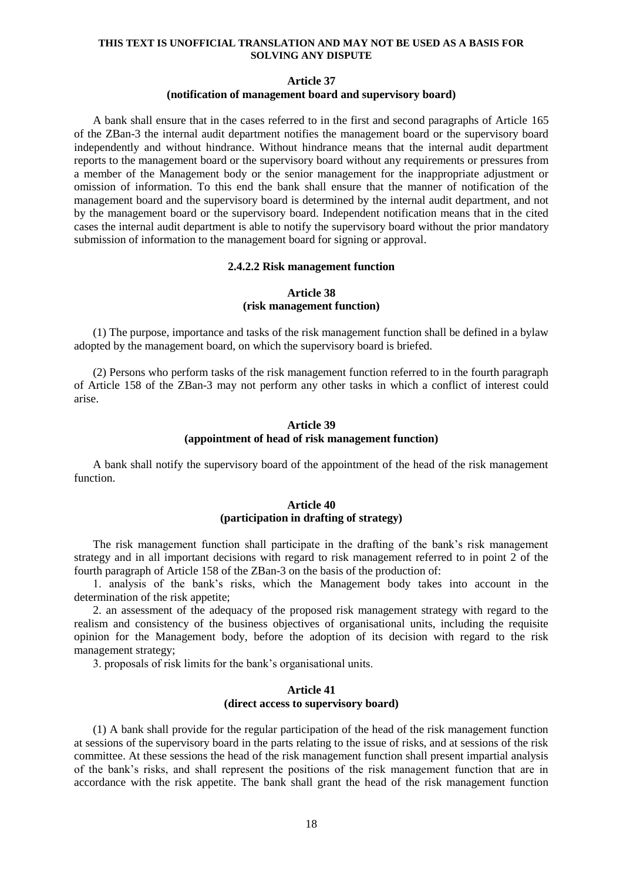**THIS TEXT IS UNOFFICIAL TRANSLATION AND MAY NOT BE USED AS A BASIS FOR SOLVING ANY DISPUTE**

**Article 37**
**(notification of management board and supervisory board)**

A bank shall ensure that in the cases referred to in the first and second paragraphs of Article 165 of the ZBan-3 the internal audit department notifies the management board or the supervisory board independently and without hindrance. Without hindrance means that the internal audit department reports to the management board or the supervisory board without any requirements or pressures from a member of the Management body or the senior management for the inappropriate adjustment or omission of information. To this end the bank shall ensure that the manner of notification of the management board and the supervisory board is determined by the internal audit department, and not by the management board or the supervisory board. Independent notification means that in the cited cases the internal audit department is able to notify the supervisory board without the prior mandatory submission of information to the management board for signing or approval.

**2.4.2.2 Risk management function**

**Article 38**
**(risk management function)**

(1) The purpose, importance and tasks of the risk management function shall be defined in a bylaw adopted by the management board, on which the supervisory board is briefed.

(2) Persons who perform tasks of the risk management function referred to in the fourth paragraph of Article 158 of the ZBan-3 may not perform any other tasks in which a conflict of interest could arise.

**Article 39**
**(appointment of head of risk management function)**

A bank shall notify the supervisory board of the appointment of the head of the risk management function.

**Article 40**
**(participation in drafting of strategy)**

The risk management function shall participate in the drafting of the bank's risk management strategy and in all important decisions with regard to risk management referred to in point 2 of the fourth paragraph of Article 158 of the ZBan-3 on the basis of the production of:

1. analysis of the bank's risks, which the Management body takes into account in the determination of the risk appetite;

2. an assessment of the adequacy of the proposed risk management strategy with regard to the realism and consistency of the business objectives of organisational units, including the requisite opinion for the Management body, before the adoption of its decision with regard to the risk management strategy;

3. proposals of risk limits for the bank's organisational units.

**Article 41**
**(direct access to supervisory board)**

(1) A bank shall provide for the regular participation of the head of the risk management function at sessions of the supervisory board in the parts relating to the issue of risks, and at sessions of the risk committee. At these sessions the head of the risk management function shall present impartial analysis of the bank's risks, and shall represent the positions of the risk management function that are in accordance with the risk appetite. The bank shall grant the head of the risk management function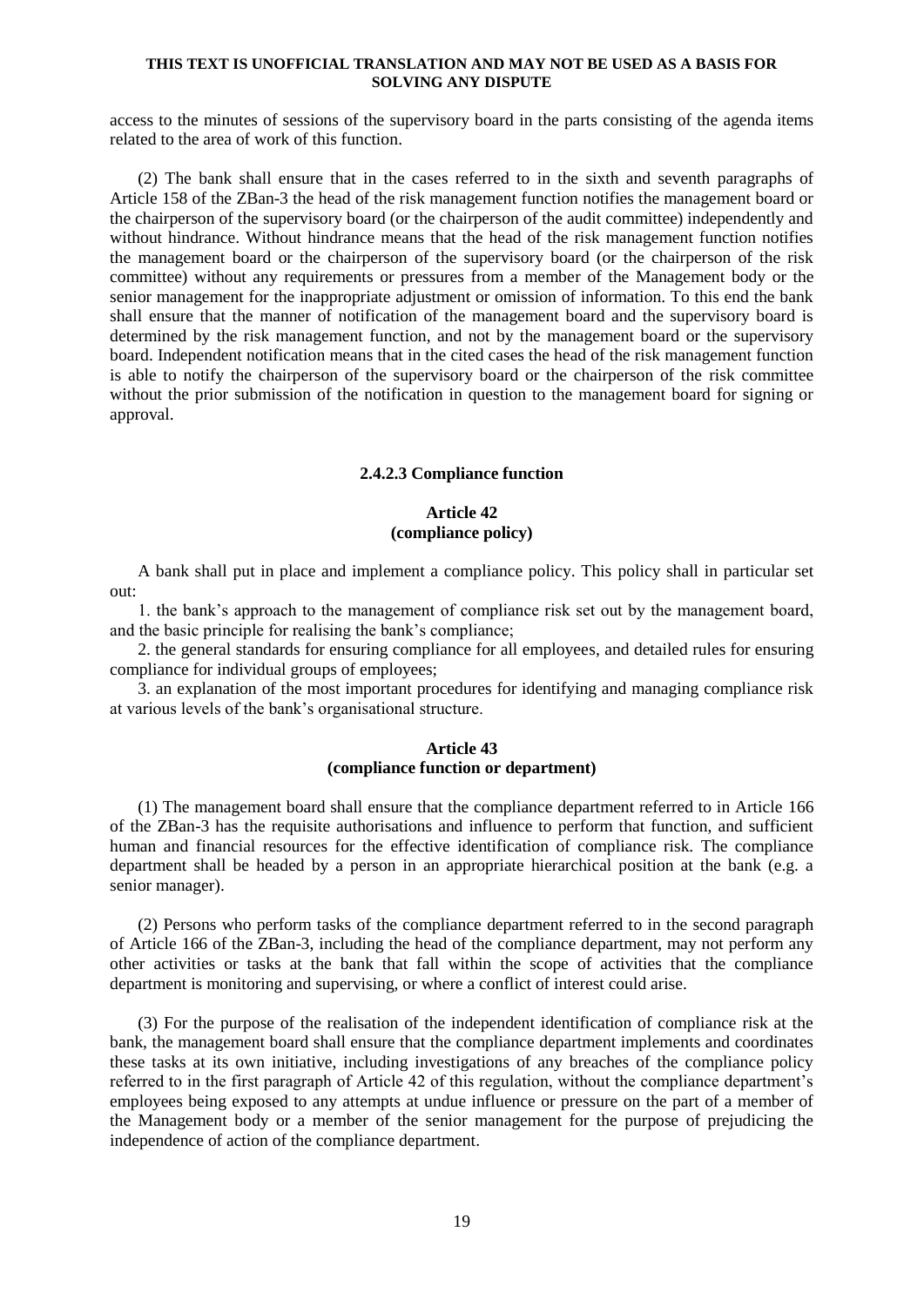access to the minutes of sessions of the supervisory board in the parts consisting of the agenda items related to the area of work of this function.

(2) The bank shall ensure that in the cases referred to in the sixth and seventh paragraphs of Article 158 of the ZBan-3 the head of the risk management function notifies the management board or the chairperson of the supervisory board (or the chairperson of the audit committee) independently and without hindrance. Without hindrance means that the head of the risk management function notifies the management board or the chairperson of the supervisory board (or the chairperson of the risk committee) without any requirements or pressures from a member of the Management body or the senior management for the inappropriate adjustment or omission of information. To this end the bank shall ensure that the manner of notification of the management board and the supervisory board is determined by the risk management function, and not by the management board or the supervisory board. Independent notification means that in the cited cases the head of the risk management function is able to notify the chairperson of the supervisory board or the chairperson of the risk committee without the prior submission of the notification in question to the management board for signing or approval.

### 2.4.2.3 Compliance function

#### Article 42
#### (compliance policy)

A bank shall put in place and implement a compliance policy. This policy shall in particular set out:

1. the bank's approach to the management of compliance risk set out by the management board, and the basic principle for realising the bank's compliance;
2. the general standards for ensuring compliance for all employees, and detailed rules for ensuring compliance for individual groups of employees;
3. an explanation of the most important procedures for identifying and managing compliance risk at various levels of the bank's organisational structure.

#### Article 43
#### (compliance function or department)

(1) The management board shall ensure that the compliance department referred to in Article 166 of the ZBan-3 has the requisite authorisations and influence to perform that function, and sufficient human and financial resources for the effective identification of compliance risk. The compliance department shall be headed by a person in an appropriate hierarchical position at the bank (e.g. a senior manager).

(2) Persons who perform tasks of the compliance department referred to in the second paragraph of Article 166 of the ZBan-3, including the head of the compliance department, may not perform any other activities or tasks at the bank that fall within the scope of activities that the compliance department is monitoring and supervising, or where a conflict of interest could arise.

(3) For the purpose of the realisation of the independent identification of compliance risk at the bank, the management board shall ensure that the compliance department implements and coordinates these tasks at its own initiative, including investigations of any breaches of the compliance policy referred to in the first paragraph of Article 42 of this regulation, without the compliance department's employees being exposed to any attempts at undue influence or pressure on the part of a member of the Management body or a member of the senior management for the purpose of prejudicing the independence of action of the compliance department.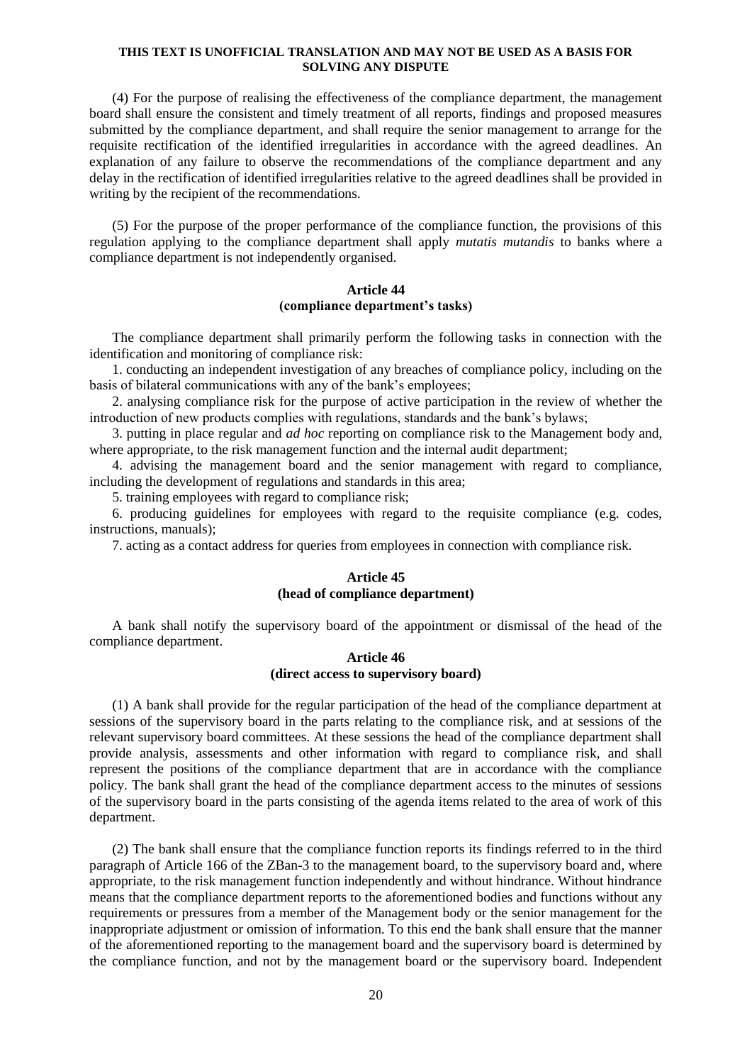**THIS TEXT IS UNOFFICIAL TRANSLATION AND MAY NOT BE USED AS A BASIS FOR SOLVING ANY DISPUTE**

(4) For the purpose of realising the effectiveness of the compliance department, the management board shall ensure the consistent and timely treatment of all reports, findings and proposed measures submitted by the compliance department, and shall require the senior management to arrange for the requisite rectification of the identified irregularities in accordance with the agreed deadlines. An explanation of any failure to observe the recommendations of the compliance department and any delay in the rectification of identified irregularities relative to the agreed deadlines shall be provided in writing by the recipient of the recommendations.

(5) For the purpose of the proper performance of the compliance function, the provisions of this regulation applying to the compliance department shall apply *mutatis mutandis* to banks where a compliance department is not independently organised.

### Article 44
### (compliance department's tasks)

The compliance department shall primarily perform the following tasks in connection with the identification and monitoring of compliance risk:

1. conducting an independent investigation of any breaches of compliance policy, including on the basis of bilateral communications with any of the bank's employees;

2. analysing compliance risk for the purpose of active participation in the review of whether the introduction of new products complies with regulations, standards and the bank's bylaws;

3. putting in place regular and *ad hoc* reporting on compliance risk to the Management body and, where appropriate, to the risk management function and the internal audit department;

4. advising the management board and the senior management with regard to compliance, including the development of regulations and standards in this area;

5. training employees with regard to compliance risk;

6. producing guidelines for employees with regard to the requisite compliance (e.g. codes, instructions, manuals);

7. acting as a contact address for queries from employees in connection with compliance risk.

### Article 45
### (head of compliance department)

A bank shall notify the supervisory board of the appointment or dismissal of the head of the compliance department.

### Article 46
### (direct access to supervisory board)

(1) A bank shall provide for the regular participation of the head of the compliance department at sessions of the supervisory board in the parts relating to the compliance risk, and at sessions of the relevant supervisory board committees. At these sessions the head of the compliance department shall provide analysis, assessments and other information with regard to compliance risk, and shall represent the positions of the compliance department that are in accordance with the compliance policy. The bank shall grant the head of the compliance department access to the minutes of sessions of the supervisory board in the parts consisting of the agenda items related to the area of work of this department.

(2) The bank shall ensure that the compliance function reports its findings referred to in the third paragraph of Article 166 of the ZBan-3 to the management board, to the supervisory board and, where appropriate, to the risk management function independently and without hindrance. Without hindrance means that the compliance department reports to the aforementioned bodies and functions without any requirements or pressures from a member of the Management body or the senior management for the inappropriate adjustment or omission of information. To this end the bank shall ensure that the manner of the aforementioned reporting to the management board and the supervisory board is determined by the compliance function, and not by the management board or the supervisory board. Independent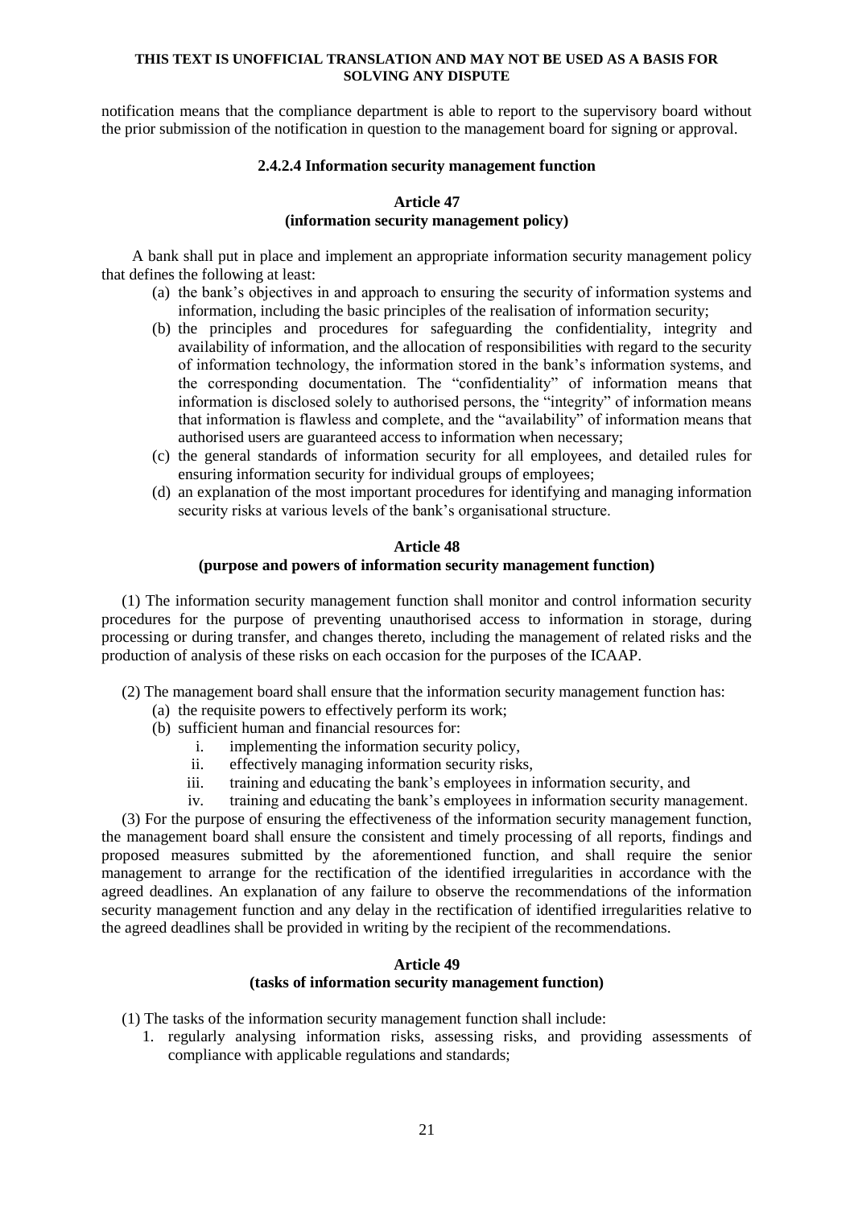notification means that the compliance department is able to report to the supervisory board without the prior submission of the notification in question to the management board for signing or approval.

#### 2.4.2.4 Information security management function

**Article 47**
**(information security management policy)**

A bank shall put in place and implement an appropriate information security management policy that defines the following at least:

(a) the bank's objectives in and approach to ensuring the security of information systems and information, including the basic principles of the realisation of information security;
(b) the principles and procedures for safeguarding the confidentiality, integrity and availability of information, and the allocation of responsibilities with regard to the security of information technology, the information stored in the bank's information systems, and the corresponding documentation. The "confidentiality" of information means that information is disclosed solely to authorised persons, the "integrity" of information means that information is flawless and complete, and the "availability" of information means that authorised users are guaranteed access to information when necessary;
(c) the general standards of information security for all employees, and detailed rules for ensuring information security for individual groups of employees;
(d) an explanation of the most important procedures for identifying and managing information security risks at various levels of the bank's organisational structure.

**Article 48**
**(purpose and powers of information security management function)**

(1) The information security management function shall monitor and control information security procedures for the purpose of preventing unauthorised access to information in storage, during processing or during transfer, and changes thereto, including the management of related risks and the production of analysis of these risks on each occasion for the purposes of the ICAAP.

(2) The management board shall ensure that the information security management function has:

(a) the requisite powers to effectively perform its work;
(b) sufficient human and financial resources for:
  i. implementing the information security policy,
  ii. effectively managing information security risks,
  iii. training and educating the bank's employees in information security, and
  iv. training and educating the bank's employees in information security management.

(3) For the purpose of ensuring the effectiveness of the information security management function, the management board shall ensure the consistent and timely processing of all reports, findings and proposed measures submitted by the aforementioned function, and shall require the senior management to arrange for the rectification of the identified irregularities in accordance with the agreed deadlines. An explanation of any failure to observe the recommendations of the information security management function and any delay in the rectification of identified irregularities relative to the agreed deadlines shall be provided in writing by the recipient of the recommendations.

**Article 49**
**(tasks of information security management function)**

(1) The tasks of the information security management function shall include:

1. regularly analysing information risks, assessing risks, and providing assessments of compliance with applicable regulations and standards;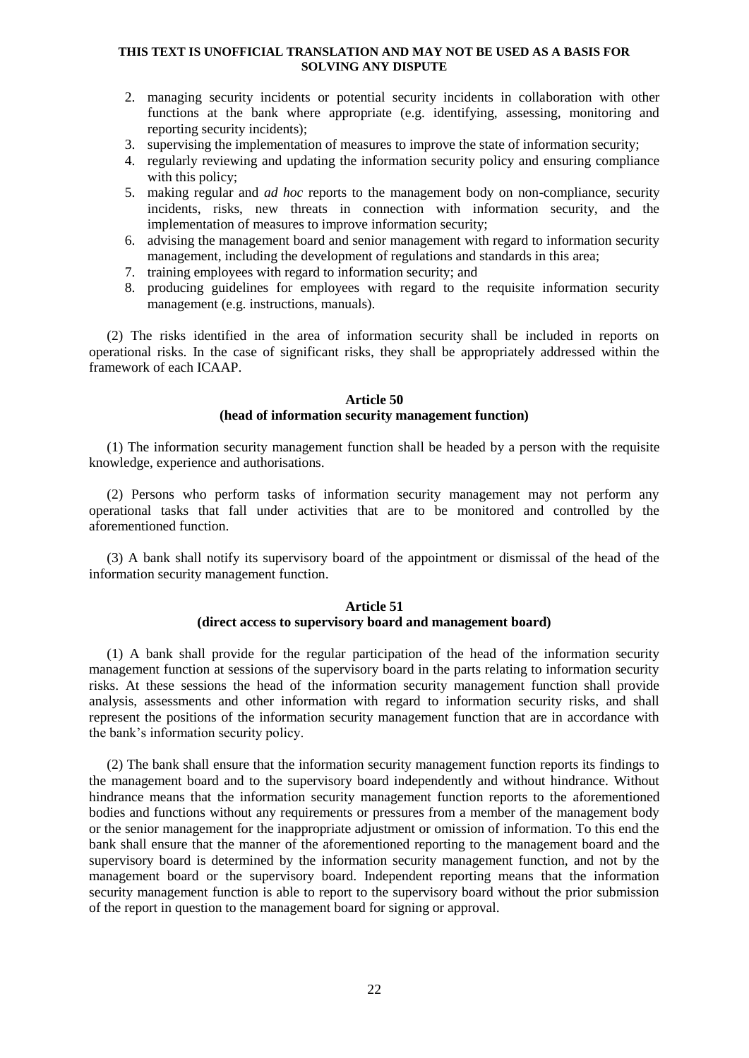2. managing security incidents or potential security incidents in collaboration with other functions at the bank where appropriate (e.g. identifying, assessing, monitoring and reporting security incidents);
3. supervising the implementation of measures to improve the state of information security;
4. regularly reviewing and updating the information security policy and ensuring compliance with this policy;
5. making regular and *ad hoc* reports to the management body on non-compliance, security incidents, risks, new threats in connection with information security, and the implementation of measures to improve information security;
6. advising the management board and senior management with regard to information security management, including the development of regulations and standards in this area;
7. training employees with regard to information security; and
8. producing guidelines for employees with regard to the requisite information security management (e.g. instructions, manuals).

(2) The risks identified in the area of information security shall be included in reports on operational risks. In the case of significant risks, they shall be appropriately addressed within the framework of each ICAAP.

### Article 50
### (head of information security management function)

(1) The information security management function shall be headed by a person with the requisite knowledge, experience and authorisations.

(2) Persons who perform tasks of information security management may not perform any operational tasks that fall under activities that are to be monitored and controlled by the aforementioned function.

(3) A bank shall notify its supervisory board of the appointment or dismissal of the head of the information security management function.

### Article 51
### (direct access to supervisory board and management board)

(1) A bank shall provide for the regular participation of the head of the information security management function at sessions of the supervisory board in the parts relating to information security risks. At these sessions the head of the information security management function shall provide analysis, assessments and other information with regard to information security risks, and shall represent the positions of the information security management function that are in accordance with the bank's information security policy.

(2) The bank shall ensure that the information security management function reports its findings to the management board and to the supervisory board independently and without hindrance. Without hindrance means that the information security management function reports to the aforementioned bodies and functions without any requirements or pressures from a member of the management body or the senior management for the inappropriate adjustment or omission of information. To this end the bank shall ensure that the manner of the aforementioned reporting to the management board and the supervisory board is determined by the information security management function, and not by the management board or the supervisory board. Independent reporting means that the information security management function is able to report to the supervisory board without the prior submission of the report in question to the management board for signing or approval.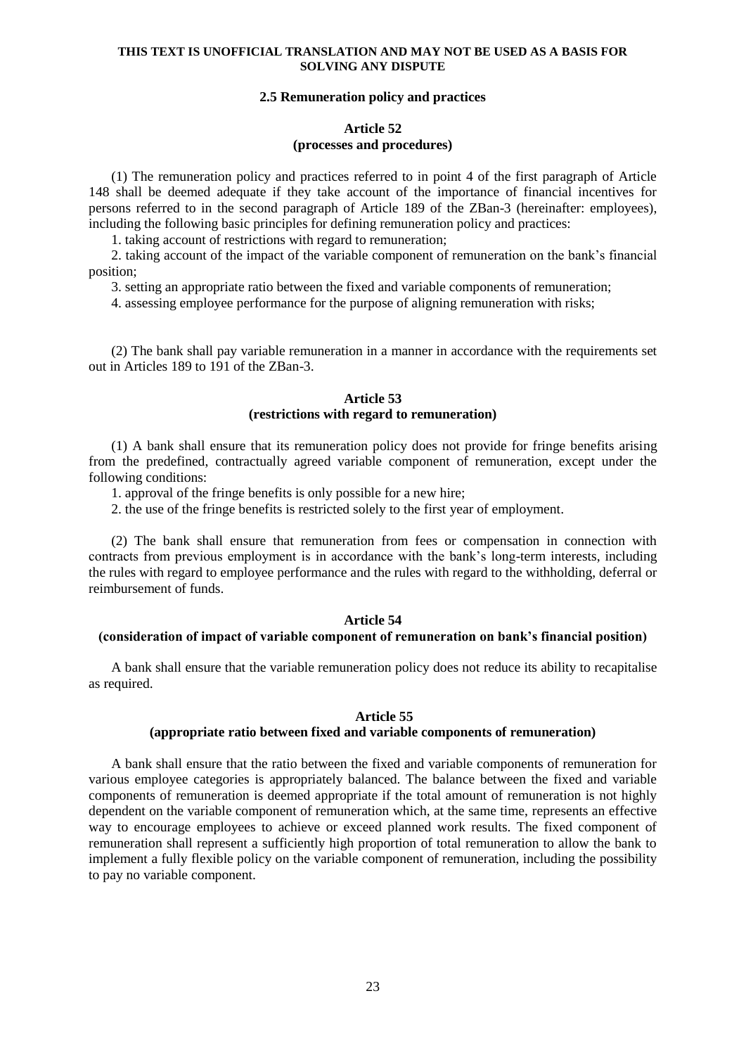**THIS TEXT IS UNOFFICIAL TRANSLATION AND MAY NOT BE USED AS A BASIS FOR SOLVING ANY DISPUTE**

### 2.5 Remuneration policy and practices

#### Article 52
#### (processes and procedures)

(1) The remuneration policy and practices referred to in point 4 of the first paragraph of Article 148 shall be deemed adequate if they take account of the importance of financial incentives for persons referred to in the second paragraph of Article 189 of the ZBan-3 (hereinafter: employees), including the following basic principles for defining remuneration policy and practices:

1. taking account of restrictions with regard to remuneration;
2. taking account of the impact of the variable component of remuneration on the bank's financial position;
3. setting an appropriate ratio between the fixed and variable components of remuneration;
4. assessing employee performance for the purpose of aligning remuneration with risks;

(2) The bank shall pay variable remuneration in a manner in accordance with the requirements set out in Articles 189 to 191 of the ZBan-3.

#### Article 53
#### (restrictions with regard to remuneration)

(1) A bank shall ensure that its remuneration policy does not provide for fringe benefits arising from the predefined, contractually agreed variable component of remuneration, except under the following conditions:

1. approval of the fringe benefits is only possible for a new hire;
2. the use of the fringe benefits is restricted solely to the first year of employment.

(2) The bank shall ensure that remuneration from fees or compensation in connection with contracts from previous employment is in accordance with the bank's long-term interests, including the rules with regard to employee performance and the rules with regard to the withholding, deferral or reimbursement of funds.

#### Article 54
#### (consideration of impact of variable component of remuneration on bank's financial position)

A bank shall ensure that the variable remuneration policy does not reduce its ability to recapitalise as required.

#### Article 55
#### (appropriate ratio between fixed and variable components of remuneration)

A bank shall ensure that the ratio between the fixed and variable components of remuneration for various employee categories is appropriately balanced. The balance between the fixed and variable components of remuneration is deemed appropriate if the total amount of remuneration is not highly dependent on the variable component of remuneration which, at the same time, represents an effective way to encourage employees to achieve or exceed planned work results. The fixed component of remuneration shall represent a sufficiently high proportion of total remuneration to allow the bank to implement a fully flexible policy on the variable component of remuneration, including the possibility to pay no variable component.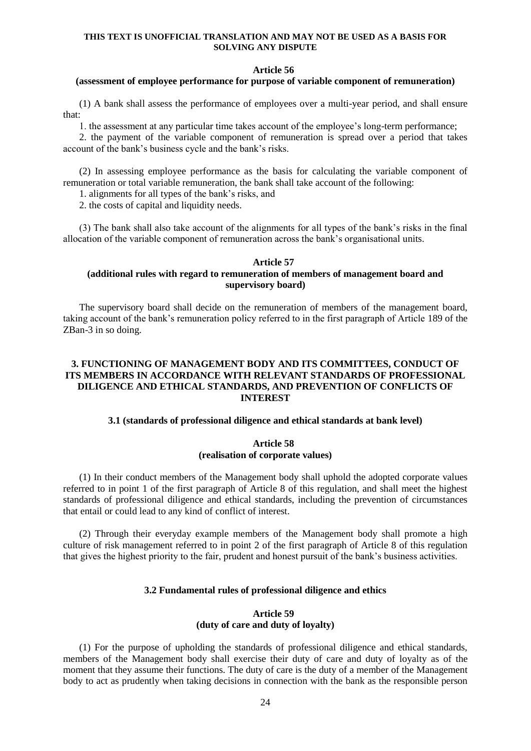**THIS TEXT IS UNOFFICIAL TRANSLATION AND MAY NOT BE USED AS A BASIS FOR SOLVING ANY DISPUTE**

#### Article 56
#### (assessment of employee performance for purpose of variable component of remuneration)

(1) A bank shall assess the performance of employees over a multi-year period, and shall ensure that:

1. the assessment at any particular time takes account of the employee's long-term performance;
2. the payment of the variable component of remuneration is spread over a period that takes account of the bank's business cycle and the bank's risks.

(2) In assessing employee performance as the basis for calculating the variable component of remuneration or total variable remuneration, the bank shall take account of the following:

1. alignments for all types of the bank's risks, and
2. the costs of capital and liquidity needs.

(3) The bank shall also take account of the alignments for all types of the bank's risks in the final allocation of the variable component of remuneration across the bank's organisational units.

#### Article 57
#### (additional rules with regard to remuneration of members of management board and supervisory board)

The supervisory board shall decide on the remuneration of members of the management board, taking account of the bank's remuneration policy referred to in the first paragraph of Article 189 of the ZBan-3 in so doing.

## 3. FUNCTIONING OF MANAGEMENT BODY AND ITS COMMITTEES, CONDUCT OF ITS MEMBERS IN ACCORDANCE WITH RELEVANT STANDARDS OF PROFESSIONAL DILIGENCE AND ETHICAL STANDARDS, AND PREVENTION OF CONFLICTS OF INTEREST

### 3.1 (standards of professional diligence and ethical standards at bank level)

#### Article 58
#### (realisation of corporate values)

(1) In their conduct members of the Management body shall uphold the adopted corporate values referred to in point 1 of the first paragraph of Article 8 of this regulation, and shall meet the highest standards of professional diligence and ethical standards, including the prevention of circumstances that entail or could lead to any kind of conflict of interest.

(2) Through their everyday example members of the Management body shall promote a high culture of risk management referred to in point 2 of the first paragraph of Article 8 of this regulation that gives the highest priority to the fair, prudent and honest pursuit of the bank's business activities.

### 3.2 Fundamental rules of professional diligence and ethics

#### Article 59
#### (duty of care and duty of loyalty)

(1) For the purpose of upholding the standards of professional diligence and ethical standards, members of the Management body shall exercise their duty of care and duty of loyalty as of the moment that they assume their functions. The duty of care is the duty of a member of the Management body to act as prudently when taking decisions in connection with the bank as the responsible person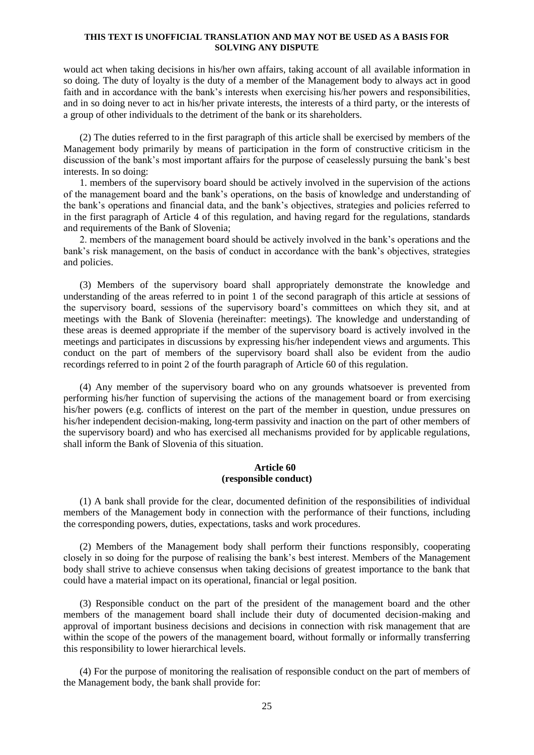would act when taking decisions in his/her own affairs, taking account of all available information in so doing. The duty of loyalty is the duty of a member of the Management body to always act in good faith and in accordance with the bank's interests when exercising his/her powers and responsibilities, and in so doing never to act in his/her private interests, the interests of a third party, or the interests of a group of other individuals to the detriment of the bank or its shareholders.

(2) The duties referred to in the first paragraph of this article shall be exercised by members of the Management body primarily by means of participation in the form of constructive criticism in the discussion of the bank's most important affairs for the purpose of ceaselessly pursuing the bank's best interests. In so doing:

1. members of the supervisory board should be actively involved in the supervision of the actions of the management board and the bank's operations, on the basis of knowledge and understanding of the bank's operations and financial data, and the bank's objectives, strategies and policies referred to in the first paragraph of Article 4 of this regulation, and having regard for the regulations, standards and requirements of the Bank of Slovenia;

2. members of the management board should be actively involved in the bank's operations and the bank's risk management, on the basis of conduct in accordance with the bank's objectives, strategies and policies.

(3) Members of the supervisory board shall appropriately demonstrate the knowledge and understanding of the areas referred to in point 1 of the second paragraph of this article at sessions of the supervisory board, sessions of the supervisory board's committees on which they sit, and at meetings with the Bank of Slovenia (hereinafter: meetings). The knowledge and understanding of these areas is deemed appropriate if the member of the supervisory board is actively involved in the meetings and participates in discussions by expressing his/her independent views and arguments. This conduct on the part of members of the supervisory board shall also be evident from the audio recordings referred to in point 2 of the fourth paragraph of Article 60 of this regulation.

(4) Any member of the supervisory board who on any grounds whatsoever is prevented from performing his/her function of supervising the actions of the management board or from exercising his/her powers (e.g. conflicts of interest on the part of the member in question, undue pressures on his/her independent decision-making, long-term passivity and inaction on the part of other members of the supervisory board) and who has exercised all mechanisms provided for by applicable regulations, shall inform the Bank of Slovenia of this situation.

**Article 60**
**(responsible conduct)**

(1) A bank shall provide for the clear, documented definition of the responsibilities of individual members of the Management body in connection with the performance of their functions, including the corresponding powers, duties, expectations, tasks and work procedures.

(2) Members of the Management body shall perform their functions responsibly, cooperating closely in so doing for the purpose of realising the bank's best interest. Members of the Management body shall strive to achieve consensus when taking decisions of greatest importance to the bank that could have a material impact on its operational, financial or legal position.

(3) Responsible conduct on the part of the president of the management board and the other members of the management board shall include their duty of documented decision-making and approval of important business decisions and decisions in connection with risk management that are within the scope of the powers of the management board, without formally or informally transferring this responsibility to lower hierarchical levels.

(4) For the purpose of monitoring the realisation of responsible conduct on the part of members of the Management body, the bank shall provide for: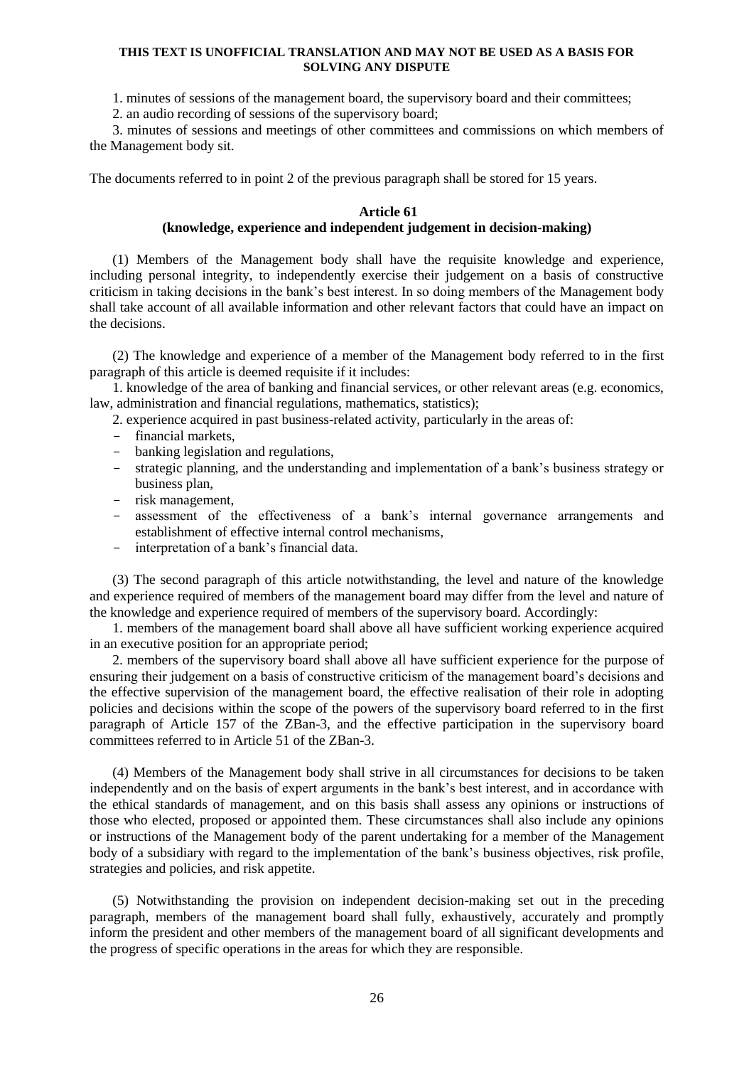1. minutes of sessions of the management board, the supervisory board and their committees;

2. an audio recording of sessions of the supervisory board;

3. minutes of sessions and meetings of other committees and commissions on which members of the Management body sit.

The documents referred to in point 2 of the previous paragraph shall be stored for 15 years.

### Article 61
### (knowledge, experience and independent judgement in decision-making)

(1) Members of the Management body shall have the requisite knowledge and experience, including personal integrity, to independently exercise their judgement on a basis of constructive criticism in taking decisions in the bank's best interest. In so doing members of the Management body shall take account of all available information and other relevant factors that could have an impact on the decisions.

(2) The knowledge and experience of a member of the Management body referred to in the first paragraph of this article is deemed requisite if it includes:

1. knowledge of the area of banking and financial services, or other relevant areas (e.g. economics, law, administration and financial regulations, mathematics, statistics);
2. experience acquired in past business-related activity, particularly in the areas of:
   - financial markets,
   - banking legislation and regulations,
   - strategic planning, and the understanding and implementation of a bank's business strategy or business plan,
   - risk management,
   - assessment of the effectiveness of a bank's internal governance arrangements and establishment of effective internal control mechanisms,
   - interpretation of a bank's financial data.

(3) The second paragraph of this article notwithstanding, the level and nature of the knowledge and experience required of members of the management board may differ from the level and nature of the knowledge and experience required of members of the supervisory board. Accordingly:

1. members of the management board shall above all have sufficient working experience acquired in an executive position for an appropriate period;
2. members of the supervisory board shall above all have sufficient experience for the purpose of ensuring their judgement on a basis of constructive criticism of the management board's decisions and the effective supervision of the management board, the effective realisation of their role in adopting policies and decisions within the scope of the powers of the supervisory board referred to in the first paragraph of Article 157 of the ZBan-3, and the effective participation in the supervisory board committees referred to in Article 51 of the ZBan-3.

(4) Members of the Management body shall strive in all circumstances for decisions to be taken independently and on the basis of expert arguments in the bank's best interest, and in accordance with the ethical standards of management, and on this basis shall assess any opinions or instructions of those who elected, proposed or appointed them. These circumstances shall also include any opinions or instructions of the Management body of the parent undertaking for a member of the Management body of a subsidiary with regard to the implementation of the bank's business objectives, risk profile, strategies and policies, and risk appetite.

(5) Notwithstanding the provision on independent decision-making set out in the preceding paragraph, members of the management board shall fully, exhaustively, accurately and promptly inform the president and other members of the management board of all significant developments and the progress of specific operations in the areas for which they are responsible.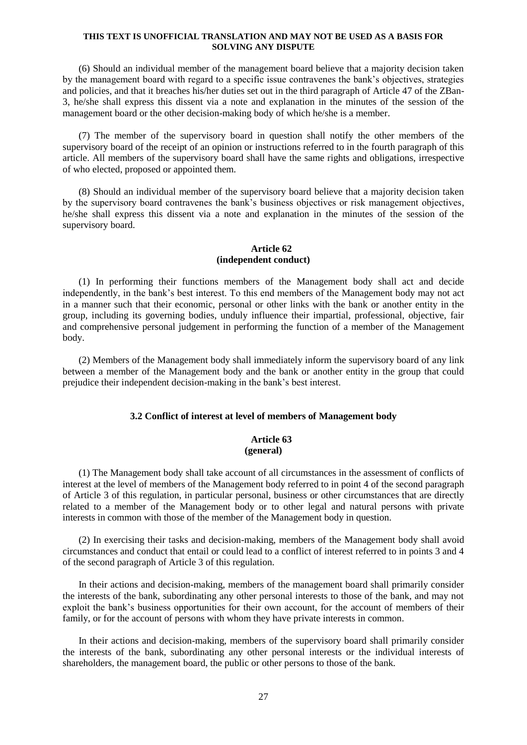**THIS TEXT IS UNOFFICIAL TRANSLATION AND MAY NOT BE USED AS A BASIS FOR SOLVING ANY DISPUTE**

(6) Should an individual member of the management board believe that a majority decision taken by the management board with regard to a specific issue contravenes the bank's objectives, strategies and policies, and that it breaches his/her duties set out in the third paragraph of Article 47 of the ZBan-3, he/she shall express this dissent via a note and explanation in the minutes of the session of the management board or the other decision-making body of which he/she is a member.

(7) The member of the supervisory board in question shall notify the other members of the supervisory board of the receipt of an opinion or instructions referred to in the fourth paragraph of this article. All members of the supervisory board shall have the same rights and obligations, irrespective of who elected, proposed or appointed them.

(8) Should an individual member of the supervisory board believe that a majority decision taken by the supervisory board contravenes the bank's business objectives or risk management objectives, he/she shall express this dissent via a note and explanation in the minutes of the session of the supervisory board.

**Article 62**
**(independent conduct)**

(1) In performing their functions members of the Management body shall act and decide independently, in the bank's best interest. To this end members of the Management body may not act in a manner such that their economic, personal or other links with the bank or another entity in the group, including its governing bodies, unduly influence their impartial, professional, objective, fair and comprehensive personal judgement in performing the function of a member of the Management body.

(2) Members of the Management body shall immediately inform the supervisory board of any link between a member of the Management body and the bank or another entity in the group that could prejudice their independent decision-making in the bank's best interest.

### 3.2 Conflict of interest at level of members of Management body

**Article 63**
**(general)**

(1) The Management body shall take account of all circumstances in the assessment of conflicts of interest at the level of members of the Management body referred to in point 4 of the second paragraph of Article 3 of this regulation, in particular personal, business or other circumstances that are directly related to a member of the Management body or to other legal and natural persons with private interests in common with those of the member of the Management body in question.

(2) In exercising their tasks and decision-making, members of the Management body shall avoid circumstances and conduct that entail or could lead to a conflict of interest referred to in points 3 and 4 of the second paragraph of Article 3 of this regulation.

In their actions and decision-making, members of the management board shall primarily consider the interests of the bank, subordinating any other personal interests to those of the bank, and may not exploit the bank's business opportunities for their own account, for the account of members of their family, or for the account of persons with whom they have private interests in common.

In their actions and decision-making, members of the supervisory board shall primarily consider the interests of the bank, subordinating any other personal interests or the individual interests of shareholders, the management board, the public or other persons to those of the bank.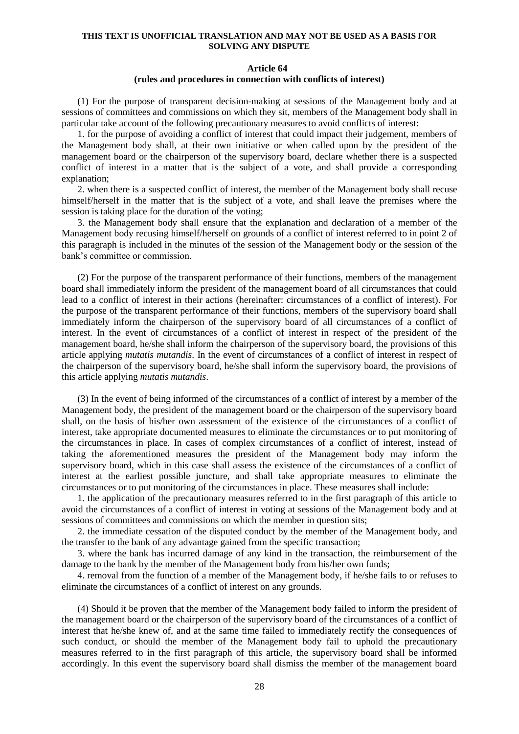**THIS TEXT IS UNOFFICIAL TRANSLATION AND MAY NOT BE USED AS A BASIS FOR SOLVING ANY DISPUTE**

### Article 64
### (rules and procedures in connection with conflicts of interest)

(1) For the purpose of transparent decision-making at sessions of the Management body and at sessions of committees and commissions on which they sit, members of the Management body shall in particular take account of the following precautionary measures to avoid conflicts of interest:

1. for the purpose of avoiding a conflict of interest that could impact their judgement, members of the Management body shall, at their own initiative or when called upon by the president of the management board or the chairperson of the supervisory board, declare whether there is a suspected conflict of interest in a matter that is the subject of a vote, and shall provide a corresponding explanation;

2. when there is a suspected conflict of interest, the member of the Management body shall recuse himself/herself in the matter that is the subject of a vote, and shall leave the premises where the session is taking place for the duration of the voting;

3. the Management body shall ensure that the explanation and declaration of a member of the Management body recusing himself/herself on grounds of a conflict of interest referred to in point 2 of this paragraph is included in the minutes of the session of the Management body or the session of the bank's committee or commission.

(2) For the purpose of the transparent performance of their functions, members of the management board shall immediately inform the president of the management board of all circumstances that could lead to a conflict of interest in their actions (hereinafter: circumstances of a conflict of interest). For the purpose of the transparent performance of their functions, members of the supervisory board shall immediately inform the chairperson of the supervisory board of all circumstances of a conflict of interest. In the event of circumstances of a conflict of interest in respect of the president of the management board, he/she shall inform the chairperson of the supervisory board, the provisions of this article applying *mutatis mutandis*. In the event of circumstances of a conflict of interest in respect of the chairperson of the supervisory board, he/she shall inform the supervisory board, the provisions of this article applying *mutatis mutandis*.

(3) In the event of being informed of the circumstances of a conflict of interest by a member of the Management body, the president of the management board or the chairperson of the supervisory board shall, on the basis of his/her own assessment of the existence of the circumstances of a conflict of interest, take appropriate documented measures to eliminate the circumstances or to put monitoring of the circumstances in place. In cases of complex circumstances of a conflict of interest, instead of taking the aforementioned measures the president of the Management body may inform the supervisory board, which in this case shall assess the existence of the circumstances of a conflict of interest at the earliest possible juncture, and shall take appropriate measures to eliminate the circumstances or to put monitoring of the circumstances in place. These measures shall include:

1. the application of the precautionary measures referred to in the first paragraph of this article to avoid the circumstances of a conflict of interest in voting at sessions of the Management body and at sessions of committees and commissions on which the member in question sits;

2. the immediate cessation of the disputed conduct by the member of the Management body, and the transfer to the bank of any advantage gained from the specific transaction;

3. where the bank has incurred damage of any kind in the transaction, the reimbursement of the damage to the bank by the member of the Management body from his/her own funds;

4. removal from the function of a member of the Management body, if he/she fails to or refuses to eliminate the circumstances of a conflict of interest on any grounds.

(4) Should it be proven that the member of the Management body failed to inform the president of the management board or the chairperson of the supervisory board of the circumstances of a conflict of interest that he/she knew of, and at the same time failed to immediately rectify the consequences of such conduct, or should the member of the Management body fail to uphold the precautionary measures referred to in the first paragraph of this article, the supervisory board shall be informed accordingly. In this event the supervisory board shall dismiss the member of the management board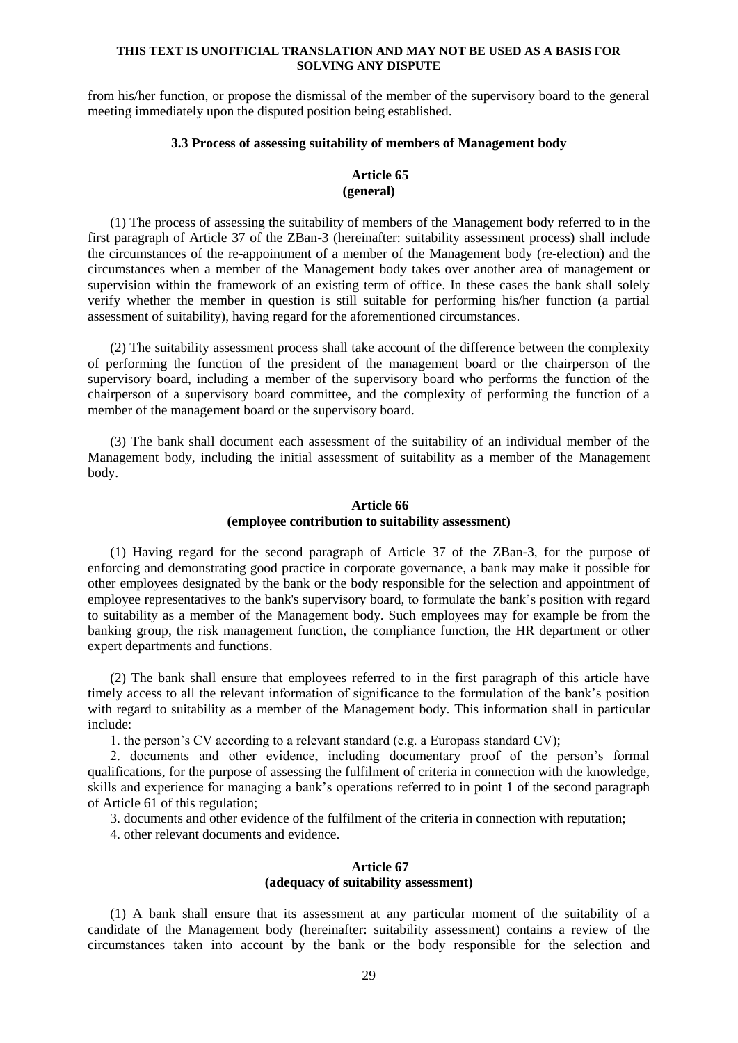from his/her function, or propose the dismissal of the member of the supervisory board to the general meeting immediately upon the disputed position being established.

### 3.3 Process of assessing suitability of members of Management body

#### Article 65
#### (general)

(1) The process of assessing the suitability of members of the Management body referred to in the first paragraph of Article 37 of the ZBan-3 (hereinafter: suitability assessment process) shall include the circumstances of the re-appointment of a member of the Management body (re-election) and the circumstances when a member of the Management body takes over another area of management or supervision within the framework of an existing term of office. In these cases the bank shall solely verify whether the member in question is still suitable for performing his/her function (a partial assessment of suitability), having regard for the aforementioned circumstances.

(2) The suitability assessment process shall take account of the difference between the complexity of performing the function of the president of the management board or the chairperson of the supervisory board, including a member of the supervisory board who performs the function of the chairperson of a supervisory board committee, and the complexity of performing the function of a member of the management board or the supervisory board.

(3) The bank shall document each assessment of the suitability of an individual member of the Management body, including the initial assessment of suitability as a member of the Management body.

#### Article 66
#### (employee contribution to suitability assessment)

(1) Having regard for the second paragraph of Article 37 of the ZBan-3, for the purpose of enforcing and demonstrating good practice in corporate governance, a bank may make it possible for other employees designated by the bank or the body responsible for the selection and appointment of employee representatives to the bank's supervisory board, to formulate the bank's position with regard to suitability as a member of the Management body. Such employees may for example be from the banking group, the risk management function, the compliance function, the HR department or other expert departments and functions.

(2) The bank shall ensure that employees referred to in the first paragraph of this article have timely access to all the relevant information of significance to the formulation of the bank's position with regard to suitability as a member of the Management body. This information shall in particular include:

1. the person's CV according to a relevant standard (e.g. a Europass standard CV);
2. documents and other evidence, including documentary proof of the person's formal qualifications, for the purpose of assessing the fulfilment of criteria in connection with the knowledge, skills and experience for managing a bank's operations referred to in point 1 of the second paragraph of Article 61 of this regulation;
3. documents and other evidence of the fulfilment of the criteria in connection with reputation;
4. other relevant documents and evidence.

#### Article 67
#### (adequacy of suitability assessment)

(1) A bank shall ensure that its assessment at any particular moment of the suitability of a candidate of the Management body (hereinafter: suitability assessment) contains a review of the circumstances taken into account by the bank or the body responsible for the selection and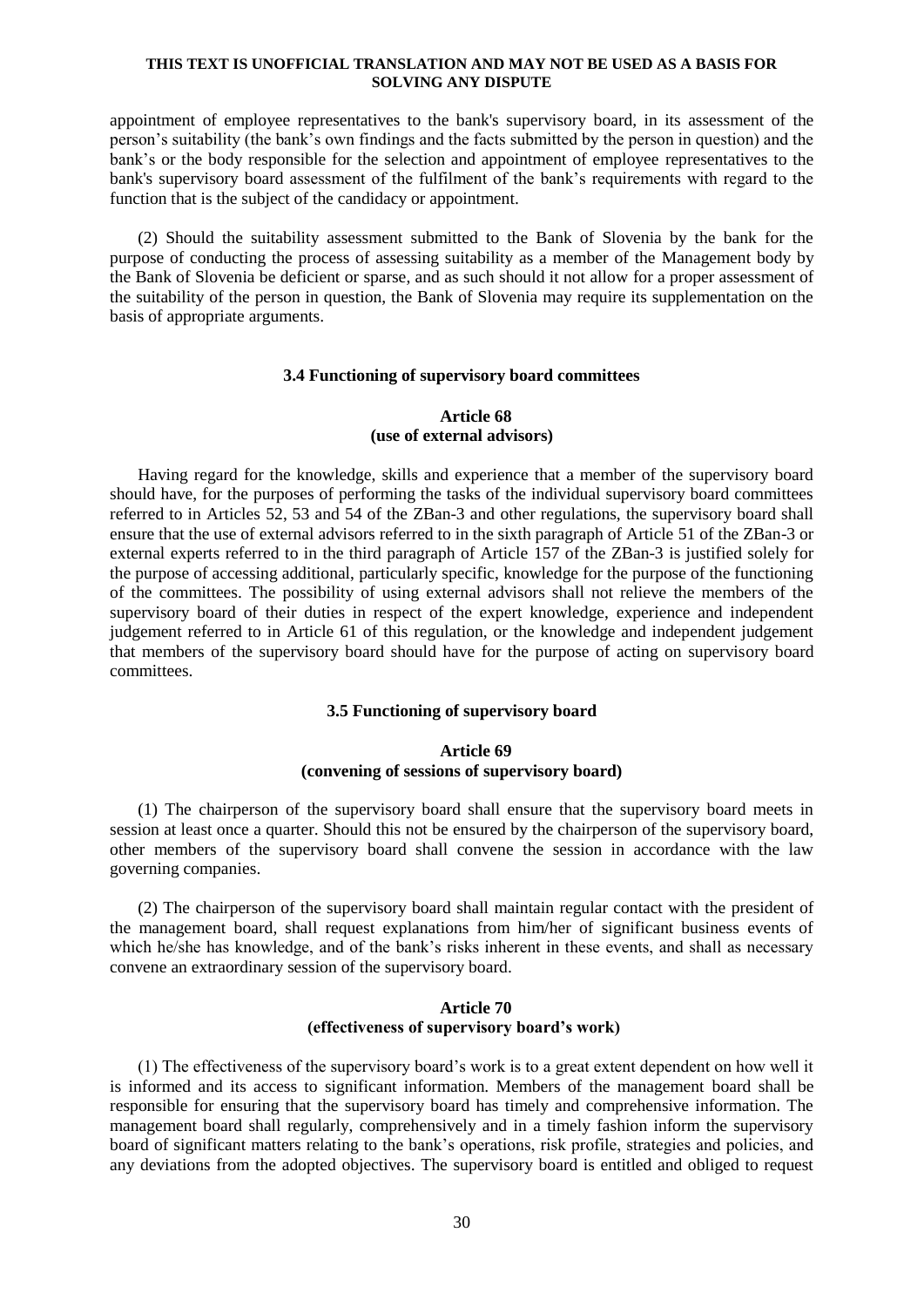appointment of employee representatives to the bank's supervisory board, in its assessment of the person's suitability (the bank's own findings and the facts submitted by the person in question) and the bank's or the body responsible for the selection and appointment of employee representatives to the bank's supervisory board assessment of the fulfilment of the bank's requirements with regard to the function that is the subject of the candidacy or appointment.

(2) Should the suitability assessment submitted to the Bank of Slovenia by the bank for the purpose of conducting the process of assessing suitability as a member of the Management body by the Bank of Slovenia be deficient or sparse, and as such should it not allow for a proper assessment of the suitability of the person in question, the Bank of Slovenia may require its supplementation on the basis of appropriate arguments.

### 3.4 Functioning of supervisory board committees

**Article 68**
**(use of external advisors)**

Having regard for the knowledge, skills and experience that a member of the supervisory board should have, for the purposes of performing the tasks of the individual supervisory board committees referred to in Articles 52, 53 and 54 of the ZBan-3 and other regulations, the supervisory board shall ensure that the use of external advisors referred to in the sixth paragraph of Article 51 of the ZBan-3 or external experts referred to in the third paragraph of Article 157 of the ZBan-3 is justified solely for the purpose of accessing additional, particularly specific, knowledge for the purpose of the functioning of the committees. The possibility of using external advisors shall not relieve the members of the supervisory board of their duties in respect of the expert knowledge, experience and independent judgement referred to in Article 61 of this regulation, or the knowledge and independent judgement that members of the supervisory board should have for the purpose of acting on supervisory board committees.

### 3.5 Functioning of supervisory board

**Article 69**
**(convening of sessions of supervisory board)**

(1) The chairperson of the supervisory board shall ensure that the supervisory board meets in session at least once a quarter. Should this not be ensured by the chairperson of the supervisory board, other members of the supervisory board shall convene the session in accordance with the law governing companies.

(2) The chairperson of the supervisory board shall maintain regular contact with the president of the management board, shall request explanations from him/her of significant business events of which he/she has knowledge, and of the bank's risks inherent in these events, and shall as necessary convene an extraordinary session of the supervisory board.

**Article 70**
**(effectiveness of supervisory board's work)**

(1) The effectiveness of the supervisory board's work is to a great extent dependent on how well it is informed and its access to significant information. Members of the management board shall be responsible for ensuring that the supervisory board has timely and comprehensive information. The management board shall regularly, comprehensively and in a timely fashion inform the supervisory board of significant matters relating to the bank's operations, risk profile, strategies and policies, and any deviations from the adopted objectives. The supervisory board is entitled and obliged to request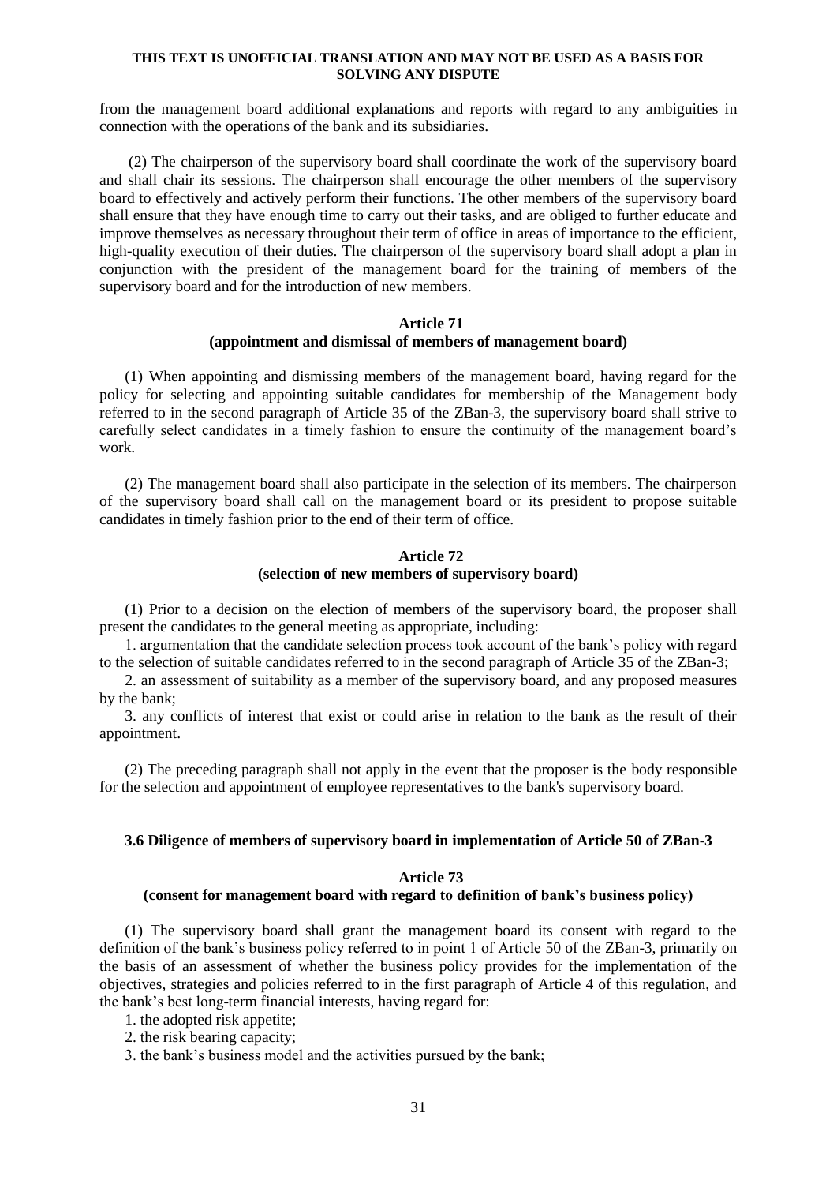from the management board additional explanations and reports with regard to any ambiguities in connection with the operations of the bank and its subsidiaries.

(2) The chairperson of the supervisory board shall coordinate the work of the supervisory board and shall chair its sessions. The chairperson shall encourage the other members of the supervisory board to effectively and actively perform their functions. The other members of the supervisory board shall ensure that they have enough time to carry out their tasks, and are obliged to further educate and improve themselves as necessary throughout their term of office in areas of importance to the efficient, high-quality execution of their duties. The chairperson of the supervisory board shall adopt a plan in conjunction with the president of the management board for the training of members of the supervisory board and for the introduction of new members.

**Article 71**
**(appointment and dismissal of members of management board)**

(1) When appointing and dismissing members of the management board, having regard for the policy for selecting and appointing suitable candidates for membership of the Management body referred to in the second paragraph of Article 35 of the ZBan-3, the supervisory board shall strive to carefully select candidates in a timely fashion to ensure the continuity of the management board's work.

(2) The management board shall also participate in the selection of its members. The chairperson of the supervisory board shall call on the management board or its president to propose suitable candidates in timely fashion prior to the end of their term of office.

**Article 72**
**(selection of new members of supervisory board)**

(1) Prior to a decision on the election of members of the supervisory board, the proposer shall present the candidates to the general meeting as appropriate, including:

1. argumentation that the candidate selection process took account of the bank's policy with regard to the selection of suitable candidates referred to in the second paragraph of Article 35 of the ZBan-3;
2. an assessment of suitability as a member of the supervisory board, and any proposed measures by the bank;
3. any conflicts of interest that exist or could arise in relation to the bank as the result of their appointment.

(2) The preceding paragraph shall not apply in the event that the proposer is the body responsible for the selection and appointment of employee representatives to the bank's supervisory board.

### 3.6 Diligence of members of supervisory board in implementation of Article 50 of ZBan-3

**Article 73**
**(consent for management board with regard to definition of bank's business policy)**

(1) The supervisory board shall grant the management board its consent with regard to the definition of the bank's business policy referred to in point 1 of Article 50 of the ZBan-3, primarily on the basis of an assessment of whether the business policy provides for the implementation of the objectives, strategies and policies referred to in the first paragraph of Article 4 of this regulation, and the bank's best long-term financial interests, having regard for:

1. the adopted risk appetite;
2. the risk bearing capacity;
3. the bank's business model and the activities pursued by the bank;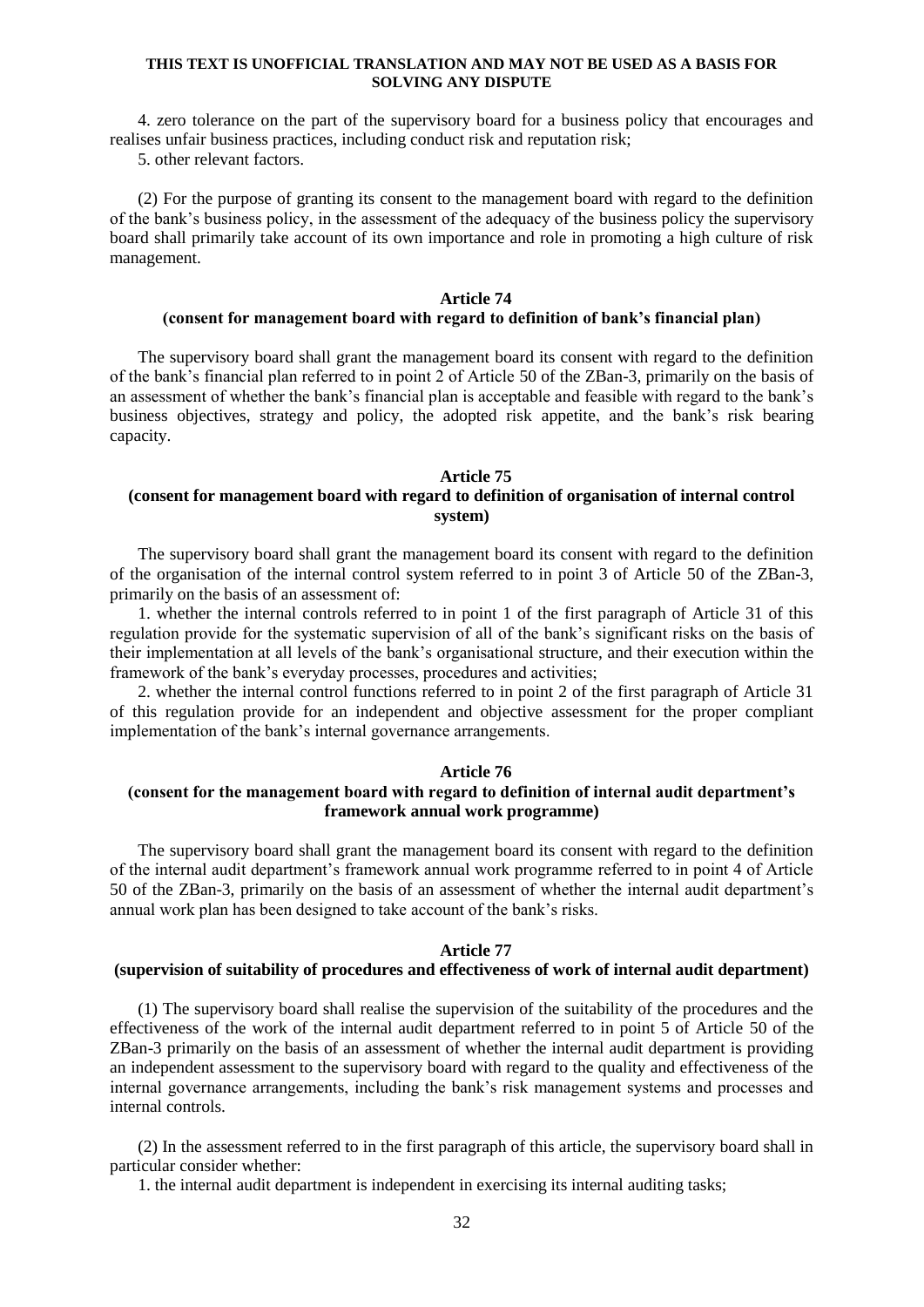**THIS TEXT IS UNOFFICIAL TRANSLATION AND MAY NOT BE USED AS A BASIS FOR SOLVING ANY DISPUTE**

4. zero tolerance on the part of the supervisory board for a business policy that encourages and realises unfair business practices, including conduct risk and reputation risk;

5. other relevant factors.

(2) For the purpose of granting its consent to the management board with regard to the definition of the bank's business policy, in the assessment of the adequacy of the business policy the supervisory board shall primarily take account of its own importance and role in promoting a high culture of risk management.

### Article 74
### (consent for management board with regard to definition of bank's financial plan)

The supervisory board shall grant the management board its consent with regard to the definition of the bank's financial plan referred to in point 2 of Article 50 of the ZBan-3, primarily on the basis of an assessment of whether the bank's financial plan is acceptable and feasible with regard to the bank's business objectives, strategy and policy, the adopted risk appetite, and the bank's risk bearing capacity.

### Article 75
### (consent for management board with regard to definition of organisation of internal control system)

The supervisory board shall grant the management board its consent with regard to the definition of the organisation of the internal control system referred to in point 3 of Article 50 of the ZBan-3, primarily on the basis of an assessment of:

1. whether the internal controls referred to in point 1 of the first paragraph of Article 31 of this regulation provide for the systematic supervision of all of the bank's significant risks on the basis of their implementation at all levels of the bank's organisational structure, and their execution within the framework of the bank's everyday processes, procedures and activities;

2. whether the internal control functions referred to in point 2 of the first paragraph of Article 31 of this regulation provide for an independent and objective assessment for the proper compliant implementation of the bank's internal governance arrangements.

### Article 76
### (consent for the management board with regard to definition of internal audit department's framework annual work programme)

The supervisory board shall grant the management board its consent with regard to the definition of the internal audit department's framework annual work programme referred to in point 4 of Article 50 of the ZBan-3, primarily on the basis of an assessment of whether the internal audit department's annual work plan has been designed to take account of the bank's risks.

### Article 77
### (supervision of suitability of procedures and effectiveness of work of internal audit department)

(1) The supervisory board shall realise the supervision of the suitability of the procedures and the effectiveness of the work of the internal audit department referred to in point 5 of Article 50 of the ZBan-3 primarily on the basis of an assessment of whether the internal audit department is providing an independent assessment to the supervisory board with regard to the quality and effectiveness of the internal governance arrangements, including the bank's risk management systems and processes and internal controls.

(2) In the assessment referred to in the first paragraph of this article, the supervisory board shall in particular consider whether:

1. the internal audit department is independent in exercising its internal auditing tasks;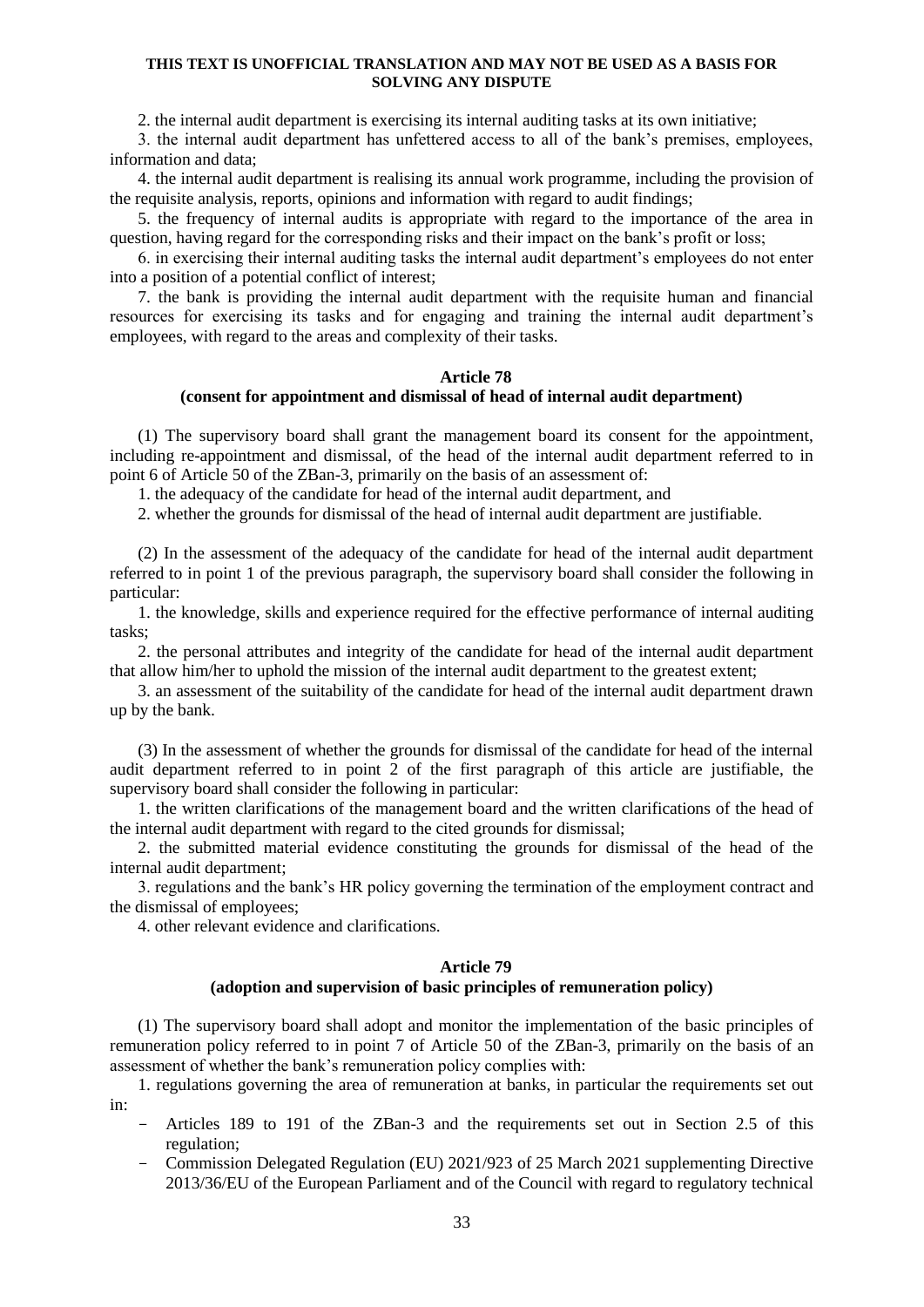2. the internal audit department is exercising its internal auditing tasks at its own initiative;

3. the internal audit department has unfettered access to all of the bank's premises, employees, information and data;

4. the internal audit department is realising its annual work programme, including the provision of the requisite analysis, reports, opinions and information with regard to audit findings;

5. the frequency of internal audits is appropriate with regard to the importance of the area in question, having regard for the corresponding risks and their impact on the bank's profit or loss;

6. in exercising their internal auditing tasks the internal audit department's employees do not enter into a position of a potential conflict of interest;

7. the bank is providing the internal audit department with the requisite human and financial resources for exercising its tasks and for engaging and training the internal audit department's employees, with regard to the areas and complexity of their tasks.

### Article 78
### (consent for appointment and dismissal of head of internal audit department)

(1) The supervisory board shall grant the management board its consent for the appointment, including re-appointment and dismissal, of the head of the internal audit department referred to in point 6 of Article 50 of the ZBan-3, primarily on the basis of an assessment of:

1. the adequacy of the candidate for head of the internal audit department, and

2. whether the grounds for dismissal of the head of internal audit department are justifiable.

(2) In the assessment of the adequacy of the candidate for head of the internal audit department referred to in point 1 of the previous paragraph, the supervisory board shall consider the following in particular:

1. the knowledge, skills and experience required for the effective performance of internal auditing tasks;

2. the personal attributes and integrity of the candidate for head of the internal audit department that allow him/her to uphold the mission of the internal audit department to the greatest extent;

3. an assessment of the suitability of the candidate for head of the internal audit department drawn up by the bank.

(3) In the assessment of whether the grounds for dismissal of the candidate for head of the internal audit department referred to in point 2 of the first paragraph of this article are justifiable, the supervisory board shall consider the following in particular:

1. the written clarifications of the management board and the written clarifications of the head of the internal audit department with regard to the cited grounds for dismissal;

2. the submitted material evidence constituting the grounds for dismissal of the head of the internal audit department;

3. regulations and the bank's HR policy governing the termination of the employment contract and the dismissal of employees;

4. other relevant evidence and clarifications.

### Article 79
### (adoption and supervision of basic principles of remuneration policy)

(1) The supervisory board shall adopt and monitor the implementation of the basic principles of remuneration policy referred to in point 7 of Article 50 of the ZBan-3, primarily on the basis of an assessment of whether the bank's remuneration policy complies with:

1. regulations governing the area of remuneration at banks, in particular the requirements set out in:

- Articles 189 to 191 of the ZBan-3 and the requirements set out in Section 2.5 of this regulation;
- Commission Delegated Regulation (EU) 2021/923 of 25 March 2021 supplementing Directive 2013/36/EU of the European Parliament and of the Council with regard to regulatory technical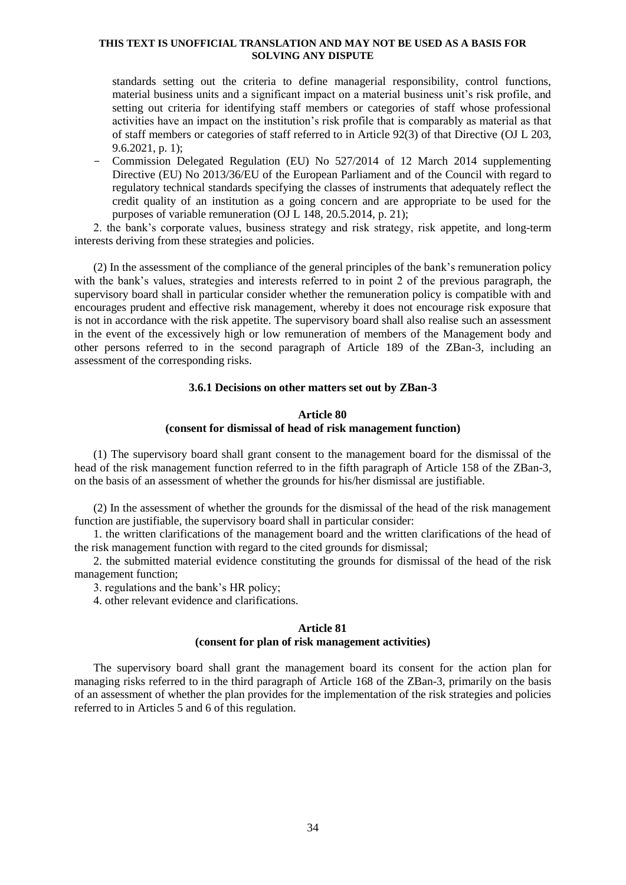standards setting out the criteria to define managerial responsibility, control functions, material business units and a significant impact on a material business unit's risk profile, and setting out criteria for identifying staff members or categories of staff whose professional activities have an impact on the institution's risk profile that is comparably as material as that of staff members or categories of staff referred to in Article 92(3) of that Directive (OJ L 203, 9.6.2021, p. 1);

- Commission Delegated Regulation (EU) No 527/2014 of 12 March 2014 supplementing Directive (EU) No 2013/36/EU of the European Parliament and of the Council with regard to regulatory technical standards specifying the classes of instruments that adequately reflect the credit quality of an institution as a going concern and are appropriate to be used for the purposes of variable remuneration (OJ L 148, 20.5.2014, p. 21);

2. the bank's corporate values, business strategy and risk strategy, risk appetite, and long-term interests deriving from these strategies and policies.

(2) In the assessment of the compliance of the general principles of the bank's remuneration policy with the bank's values, strategies and interests referred to in point 2 of the previous paragraph, the supervisory board shall in particular consider whether the remuneration policy is compatible with and encourages prudent and effective risk management, whereby it does not encourage risk exposure that is not in accordance with the risk appetite. The supervisory board shall also realise such an assessment in the event of the excessively high or low remuneration of members of the Management body and other persons referred to in the second paragraph of Article 189 of the ZBan-3, including an assessment of the corresponding risks.

### 3.6.1 Decisions on other matters set out by ZBan-3

#### Article 80
#### (consent for dismissal of head of risk management function)

(1) The supervisory board shall grant consent to the management board for the dismissal of the head of the risk management function referred to in the fifth paragraph of Article 158 of the ZBan-3, on the basis of an assessment of whether the grounds for his/her dismissal are justifiable.

(2) In the assessment of whether the grounds for the dismissal of the head of the risk management function are justifiable, the supervisory board shall in particular consider:

1. the written clarifications of the management board and the written clarifications of the head of the risk management function with regard to the cited grounds for dismissal;

2. the submitted material evidence constituting the grounds for dismissal of the head of the risk management function;

3. regulations and the bank's HR policy;

4. other relevant evidence and clarifications.

#### Article 81
#### (consent for plan of risk management activities)

The supervisory board shall grant the management board its consent for the action plan for managing risks referred to in the third paragraph of Article 168 of the ZBan-3, primarily on the basis of an assessment of whether the plan provides for the implementation of the risk strategies and policies referred to in Articles 5 and 6 of this regulation.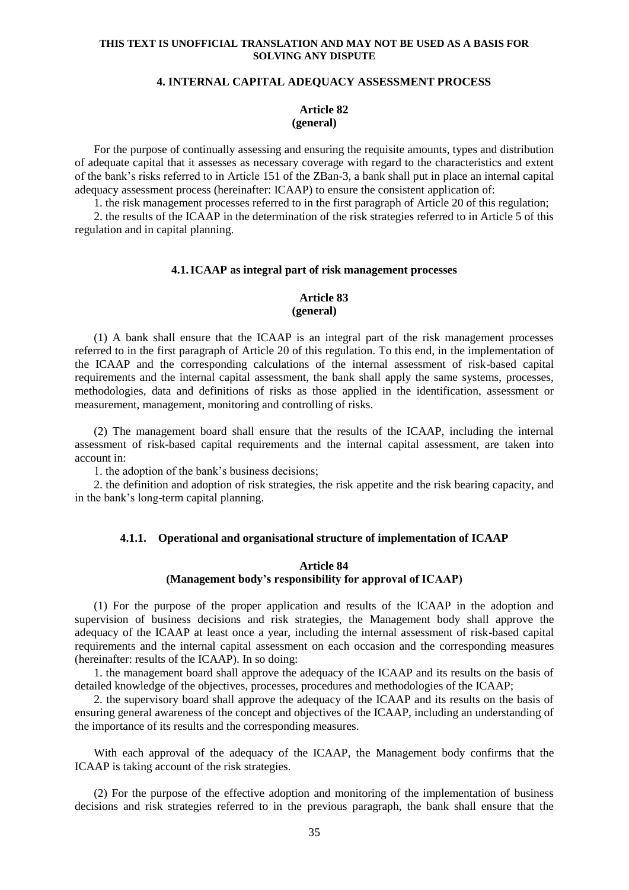**THIS TEXT IS UNOFFICIAL TRANSLATION AND MAY NOT BE USED AS A BASIS FOR SOLVING ANY DISPUTE**

## 4. INTERNAL CAPITAL ADEQUACY ASSESSMENT PROCESS

**Article 82**
**(general)**

For the purpose of continually assessing and ensuring the requisite amounts, types and distribution of adequate capital that it assesses as necessary coverage with regard to the characteristics and extent of the bank's risks referred to in Article 151 of the ZBan-3, a bank shall put in place an internal capital adequacy assessment process (hereinafter: ICAAP) to ensure the consistent application of:

1. the risk management processes referred to in the first paragraph of Article 20 of this regulation;
2. the results of the ICAAP in the determination of the risk strategies referred to in Article 5 of this regulation and in capital planning.

### 4.1. ICAAP as integral part of risk management processes

**Article 83**
**(general)**

(1) A bank shall ensure that the ICAAP is an integral part of the risk management processes referred to in the first paragraph of Article 20 of this regulation. To this end, in the implementation of the ICAAP and the corresponding calculations of the internal assessment of risk-based capital requirements and the internal capital assessment, the bank shall apply the same systems, processes, methodologies, data and definitions of risks as those applied in the identification, assessment or measurement, management, monitoring and controlling of risks.

(2) The management board shall ensure that the results of the ICAAP, including the internal assessment of risk-based capital requirements and the internal capital assessment, are taken into account in:

1. the adoption of the bank's business decisions;
2. the definition and adoption of risk strategies, the risk appetite and the risk bearing capacity, and in the bank's long-term capital planning.

#### 4.1.1. Operational and organisational structure of implementation of ICAAP

**Article 84**
**(Management body's responsibility for approval of ICAAP)**

(1) For the purpose of the proper application and results of the ICAAP in the adoption and supervision of business decisions and risk strategies, the Management body shall approve the adequacy of the ICAAP at least once a year, including the internal assessment of risk-based capital requirements and the internal capital assessment on each occasion and the corresponding measures (hereinafter: results of the ICAAP). In so doing:

1. the management board shall approve the adequacy of the ICAAP and its results on the basis of detailed knowledge of the objectives, processes, procedures and methodologies of the ICAAP;
2. the supervisory board shall approve the adequacy of the ICAAP and its results on the basis of ensuring general awareness of the concept and objectives of the ICAAP, including an understanding of the importance of its results and the corresponding measures.

With each approval of the adequacy of the ICAAP, the Management body confirms that the ICAAP is taking account of the risk strategies.

(2) For the purpose of the effective adoption and monitoring of the implementation of business decisions and risk strategies referred to in the previous paragraph, the bank shall ensure that the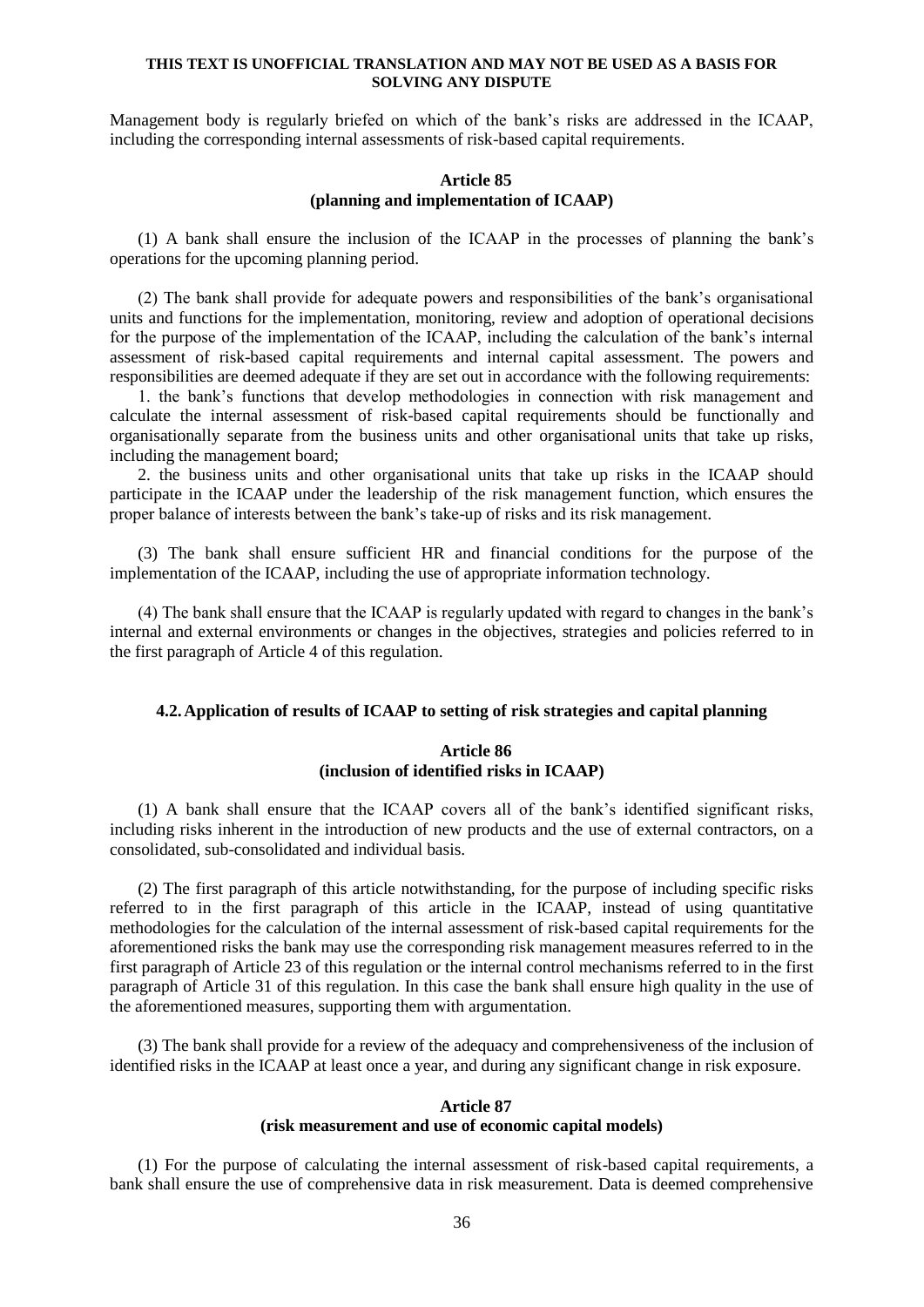Management body is regularly briefed on which of the bank's risks are addressed in the ICAAP, including the corresponding internal assessments of risk-based capital requirements.

**Article 85**
**(planning and implementation of ICAAP)**

(1) A bank shall ensure the inclusion of the ICAAP in the processes of planning the bank's operations for the upcoming planning period.

(2) The bank shall provide for adequate powers and responsibilities of the bank's organisational units and functions for the implementation, monitoring, review and adoption of operational decisions for the purpose of the implementation of the ICAAP, including the calculation of the bank's internal assessment of risk-based capital requirements and internal capital assessment. The powers and responsibilities are deemed adequate if they are set out in accordance with the following requirements:

1. the bank's functions that develop methodologies in connection with risk management and calculate the internal assessment of risk-based capital requirements should be functionally and organisationally separate from the business units and other organisational units that take up risks, including the management board;

2. the business units and other organisational units that take up risks in the ICAAP should participate in the ICAAP under the leadership of the risk management function, which ensures the proper balance of interests between the bank's take-up of risks and its risk management.

(3) The bank shall ensure sufficient HR and financial conditions for the purpose of the implementation of the ICAAP, including the use of appropriate information technology.

(4) The bank shall ensure that the ICAAP is regularly updated with regard to changes in the bank's internal and external environments or changes in the objectives, strategies and policies referred to in the first paragraph of Article 4 of this regulation.

### 4.2. Application of results of ICAAP to setting of risk strategies and capital planning

**Article 86**
**(inclusion of identified risks in ICAAP)**

(1) A bank shall ensure that the ICAAP covers all of the bank's identified significant risks, including risks inherent in the introduction of new products and the use of external contractors, on a consolidated, sub-consolidated and individual basis.

(2) The first paragraph of this article notwithstanding, for the purpose of including specific risks referred to in the first paragraph of this article in the ICAAP, instead of using quantitative methodologies for the calculation of the internal assessment of risk-based capital requirements for the aforementioned risks the bank may use the corresponding risk management measures referred to in the first paragraph of Article 23 of this regulation or the internal control mechanisms referred to in the first paragraph of Article 31 of this regulation. In this case the bank shall ensure high quality in the use of the aforementioned measures, supporting them with argumentation.

(3) The bank shall provide for a review of the adequacy and comprehensiveness of the inclusion of identified risks in the ICAAP at least once a year, and during any significant change in risk exposure.

**Article 87**
**(risk measurement and use of economic capital models)**

(1) For the purpose of calculating the internal assessment of risk-based capital requirements, a bank shall ensure the use of comprehensive data in risk measurement. Data is deemed comprehensive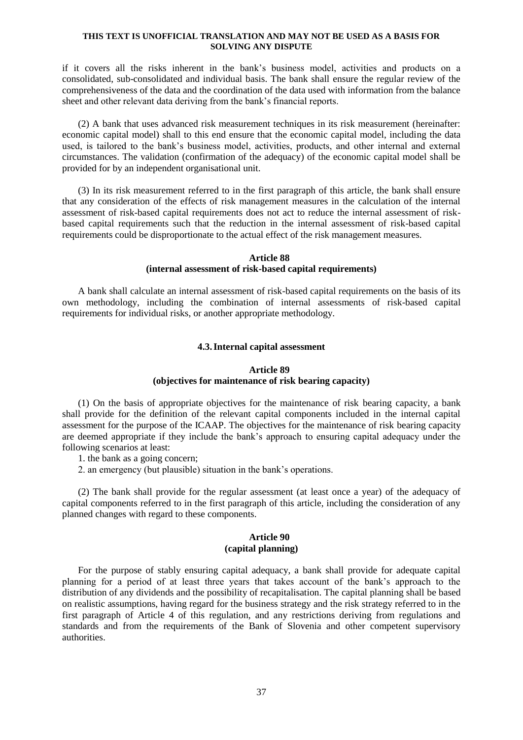if it covers all the risks inherent in the bank's business model, activities and products on a consolidated, sub-consolidated and individual basis. The bank shall ensure the regular review of the comprehensiveness of the data and the coordination of the data used with information from the balance sheet and other relevant data deriving from the bank's financial reports.

(2) A bank that uses advanced risk measurement techniques in its risk measurement (hereinafter: economic capital model) shall to this end ensure that the economic capital model, including the data used, is tailored to the bank's business model, activities, products, and other internal and external circumstances. The validation (confirmation of the adequacy) of the economic capital model shall be provided for by an independent organisational unit.

(3) In its risk measurement referred to in the first paragraph of this article, the bank shall ensure that any consideration of the effects of risk management measures in the calculation of the internal assessment of risk-based capital requirements does not act to reduce the internal assessment of risk-based capital requirements such that the reduction in the internal assessment of risk-based capital requirements could be disproportionate to the actual effect of the risk management measures.

**Article 88**
**(internal assessment of risk-based capital requirements)**

A bank shall calculate an internal assessment of risk-based capital requirements on the basis of its own methodology, including the combination of internal assessments of risk-based capital requirements for individual risks, or another appropriate methodology.

### 4.3. Internal capital assessment

**Article 89**
**(objectives for maintenance of risk bearing capacity)**

(1) On the basis of appropriate objectives for the maintenance of risk bearing capacity, a bank shall provide for the definition of the relevant capital components included in the internal capital assessment for the purpose of the ICAAP. The objectives for the maintenance of risk bearing capacity are deemed appropriate if they include the bank's approach to ensuring capital adequacy under the following scenarios at least:

1. the bank as a going concern;
2. an emergency (but plausible) situation in the bank's operations.

(2) The bank shall provide for the regular assessment (at least once a year) of the adequacy of capital components referred to in the first paragraph of this article, including the consideration of any planned changes with regard to these components.

**Article 90**
**(capital planning)**

For the purpose of stably ensuring capital adequacy, a bank shall provide for adequate capital planning for a period of at least three years that takes account of the bank's approach to the distribution of any dividends and the possibility of recapitalisation. The capital planning shall be based on realistic assumptions, having regard for the business strategy and the risk strategy referred to in the first paragraph of Article 4 of this regulation, and any restrictions deriving from regulations and standards and from the requirements of the Bank of Slovenia and other competent supervisory authorities.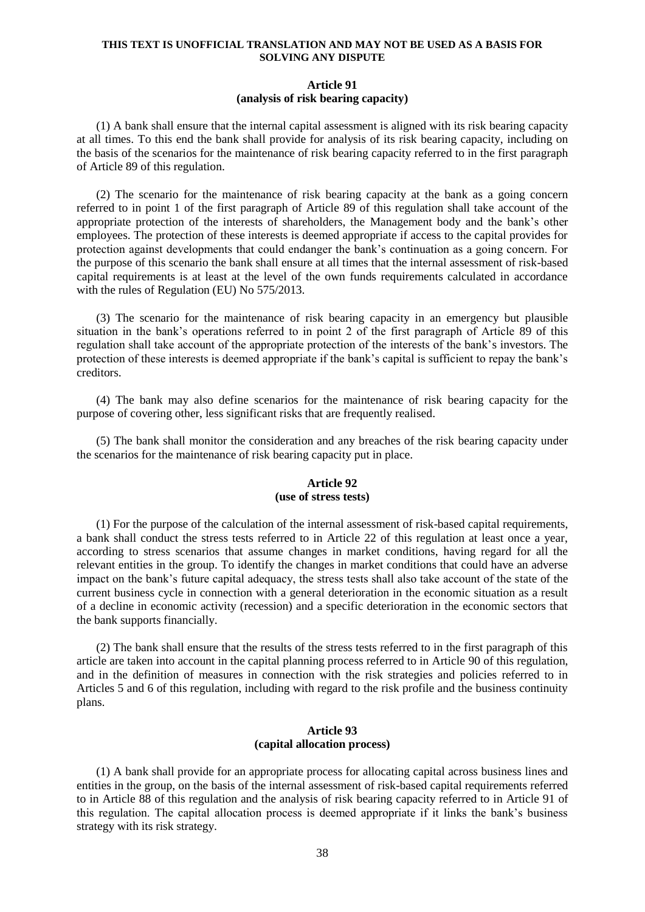**THIS TEXT IS UNOFFICIAL TRANSLATION AND MAY NOT BE USED AS A BASIS FOR SOLVING ANY DISPUTE**

### Article 91
### (analysis of risk bearing capacity)

(1) A bank shall ensure that the internal capital assessment is aligned with its risk bearing capacity at all times. To this end the bank shall provide for analysis of its risk bearing capacity, including on the basis of the scenarios for the maintenance of risk bearing capacity referred to in the first paragraph of Article 89 of this regulation.

(2) The scenario for the maintenance of risk bearing capacity at the bank as a going concern referred to in point 1 of the first paragraph of Article 89 of this regulation shall take account of the appropriate protection of the interests of shareholders, the Management body and the bank's other employees. The protection of these interests is deemed appropriate if access to the capital provides for protection against developments that could endanger the bank's continuation as a going concern. For the purpose of this scenario the bank shall ensure at all times that the internal assessment of risk-based capital requirements is at least at the level of the own funds requirements calculated in accordance with the rules of Regulation (EU) No 575/2013.

(3) The scenario for the maintenance of risk bearing capacity in an emergency but plausible situation in the bank's operations referred to in point 2 of the first paragraph of Article 89 of this regulation shall take account of the appropriate protection of the interests of the bank's investors. The protection of these interests is deemed appropriate if the bank's capital is sufficient to repay the bank's creditors.

(4) The bank may also define scenarios for the maintenance of risk bearing capacity for the purpose of covering other, less significant risks that are frequently realised.

(5) The bank shall monitor the consideration and any breaches of the risk bearing capacity under the scenarios for the maintenance of risk bearing capacity put in place.

### Article 92
### (use of stress tests)

(1) For the purpose of the calculation of the internal assessment of risk-based capital requirements, a bank shall conduct the stress tests referred to in Article 22 of this regulation at least once a year, according to stress scenarios that assume changes in market conditions, having regard for all the relevant entities in the group. To identify the changes in market conditions that could have an adverse impact on the bank's future capital adequacy, the stress tests shall also take account of the state of the current business cycle in connection with a general deterioration in the economic situation as a result of a decline in economic activity (recession) and a specific deterioration in the economic sectors that the bank supports financially.

(2) The bank shall ensure that the results of the stress tests referred to in the first paragraph of this article are taken into account in the capital planning process referred to in Article 90 of this regulation, and in the definition of measures in connection with the risk strategies and policies referred to in Articles 5 and 6 of this regulation, including with regard to the risk profile and the business continuity plans.

### Article 93
### (capital allocation process)

(1) A bank shall provide for an appropriate process for allocating capital across business lines and entities in the group, on the basis of the internal assessment of risk-based capital requirements referred to in Article 88 of this regulation and the analysis of risk bearing capacity referred to in Article 91 of this regulation. The capital allocation process is deemed appropriate if it links the bank's business strategy with its risk strategy.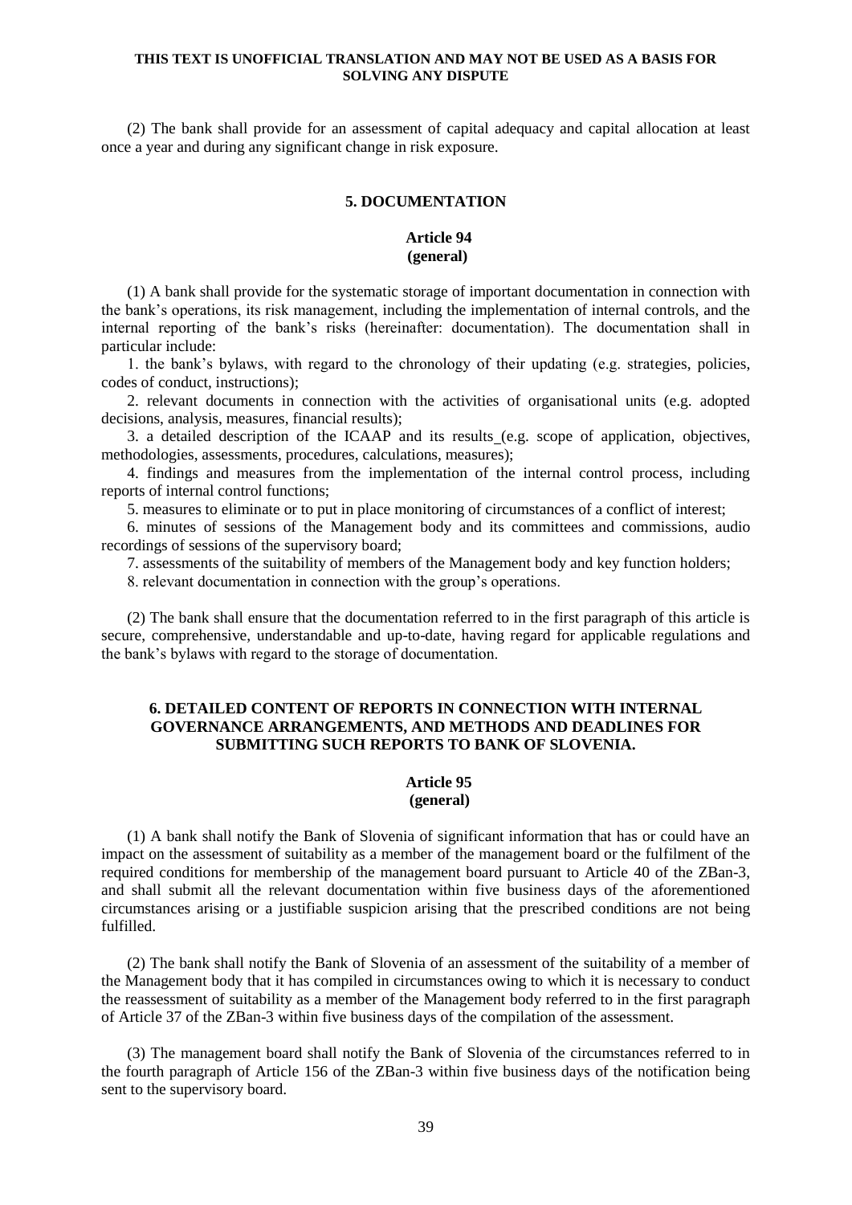(2) The bank shall provide for an assessment of capital adequacy and capital allocation at least once a year and during any significant change in risk exposure.

## 5. DOCUMENTATION

### Article 94
### (general)

(1) A bank shall provide for the systematic storage of important documentation in connection with the bank's operations, its risk management, including the implementation of internal controls, and the internal reporting of the bank's risks (hereinafter: documentation). The documentation shall in particular include:

1. the bank's bylaws, with regard to the chronology of their updating (e.g. strategies, policies, codes of conduct, instructions);
2. relevant documents in connection with the activities of organisational units (e.g. adopted decisions, analysis, measures, financial results);
3. a detailed description of the ICAAP and its results (e.g. scope of application, objectives, methodologies, assessments, procedures, calculations, measures);
4. findings and measures from the implementation of the internal control process, including reports of internal control functions;
5. measures to eliminate or to put in place monitoring of circumstances of a conflict of interest;
6. minutes of sessions of the Management body and its committees and commissions, audio recordings of sessions of the supervisory board;
7. assessments of the suitability of members of the Management body and key function holders;
8. relevant documentation in connection with the group's operations.

(2) The bank shall ensure that the documentation referred to in the first paragraph of this article is secure, comprehensive, understandable and up-to-date, having regard for applicable regulations and the bank's bylaws with regard to the storage of documentation.

## 6. DETAILED CONTENT OF REPORTS IN CONNECTION WITH INTERNAL GOVERNANCE ARRANGEMENTS, AND METHODS AND DEADLINES FOR SUBMITTING SUCH REPORTS TO BANK OF SLOVENIA.

### Article 95
### (general)

(1) A bank shall notify the Bank of Slovenia of significant information that has or could have an impact on the assessment of suitability as a member of the management board or the fulfilment of the required conditions for membership of the management board pursuant to Article 40 of the ZBan-3, and shall submit all the relevant documentation within five business days of the aforementioned circumstances arising or a justifiable suspicion arising that the prescribed conditions are not being fulfilled.

(2) The bank shall notify the Bank of Slovenia of an assessment of the suitability of a member of the Management body that it has compiled in circumstances owing to which it is necessary to conduct the reassessment of suitability as a member of the Management body referred to in the first paragraph of Article 37 of the ZBan-3 within five business days of the compilation of the assessment.

(3) The management board shall notify the Bank of Slovenia of the circumstances referred to in the fourth paragraph of Article 156 of the ZBan-3 within five business days of the notification being sent to the supervisory board.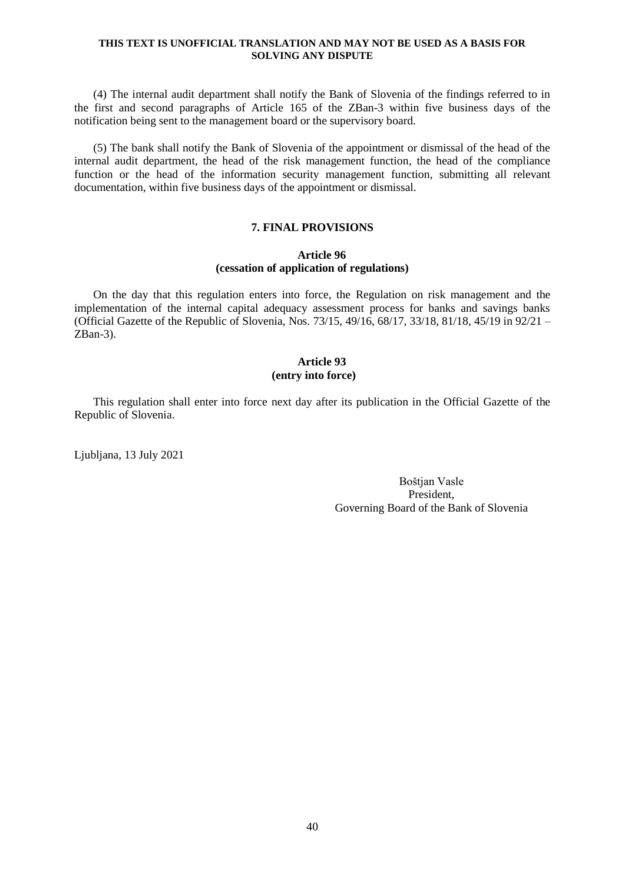(4) The internal audit department shall notify the Bank of Slovenia of the findings referred to in the first and second paragraphs of Article 165 of the ZBan-3 within five business days of the notification being sent to the management board or the supervisory board.

(5) The bank shall notify the Bank of Slovenia of the appointment or dismissal of the head of the internal audit department, the head of the risk management function, the head of the compliance function or the head of the information security management function, submitting all relevant documentation, within five business days of the appointment or dismissal.

## 7. FINAL PROVISIONS

### Article 96
### (cessation of application of regulations)

On the day that this regulation enters into force, the Regulation on risk management and the implementation of the internal capital adequacy assessment process for banks and savings banks (Official Gazette of the Republic of Slovenia, Nos. 73/15, 49/16, 68/17, 33/18, 81/18, 45/19 in 92/21 – ZBan-3).

### Article 93
### (entry into force)

This regulation shall enter into force next day after its publication in the Official Gazette of the Republic of Slovenia.

Ljubljana, 13 July 2021

Boštjan Vasle
President,
Governing Board of the Bank of Slovenia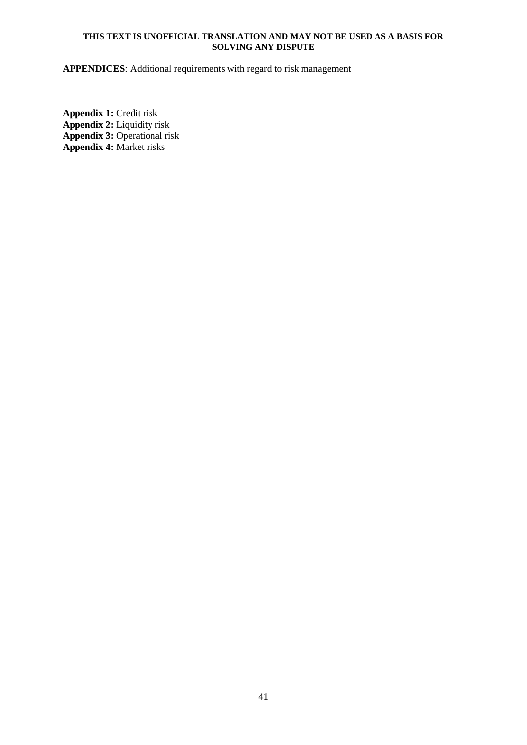**THIS TEXT IS UNOFFICIAL TRANSLATION AND MAY NOT BE USED AS A BASIS FOR SOLVING ANY DISPUTE**

**APPENDICES**: Additional requirements with regard to risk management

**Appendix 1:** Credit risk
**Appendix 2:** Liquidity risk
**Appendix 3:** Operational risk
**Appendix 4:** Market risks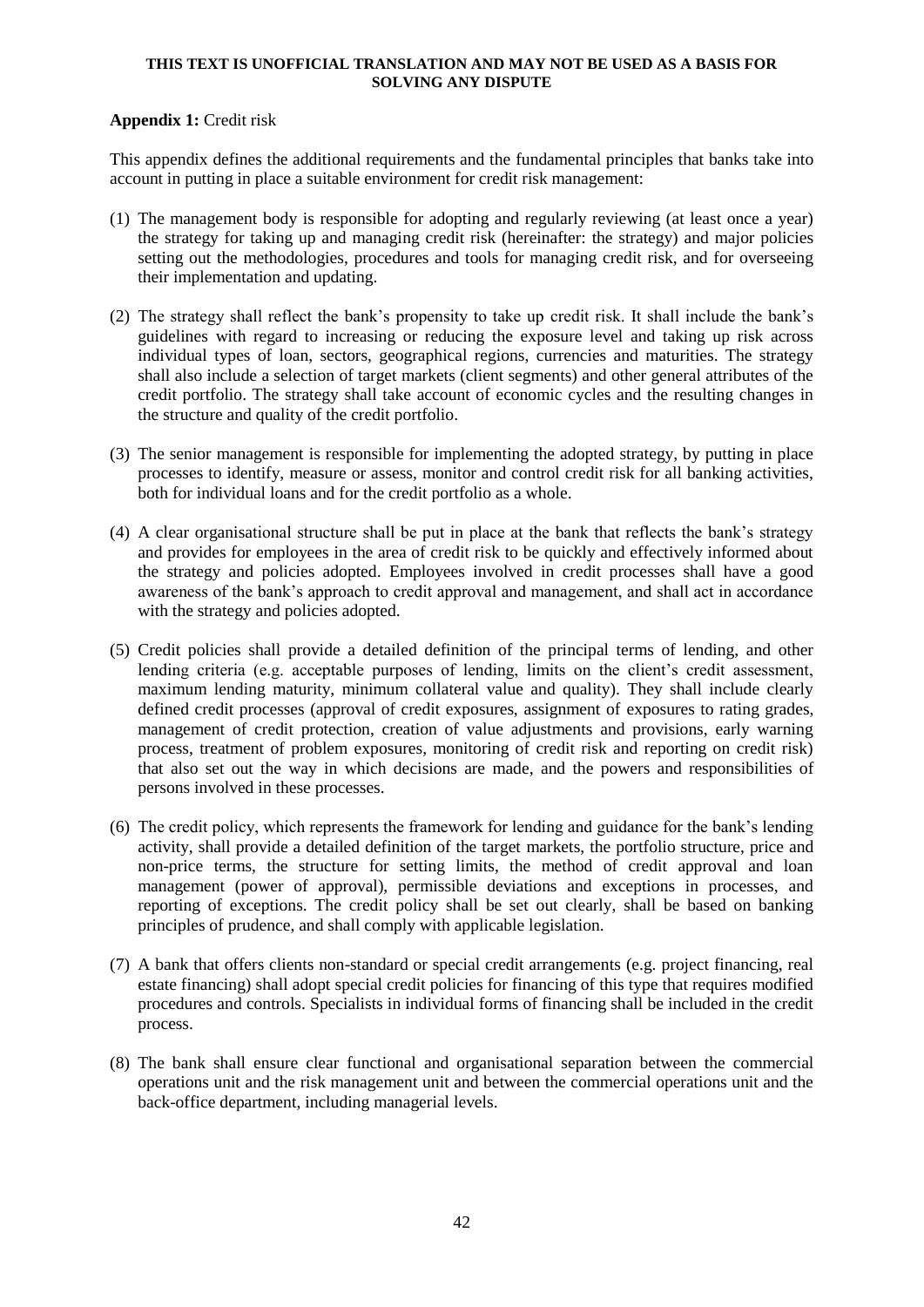**THIS TEXT IS UNOFFICIAL TRANSLATION AND MAY NOT BE USED AS A BASIS FOR SOLVING ANY DISPUTE**

**Appendix 1:** Credit risk

This appendix defines the additional requirements and the fundamental principles that banks take into account in putting in place a suitable environment for credit risk management:

(1) The management body is responsible for adopting and regularly reviewing (at least once a year) the strategy for taking up and managing credit risk (hereinafter: the strategy) and major policies setting out the methodologies, procedures and tools for managing credit risk, and for overseeing their implementation and updating.

(2) The strategy shall reflect the bank's propensity to take up credit risk. It shall include the bank's guidelines with regard to increasing or reducing the exposure level and taking up risk across individual types of loan, sectors, geographical regions, currencies and maturities. The strategy shall also include a selection of target markets (client segments) and other general attributes of the credit portfolio. The strategy shall take account of economic cycles and the resulting changes in the structure and quality of the credit portfolio.

(3) The senior management is responsible for implementing the adopted strategy, by putting in place processes to identify, measure or assess, monitor and control credit risk for all banking activities, both for individual loans and for the credit portfolio as a whole.

(4) A clear organisational structure shall be put in place at the bank that reflects the bank's strategy and provides for employees in the area of credit risk to be quickly and effectively informed about the strategy and policies adopted. Employees involved in credit processes shall have a good awareness of the bank's approach to credit approval and management, and shall act in accordance with the strategy and policies adopted.

(5) Credit policies shall provide a detailed definition of the principal terms of lending, and other lending criteria (e.g. acceptable purposes of lending, limits on the client's credit assessment, maximum lending maturity, minimum collateral value and quality). They shall include clearly defined credit processes (approval of credit exposures, assignment of exposures to rating grades, management of credit protection, creation of value adjustments and provisions, early warning process, treatment of problem exposures, monitoring of credit risk and reporting on credit risk) that also set out the way in which decisions are made, and the powers and responsibilities of persons involved in these processes.

(6) The credit policy, which represents the framework for lending and guidance for the bank's lending activity, shall provide a detailed definition of the target markets, the portfolio structure, price and non-price terms, the structure for setting limits, the method of credit approval and loan management (power of approval), permissible deviations and exceptions in processes, and reporting of exceptions. The credit policy shall be set out clearly, shall be based on banking principles of prudence, and shall comply with applicable legislation.

(7) A bank that offers clients non-standard or special credit arrangements (e.g. project financing, real estate financing) shall adopt special credit policies for financing of this type that requires modified procedures and controls. Specialists in individual forms of financing shall be included in the credit process.

(8) The bank shall ensure clear functional and organisational separation between the commercial operations unit and the risk management unit and between the commercial operations unit and the back-office department, including managerial levels.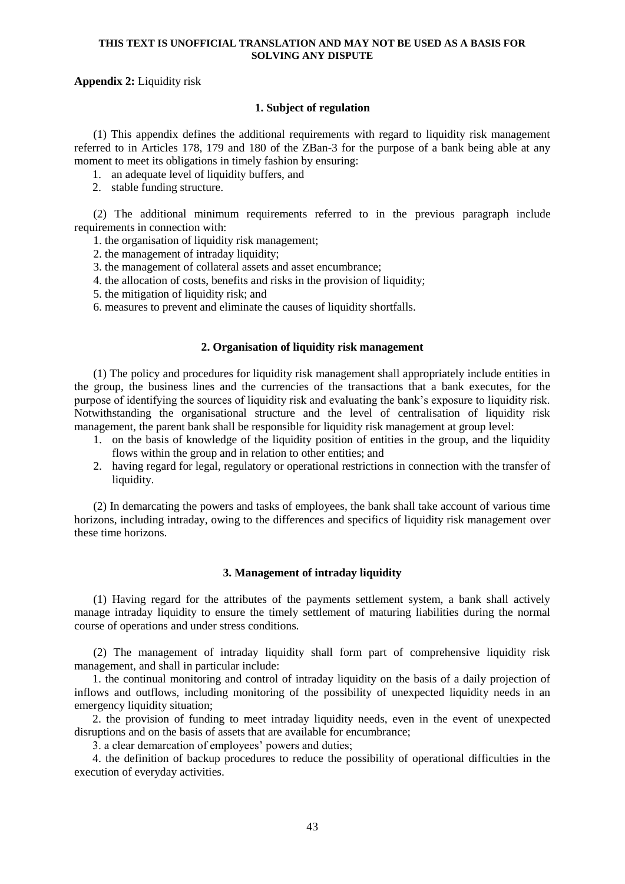**THIS TEXT IS UNOFFICIAL TRANSLATION AND MAY NOT BE USED AS A BASIS FOR SOLVING ANY DISPUTE**

**Appendix 2:** Liquidity risk

### 1. Subject of regulation

(1) This appendix defines the additional requirements with regard to liquidity risk management referred to in Articles 178, 179 and 180 of the ZBan-3 for the purpose of a bank being able at any moment to meet its obligations in timely fashion by ensuring:

1. an adequate level of liquidity buffers, and
2. stable funding structure.

(2) The additional minimum requirements referred to in the previous paragraph include requirements in connection with:

1. the organisation of liquidity risk management;
2. the management of intraday liquidity;
3. the management of collateral assets and asset encumbrance;
4. the allocation of costs, benefits and risks in the provision of liquidity;
5. the mitigation of liquidity risk; and
6. measures to prevent and eliminate the causes of liquidity shortfalls.

### 2. Organisation of liquidity risk management

(1) The policy and procedures for liquidity risk management shall appropriately include entities in the group, the business lines and the currencies of the transactions that a bank executes, for the purpose of identifying the sources of liquidity risk and evaluating the bank's exposure to liquidity risk. Notwithstanding the organisational structure and the level of centralisation of liquidity risk management, the parent bank shall be responsible for liquidity risk management at group level:

1. on the basis of knowledge of the liquidity position of entities in the group, and the liquidity flows within the group and in relation to other entities; and
2. having regard for legal, regulatory or operational restrictions in connection with the transfer of liquidity.

(2) In demarcating the powers and tasks of employees, the bank shall take account of various time horizons, including intraday, owing to the differences and specifics of liquidity risk management over these time horizons.

### 3. Management of intraday liquidity

(1) Having regard for the attributes of the payments settlement system, a bank shall actively manage intraday liquidity to ensure the timely settlement of maturing liabilities during the normal course of operations and under stress conditions.

(2) The management of intraday liquidity shall form part of comprehensive liquidity risk management, and shall in particular include:

1. the continual monitoring and control of intraday liquidity on the basis of a daily projection of inflows and outflows, including monitoring of the possibility of unexpected liquidity needs in an emergency liquidity situation;
2. the provision of funding to meet intraday liquidity needs, even in the event of unexpected disruptions and on the basis of assets that are available for encumbrance;
3. a clear demarcation of employees' powers and duties;
4. the definition of backup procedures to reduce the possibility of operational difficulties in the execution of everyday activities.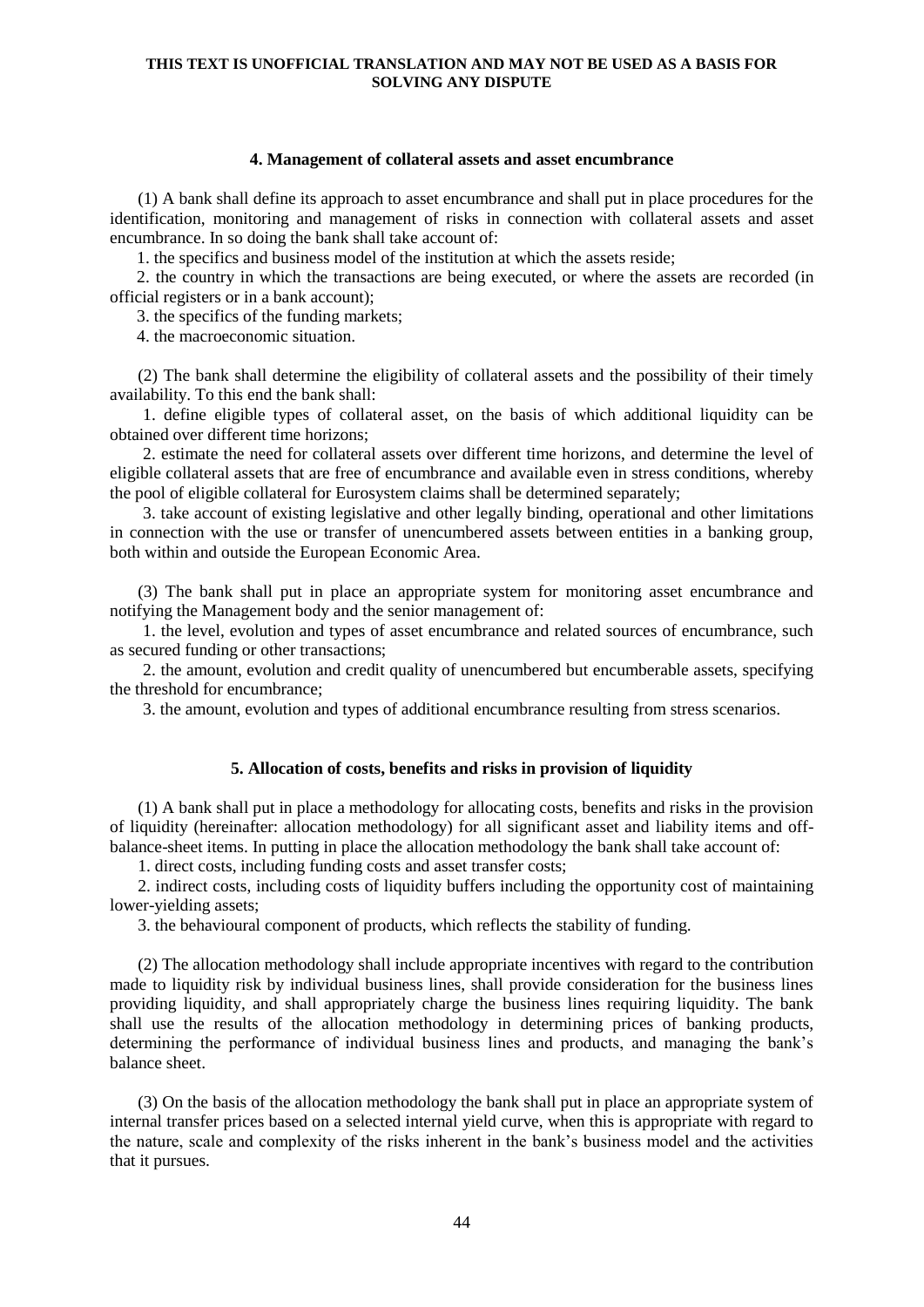#### 4. Management of collateral assets and asset encumbrance

(1) A bank shall define its approach to asset encumbrance and shall put in place procedures for the identification, monitoring and management of risks in connection with collateral assets and asset encumbrance. In so doing the bank shall take account of:

1. the specifics and business model of the institution at which the assets reside;

2. the country in which the transactions are being executed, or where the assets are recorded (in official registers or in a bank account);

3. the specifics of the funding markets;

4. the macroeconomic situation.

(2) The bank shall determine the eligibility of collateral assets and the possibility of their timely availability. To this end the bank shall:

1. define eligible types of collateral asset, on the basis of which additional liquidity can be obtained over different time horizons;

2. estimate the need for collateral assets over different time horizons, and determine the level of eligible collateral assets that are free of encumbrance and available even in stress conditions, whereby the pool of eligible collateral for Eurosystem claims shall be determined separately;

3. take account of existing legislative and other legally binding, operational and other limitations in connection with the use or transfer of unencumbered assets between entities in a banking group, both within and outside the European Economic Area.

(3) The bank shall put in place an appropriate system for monitoring asset encumbrance and notifying the Management body and the senior management of:

1. the level, evolution and types of asset encumbrance and related sources of encumbrance, such as secured funding or other transactions;

2. the amount, evolution and credit quality of unencumbered but encumberable assets, specifying the threshold for encumbrance;

3. the amount, evolution and types of additional encumbrance resulting from stress scenarios.

#### 5. Allocation of costs, benefits and risks in provision of liquidity

(1) A bank shall put in place a methodology for allocating costs, benefits and risks in the provision of liquidity (hereinafter: allocation methodology) for all significant asset and liability items and off-balance-sheet items. In putting in place the allocation methodology the bank shall take account of:

1. direct costs, including funding costs and asset transfer costs;

2. indirect costs, including costs of liquidity buffers including the opportunity cost of maintaining lower-yielding assets;

3. the behavioural component of products, which reflects the stability of funding.

(2) The allocation methodology shall include appropriate incentives with regard to the contribution made to liquidity risk by individual business lines, shall provide consideration for the business lines providing liquidity, and shall appropriately charge the business lines requiring liquidity. The bank shall use the results of the allocation methodology in determining prices of banking products, determining the performance of individual business lines and products, and managing the bank's balance sheet.

(3) On the basis of the allocation methodology the bank shall put in place an appropriate system of internal transfer prices based on a selected internal yield curve, when this is appropriate with regard to the nature, scale and complexity of the risks inherent in the bank's business model and the activities that it pursues.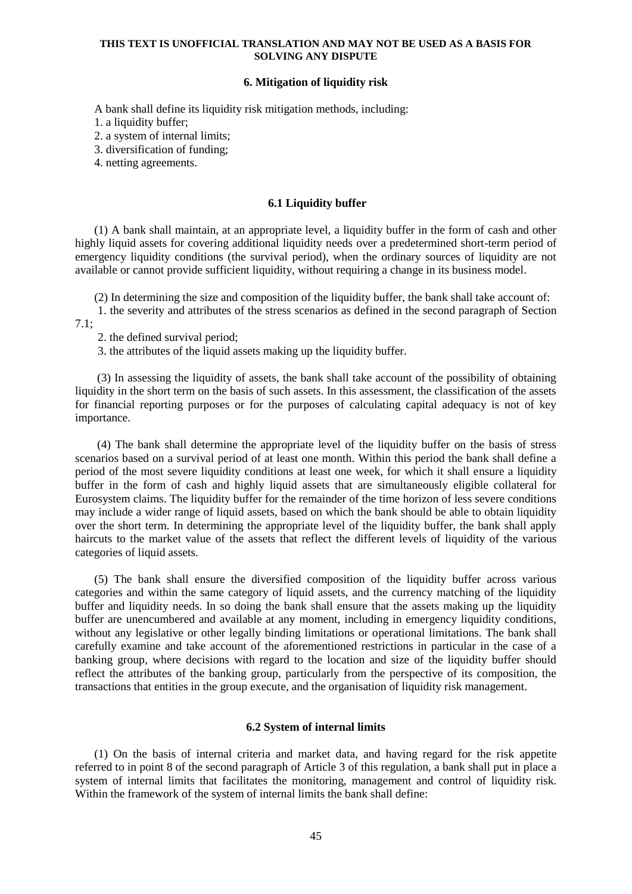**THIS TEXT IS UNOFFICIAL TRANSLATION AND MAY NOT BE USED AS A BASIS FOR SOLVING ANY DISPUTE**

### 6. Mitigation of liquidity risk

A bank shall define its liquidity risk mitigation methods, including:

1. a liquidity buffer;
2. a system of internal limits;
3. diversification of funding;
4. netting agreements.

### 6.1 Liquidity buffer

(1) A bank shall maintain, at an appropriate level, a liquidity buffer in the form of cash and other highly liquid assets for covering additional liquidity needs over a predetermined short-term period of emergency liquidity conditions (the survival period), when the ordinary sources of liquidity are not available or cannot provide sufficient liquidity, without requiring a change in its business model.

(2) In determining the size and composition of the liquidity buffer, the bank shall take account of:

1. the severity and attributes of the stress scenarios as defined in the second paragraph of Section 7.1;
2. the defined survival period;
3. the attributes of the liquid assets making up the liquidity buffer.

(3) In assessing the liquidity of assets, the bank shall take account of the possibility of obtaining liquidity in the short term on the basis of such assets. In this assessment, the classification of the assets for financial reporting purposes or for the purposes of calculating capital adequacy is not of key importance.

(4) The bank shall determine the appropriate level of the liquidity buffer on the basis of stress scenarios based on a survival period of at least one month. Within this period the bank shall define a period of the most severe liquidity conditions at least one week, for which it shall ensure a liquidity buffer in the form of cash and highly liquid assets that are simultaneously eligible collateral for Eurosystem claims. The liquidity buffer for the remainder of the time horizon of less severe conditions may include a wider range of liquid assets, based on which the bank should be able to obtain liquidity over the short term. In determining the appropriate level of the liquidity buffer, the bank shall apply haircuts to the market value of the assets that reflect the different levels of liquidity of the various categories of liquid assets.

(5) The bank shall ensure the diversified composition of the liquidity buffer across various categories and within the same category of liquid assets, and the currency matching of the liquidity buffer and liquidity needs. In so doing the bank shall ensure that the assets making up the liquidity buffer are unencumbered and available at any moment, including in emergency liquidity conditions, without any legislative or other legally binding limitations or operational limitations. The bank shall carefully examine and take account of the aforementioned restrictions in particular in the case of a banking group, where decisions with regard to the location and size of the liquidity buffer should reflect the attributes of the banking group, particularly from the perspective of its composition, the transactions that entities in the group execute, and the organisation of liquidity risk management.

### 6.2 System of internal limits

(1) On the basis of internal criteria and market data, and having regard for the risk appetite referred to in point 8 of the second paragraph of Article 3 of this regulation, a bank shall put in place a system of internal limits that facilitates the monitoring, management and control of liquidity risk. Within the framework of the system of internal limits the bank shall define: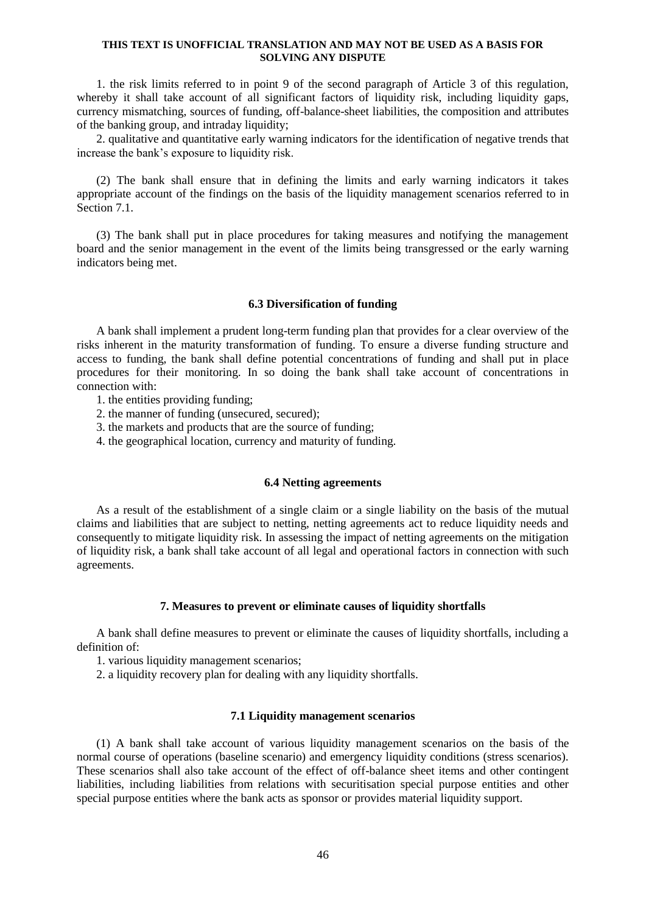1. the risk limits referred to in point 9 of the second paragraph of Article 3 of this regulation, whereby it shall take account of all significant factors of liquidity risk, including liquidity gaps, currency mismatching, sources of funding, off-balance-sheet liabilities, the composition and attributes of the banking group, and intraday liquidity;

2. qualitative and quantitative early warning indicators for the identification of negative trends that increase the bank's exposure to liquidity risk.

(2) The bank shall ensure that in defining the limits and early warning indicators it takes appropriate account of the findings on the basis of the liquidity management scenarios referred to in Section 7.1.

(3) The bank shall put in place procedures for taking measures and notifying the management board and the senior management in the event of the limits being transgressed or the early warning indicators being met.

### 6.3 Diversification of funding

A bank shall implement a prudent long-term funding plan that provides for a clear overview of the risks inherent in the maturity transformation of funding. To ensure a diverse funding structure and access to funding, the bank shall define potential concentrations of funding and shall put in place procedures for their monitoring. In so doing the bank shall take account of concentrations in connection with:

1. the entities providing funding;
2. the manner of funding (unsecured, secured);
3. the markets and products that are the source of funding;
4. the geographical location, currency and maturity of funding.

### 6.4 Netting agreements

As a result of the establishment of a single claim or a single liability on the basis of the mutual claims and liabilities that are subject to netting, netting agreements act to reduce liquidity needs and consequently to mitigate liquidity risk. In assessing the impact of netting agreements on the mitigation of liquidity risk, a bank shall take account of all legal and operational factors in connection with such agreements.

## 7. Measures to prevent or eliminate causes of liquidity shortfalls

A bank shall define measures to prevent or eliminate the causes of liquidity shortfalls, including a definition of:

1. various liquidity management scenarios;
2. a liquidity recovery plan for dealing with any liquidity shortfalls.

### 7.1 Liquidity management scenarios

(1) A bank shall take account of various liquidity management scenarios on the basis of the normal course of operations (baseline scenario) and emergency liquidity conditions (stress scenarios). These scenarios shall also take account of the effect of off-balance sheet items and other contingent liabilities, including liabilities from relations with securitisation special purpose entities and other special purpose entities where the bank acts as sponsor or provides material liquidity support.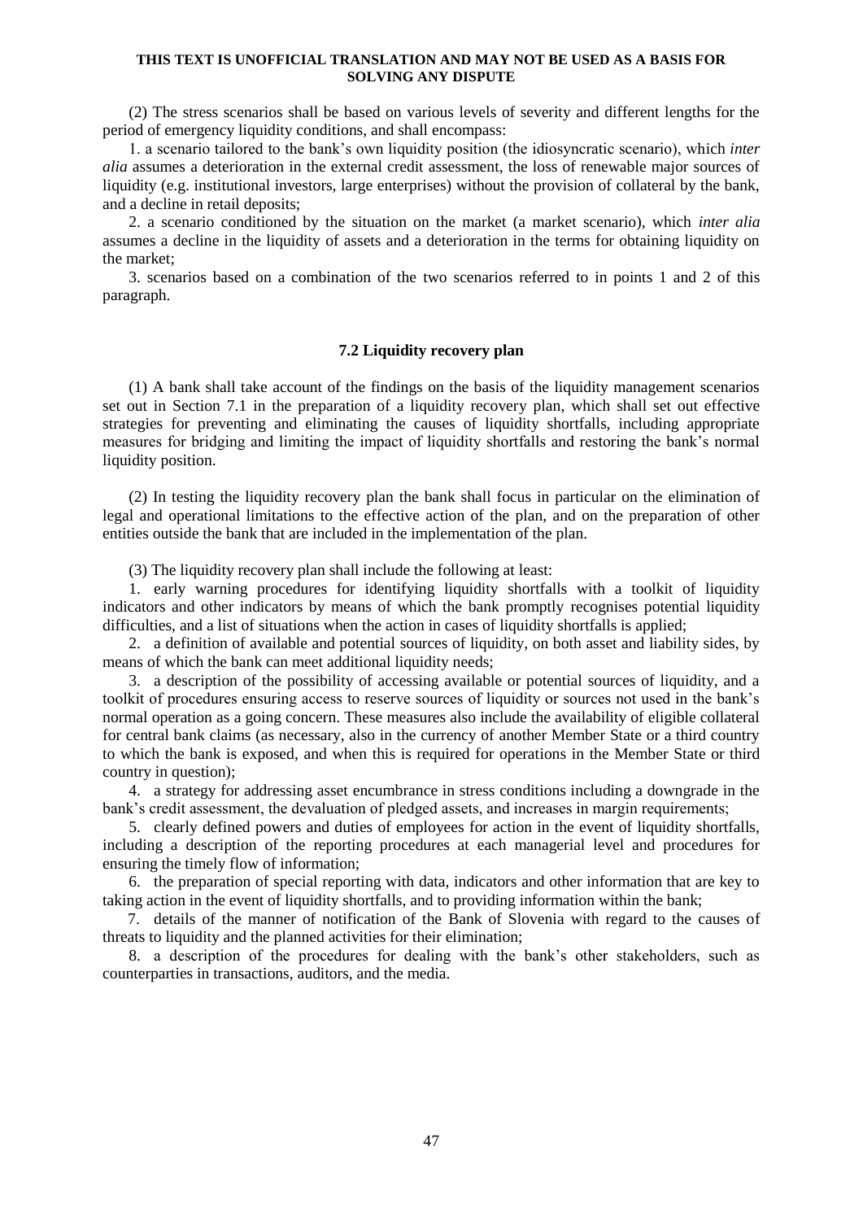(2) The stress scenarios shall be based on various levels of severity and different lengths for the period of emergency liquidity conditions, and shall encompass:

1. a scenario tailored to the bank's own liquidity position (the idiosyncratic scenario), which *inter alia* assumes a deterioration in the external credit assessment, the loss of renewable major sources of liquidity (e.g. institutional investors, large enterprises) without the provision of collateral by the bank, and a decline in retail deposits;

2. a scenario conditioned by the situation on the market (a market scenario), which *inter alia* assumes a decline in the liquidity of assets and a deterioration in the terms for obtaining liquidity on the market;

3. scenarios based on a combination of the two scenarios referred to in points 1 and 2 of this paragraph.

### 7.2 Liquidity recovery plan

(1) A bank shall take account of the findings on the basis of the liquidity management scenarios set out in Section 7.1 in the preparation of a liquidity recovery plan, which shall set out effective strategies for preventing and eliminating the causes of liquidity shortfalls, including appropriate measures for bridging and limiting the impact of liquidity shortfalls and restoring the bank's normal liquidity position.

(2) In testing the liquidity recovery plan the bank shall focus in particular on the elimination of legal and operational limitations to the effective action of the plan, and on the preparation of other entities outside the bank that are included in the implementation of the plan.

(3) The liquidity recovery plan shall include the following at least:

1. early warning procedures for identifying liquidity shortfalls with a toolkit of liquidity indicators and other indicators by means of which the bank promptly recognises potential liquidity difficulties, and a list of situations when the action in cases of liquidity shortfalls is applied;

2. a definition of available and potential sources of liquidity, on both asset and liability sides, by means of which the bank can meet additional liquidity needs;

3. a description of the possibility of accessing available or potential sources of liquidity, and a toolkit of procedures ensuring access to reserve sources of liquidity or sources not used in the bank's normal operation as a going concern. These measures also include the availability of eligible collateral for central bank claims (as necessary, also in the currency of another Member State or a third country to which the bank is exposed, and when this is required for operations in the Member State or third country in question);

4. a strategy for addressing asset encumbrance in stress conditions including a downgrade in the bank's credit assessment, the devaluation of pledged assets, and increases in margin requirements;

5. clearly defined powers and duties of employees for action in the event of liquidity shortfalls, including a description of the reporting procedures at each managerial level and procedures for ensuring the timely flow of information;

6. the preparation of special reporting with data, indicators and other information that are key to taking action in the event of liquidity shortfalls, and to providing information within the bank;

7. details of the manner of notification of the Bank of Slovenia with regard to the causes of threats to liquidity and the planned activities for their elimination;

8. a description of the procedures for dealing with the bank's other stakeholders, such as counterparties in transactions, auditors, and the media.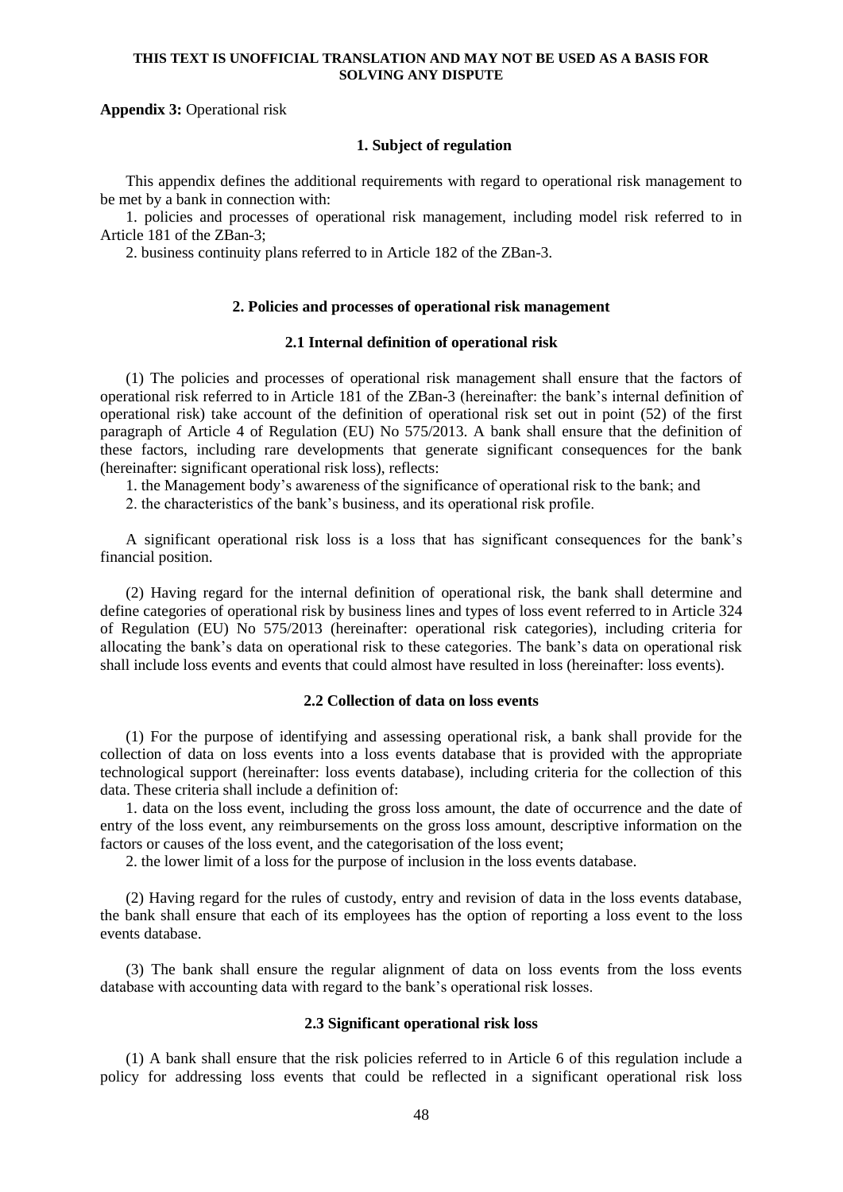**THIS TEXT IS UNOFFICIAL TRANSLATION AND MAY NOT BE USED AS A BASIS FOR SOLVING ANY DISPUTE**

**Appendix 3:** Operational risk

### 1. Subject of regulation

This appendix defines the additional requirements with regard to operational risk management to be met by a bank in connection with:

1. policies and processes of operational risk management, including model risk referred to in Article 181 of the ZBan-3;
2. business continuity plans referred to in Article 182 of the ZBan-3.

### 2. Policies and processes of operational risk management

#### 2.1 Internal definition of operational risk

(1) The policies and processes of operational risk management shall ensure that the factors of operational risk referred to in Article 181 of the ZBan-3 (hereinafter: the bank's internal definition of operational risk) take account of the definition of operational risk set out in point (52) of the first paragraph of Article 4 of Regulation (EU) No 575/2013. A bank shall ensure that the definition of these factors, including rare developments that generate significant consequences for the bank (hereinafter: significant operational risk loss), reflects:

1. the Management body's awareness of the significance of operational risk to the bank; and
2. the characteristics of the bank's business, and its operational risk profile.

A significant operational risk loss is a loss that has significant consequences for the bank's financial position.

(2) Having regard for the internal definition of operational risk, the bank shall determine and define categories of operational risk by business lines and types of loss event referred to in Article 324 of Regulation (EU) No 575/2013 (hereinafter: operational risk categories), including criteria for allocating the bank's data on operational risk to these categories. The bank's data on operational risk shall include loss events and events that could almost have resulted in loss (hereinafter: loss events).

#### 2.2 Collection of data on loss events

(1) For the purpose of identifying and assessing operational risk, a bank shall provide for the collection of data on loss events into a loss events database that is provided with the appropriate technological support (hereinafter: loss events database), including criteria for the collection of this data. These criteria shall include a definition of:

1. data on the loss event, including the gross loss amount, the date of occurrence and the date of entry of the loss event, any reimbursements on the gross loss amount, descriptive information on the factors or causes of the loss event, and the categorisation of the loss event;
2. the lower limit of a loss for the purpose of inclusion in the loss events database.

(2) Having regard for the rules of custody, entry and revision of data in the loss events database, the bank shall ensure that each of its employees has the option of reporting a loss event to the loss events database.

(3) The bank shall ensure the regular alignment of data on loss events from the loss events database with accounting data with regard to the bank's operational risk losses.

#### 2.3 Significant operational risk loss

(1) A bank shall ensure that the risk policies referred to in Article 6 of this regulation include a policy for addressing loss events that could be reflected in a significant operational risk loss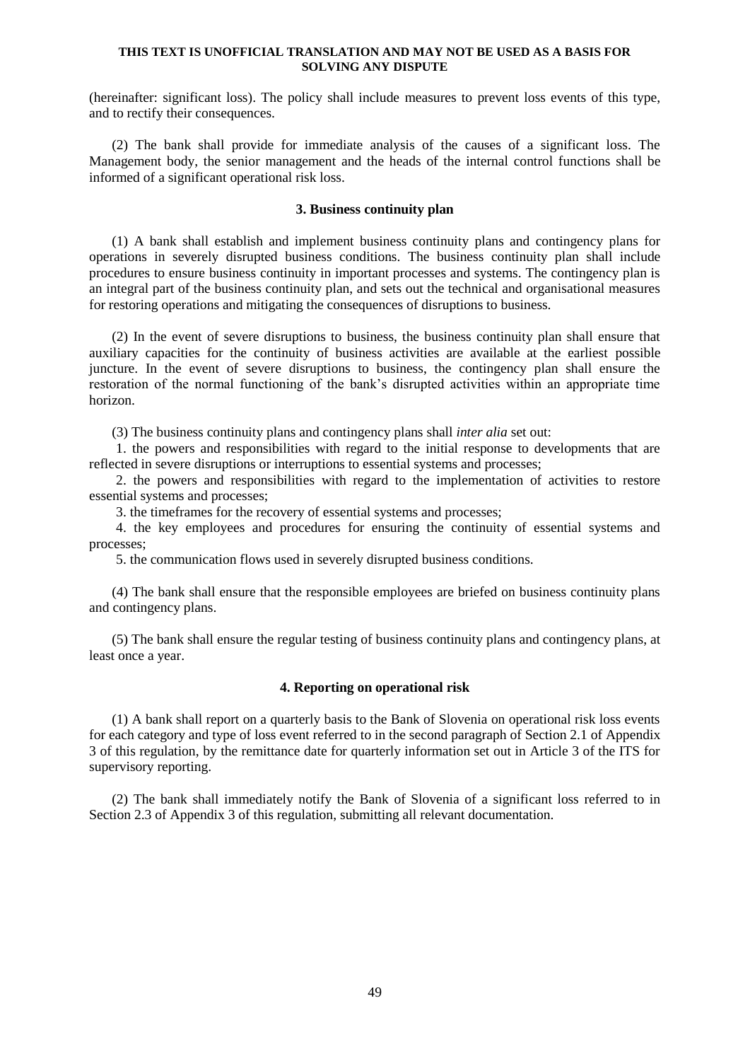**THIS TEXT IS UNOFFICIAL TRANSLATION AND MAY NOT BE USED AS A BASIS FOR SOLVING ANY DISPUTE**

(hereinafter: significant loss). The policy shall include measures to prevent loss events of this type, and to rectify their consequences.

(2) The bank shall provide for immediate analysis of the causes of a significant loss. The Management body, the senior management and the heads of the internal control functions shall be informed of a significant operational risk loss.

### 3. Business continuity plan

(1) A bank shall establish and implement business continuity plans and contingency plans for operations in severely disrupted business conditions. The business continuity plan shall include procedures to ensure business continuity in important processes and systems. The contingency plan is an integral part of the business continuity plan, and sets out the technical and organisational measures for restoring operations and mitigating the consequences of disruptions to business.

(2) In the event of severe disruptions to business, the business continuity plan shall ensure that auxiliary capacities for the continuity of business activities are available at the earliest possible juncture. In the event of severe disruptions to business, the contingency plan shall ensure the restoration of the normal functioning of the bank's disrupted activities within an appropriate time horizon.

(3) The business continuity plans and contingency plans shall *inter alia* set out:

1. the powers and responsibilities with regard to the initial response to developments that are reflected in severe disruptions or interruptions to essential systems and processes;
2. the powers and responsibilities with regard to the implementation of activities to restore essential systems and processes;
3. the timeframes for the recovery of essential systems and processes;
4. the key employees and procedures for ensuring the continuity of essential systems and processes;
5. the communication flows used in severely disrupted business conditions.

(4) The bank shall ensure that the responsible employees are briefed on business continuity plans and contingency plans.

(5) The bank shall ensure the regular testing of business continuity plans and contingency plans, at least once a year.

### 4. Reporting on operational risk

(1) A bank shall report on a quarterly basis to the Bank of Slovenia on operational risk loss events for each category and type of loss event referred to in the second paragraph of Section 2.1 of Appendix 3 of this regulation, by the remittance date for quarterly information set out in Article 3 of the ITS for supervisory reporting.

(2) The bank shall immediately notify the Bank of Slovenia of a significant loss referred to in Section 2.3 of Appendix 3 of this regulation, submitting all relevant documentation.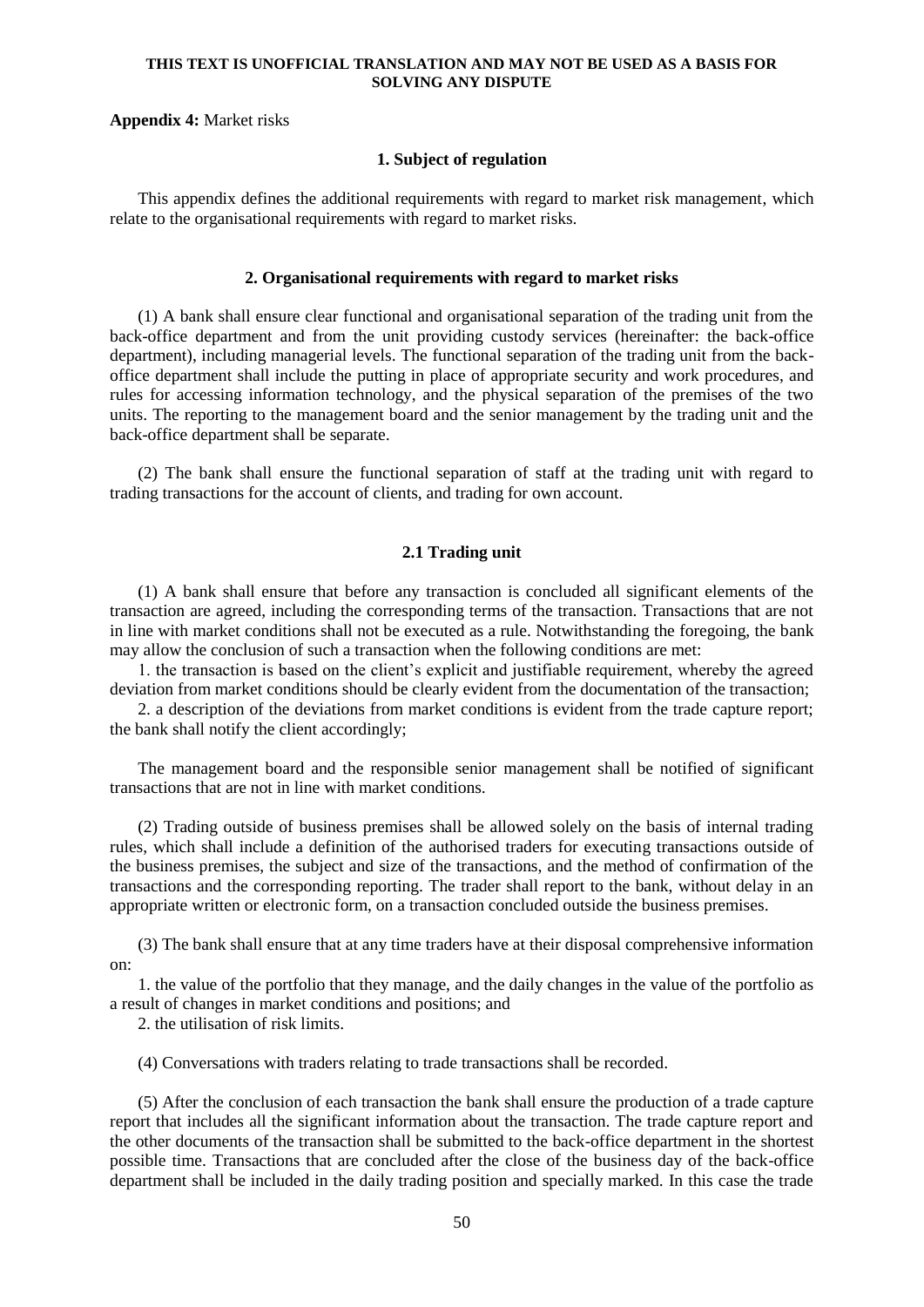**THIS TEXT IS UNOFFICIAL TRANSLATION AND MAY NOT BE USED AS A BASIS FOR SOLVING ANY DISPUTE**

**Appendix 4:** Market risks

### 1. Subject of regulation

This appendix defines the additional requirements with regard to market risk management, which relate to the organisational requirements with regard to market risks.

### 2. Organisational requirements with regard to market risks

(1) A bank shall ensure clear functional and organisational separation of the trading unit from the back-office department and from the unit providing custody services (hereinafter: the back-office department), including managerial levels. The functional separation of the trading unit from the back-office department shall include the putting in place of appropriate security and work procedures, and rules for accessing information technology, and the physical separation of the premises of the two units. The reporting to the management board and the senior management by the trading unit and the back-office department shall be separate.

(2) The bank shall ensure the functional separation of staff at the trading unit with regard to trading transactions for the account of clients, and trading for own account.

#### 2.1 Trading unit

(1) A bank shall ensure that before any transaction is concluded all significant elements of the transaction are agreed, including the corresponding terms of the transaction. Transactions that are not in line with market conditions shall not be executed as a rule. Notwithstanding the foregoing, the bank may allow the conclusion of such a transaction when the following conditions are met:

1. the transaction is based on the client's explicit and justifiable requirement, whereby the agreed deviation from market conditions should be clearly evident from the documentation of the transaction;

2. a description of the deviations from market conditions is evident from the trade capture report; the bank shall notify the client accordingly;

The management board and the responsible senior management shall be notified of significant transactions that are not in line with market conditions.

(2) Trading outside of business premises shall be allowed solely on the basis of internal trading rules, which shall include a definition of the authorised traders for executing transactions outside of the business premises, the subject and size of the transactions, and the method of confirmation of the transactions and the corresponding reporting. The trader shall report to the bank, without delay in an appropriate written or electronic form, on a transaction concluded outside the business premises.

(3) The bank shall ensure that at any time traders have at their disposal comprehensive information on:

1. the value of the portfolio that they manage, and the daily changes in the value of the portfolio as a result of changes in market conditions and positions; and

2. the utilisation of risk limits.

(4) Conversations with traders relating to trade transactions shall be recorded.

(5) After the conclusion of each transaction the bank shall ensure the production of a trade capture report that includes all the significant information about the transaction. The trade capture report and the other documents of the transaction shall be submitted to the back-office department in the shortest possible time. Transactions that are concluded after the close of the business day of the back-office department shall be included in the daily trading position and specially marked. In this case the trade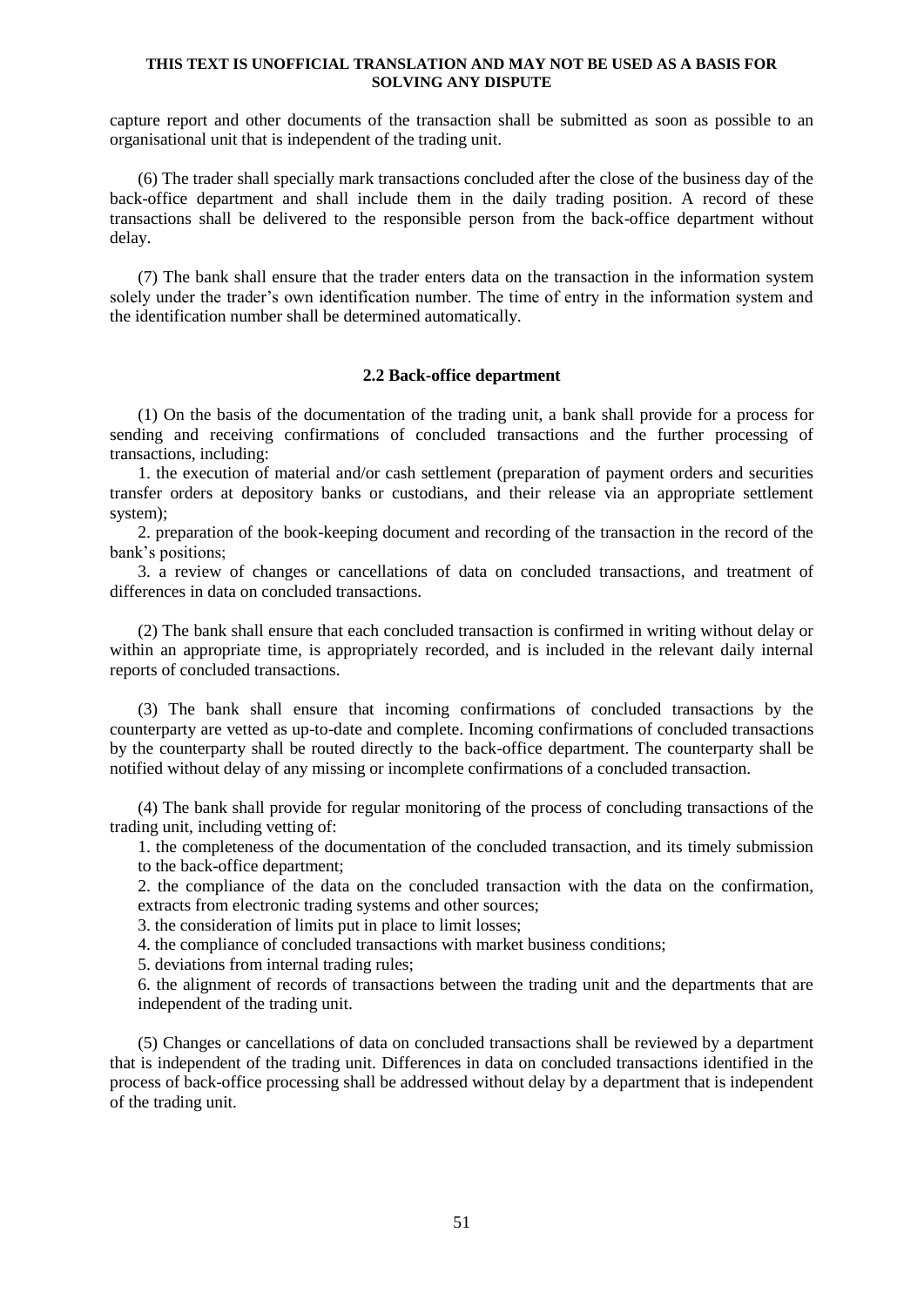capture report and other documents of the transaction shall be submitted as soon as possible to an organisational unit that is independent of the trading unit.

(6) The trader shall specially mark transactions concluded after the close of the business day of the back-office department and shall include them in the daily trading position. A record of these transactions shall be delivered to the responsible person from the back-office department without delay.

(7) The bank shall ensure that the trader enters data on the transaction in the information system solely under the trader's own identification number. The time of entry in the information system and the identification number shall be determined automatically.

### 2.2 Back-office department

(1) On the basis of the documentation of the trading unit, a bank shall provide for a process for sending and receiving confirmations of concluded transactions and the further processing of transactions, including:

1. the execution of material and/or cash settlement (preparation of payment orders and securities transfer orders at depository banks or custodians, and their release via an appropriate settlement system);
2. preparation of the book-keeping document and recording of the transaction in the record of the bank's positions;
3. a review of changes or cancellations of data on concluded transactions, and treatment of differences in data on concluded transactions.

(2) The bank shall ensure that each concluded transaction is confirmed in writing without delay or within an appropriate time, is appropriately recorded, and is included in the relevant daily internal reports of concluded transactions.

(3) The bank shall ensure that incoming confirmations of concluded transactions by the counterparty are vetted as up-to-date and complete. Incoming confirmations of concluded transactions by the counterparty shall be routed directly to the back-office department. The counterparty shall be notified without delay of any missing or incomplete confirmations of a concluded transaction.

(4) The bank shall provide for regular monitoring of the process of concluding transactions of the trading unit, including vetting of:

1. the completeness of the documentation of the concluded transaction, and its timely submission to the back-office department;
2. the compliance of the data on the concluded transaction with the data on the confirmation, extracts from electronic trading systems and other sources;
3. the consideration of limits put in place to limit losses;
4. the compliance of concluded transactions with market business conditions;
5. deviations from internal trading rules;
6. the alignment of records of transactions between the trading unit and the departments that are independent of the trading unit.

(5) Changes or cancellations of data on concluded transactions shall be reviewed by a department that is independent of the trading unit. Differences in data on concluded transactions identified in the process of back-office processing shall be addressed without delay by a department that is independent of the trading unit.